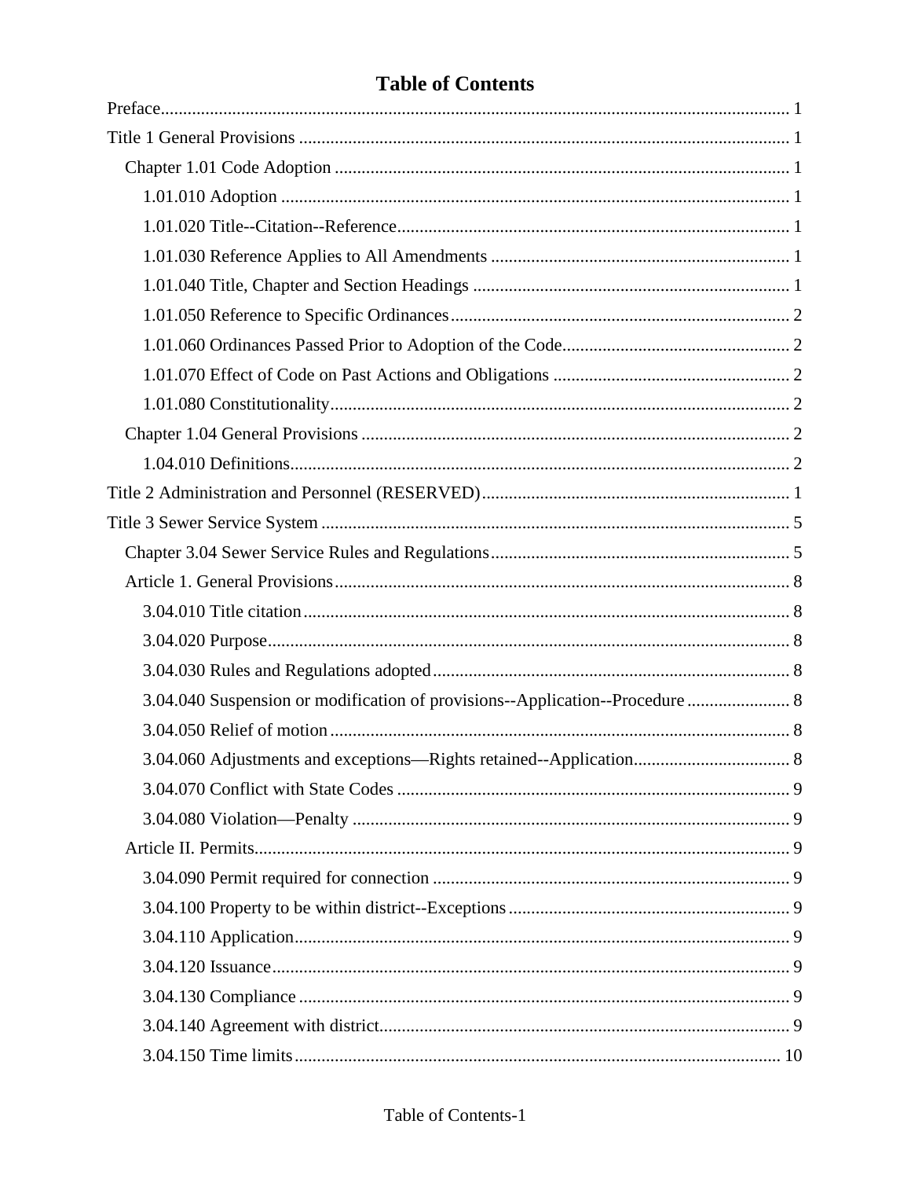# Table of Contents

Preface ........................................................................................................................ 1

Title 1 General Provisions ........................................................................................ 1

- Chapter 1.01 Code Adoption ................................................................................ 1
  - 1.01.010 Adoption ........................................................................................... 1
  - 1.01.020 Title--Citation--Reference ................................................................... 1
  - 1.01.030 Reference Applies to All Amendments ............................................... 1
  - 1.01.040 Title, Chapter and Section Headings .................................................. 1
  - 1.01.050 Reference to Specific Ordinances ....................................................... 2
  - 1.01.060 Ordinances Passed Prior to Adoption of the Code ............................... 2
  - 1.01.070 Effect of Code on Past Actions and Obligations .................................. 2
  - 1.01.080 Constitutionality ................................................................................ 2
- Chapter 1.04 General Provisions .......................................................................... 2
  - 1.04.010 Definitions ......................................................................................... 2

Title 2 Administration and Personnel (RESERVED) ................................................ 1

Title 3 Sewer Service System .................................................................................... 5

- Chapter 3.04 Sewer Service Rules and Regulations .............................................. 5
- Article 1. General Provisions ................................................................................ 8
  - 3.04.010 Title citation ....................................................................................... 8
  - 3.04.020 Purpose .............................................................................................. 8
  - 3.04.030 Rules and Regulations adopted .......................................................... 8
  - 3.04.040 Suspension or modification of provisions--Application--Procedure ...... 8
  - 3.04.050 Relief of motion ................................................................................. 8
  - 3.04.060 Adjustments and exceptions—Rights retained--Application ................. 8
  - 3.04.070 Conflict with State Codes ................................................................... 9
  - 3.04.080 Violation—Penalty ............................................................................. 9
- Article II. Permits .................................................................................................. 9
  - 3.04.090 Permit required for connection ........................................................... 9
  - 3.04.100 Property to be within district--Exceptions ........................................... 9
  - 3.04.110 Application ........................................................................................ 9
  - 3.04.120 Issuance ............................................................................................. 9
  - 3.04.130 Compliance ........................................................................................ 9
  - 3.04.140 Agreement with district ...................................................................... 9
  - 3.04.150 Time limits ....................................................................................... 10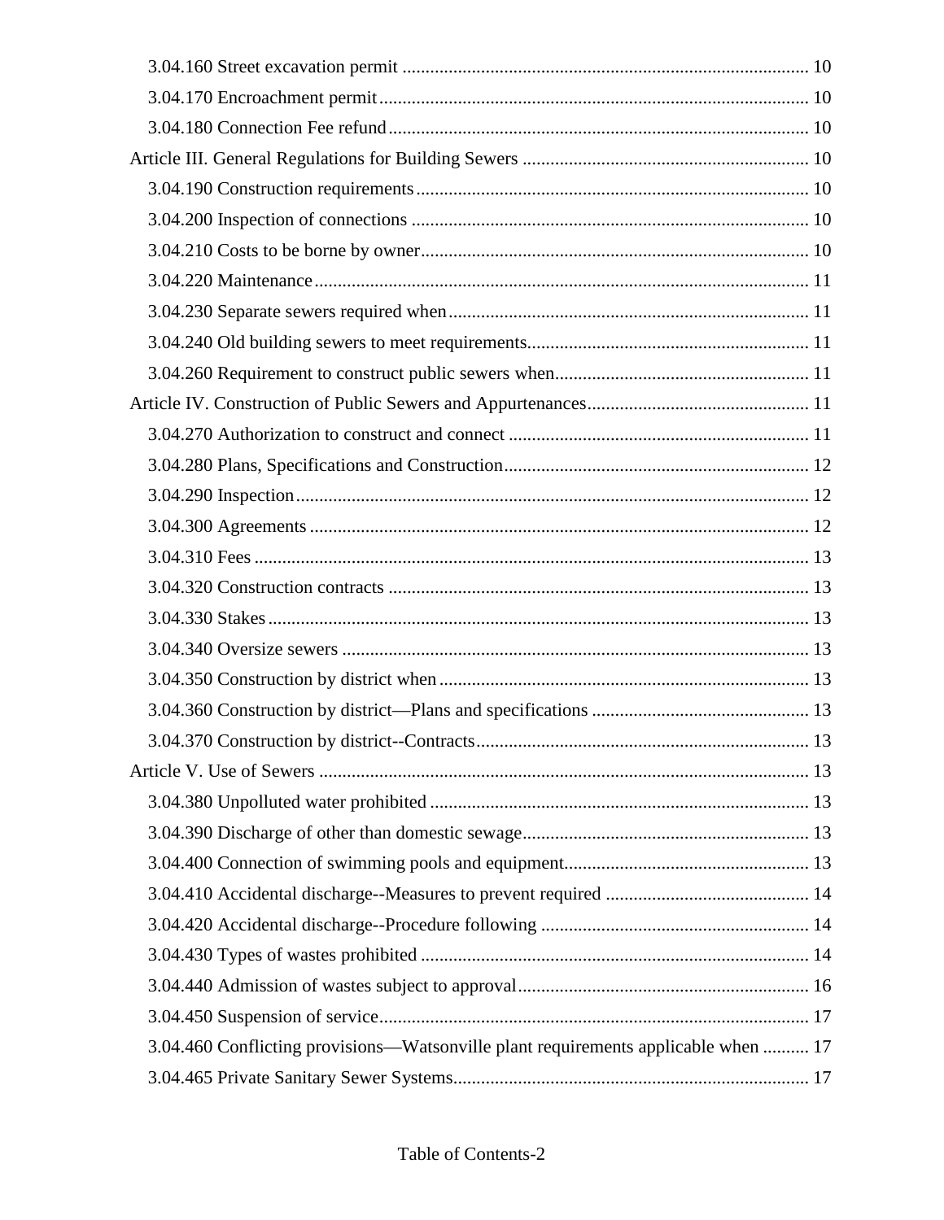3.04.160 Street excavation permit .......................................................................................... 10

3.04.170 Encroachment permit............................................................................................. 10

3.04.180 Connection Fee refund........................................................................................... 10

Article III. General Regulations for Building Sewers ............................................................ 10

3.04.190 Construction requirements..................................................................................... 10

3.04.200 Inspection of connections ...................................................................................... 10

3.04.210 Costs to be borne by owner.................................................................................... 10

3.04.220 Maintenance........................................................................................................... 11

3.04.230 Separate sewers required when.............................................................................. 11

3.04.240 Old building sewers to meet requirements............................................................. 11

3.04.260 Requirement to construct public sewers when....................................................... 11

Article IV. Construction of Public Sewers and Appurtenances................................................ 11

3.04.270 Authorization to construct and connect ................................................................. 11

3.04.280 Plans, Specifications and Construction.................................................................. 12

3.04.290 Inspection............................................................................................................... 12

3.04.300 Agreements ............................................................................................................ 12

3.04.310 Fees ........................................................................................................................ 13

3.04.320 Construction contracts ........................................................................................... 13

3.04.330 Stakes..................................................................................................................... 13

3.04.340 Oversize sewers ..................................................................................................... 13

3.04.350 Construction by district when ................................................................................ 13

3.04.360 Construction by district—Plans and specifications ............................................... 13

3.04.370 Construction by district--Contracts........................................................................ 13

Article V. Use of Sewers .......................................................................................................... 13

3.04.380 Unpolluted water prohibited .................................................................................. 13

3.04.390 Discharge of other than domestic sewage.............................................................. 13

3.04.400 Connection of swimming pools and equipment..................................................... 13

3.04.410 Accidental discharge--Measures to prevent required ............................................ 14

3.04.420 Accidental discharge--Procedure following .......................................................... 14

3.04.430 Types of wastes prohibited .................................................................................... 14

3.04.440 Admission of wastes subject to approval............................................................... 16

3.04.450 Suspension of service............................................................................................. 17

3.04.460 Conflicting provisions—Watsonville plant requirements applicable when .......... 17

3.04.465 Private Sanitary Sewer Systems............................................................................. 17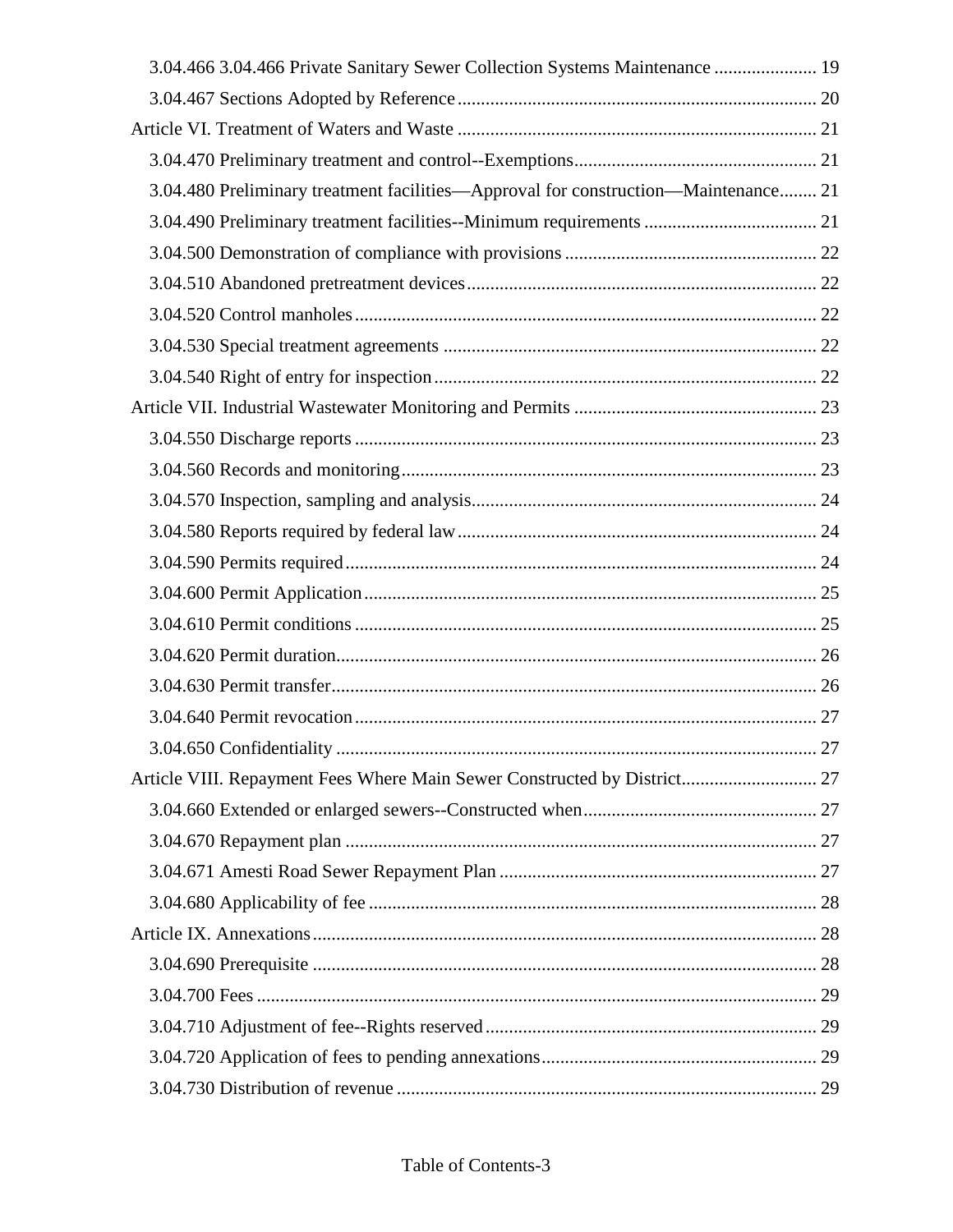3.04.466 3.04.466 Private Sanitary Sewer Collection Systems Maintenance ...................... 19
3.04.467 Sections Adopted by Reference ............................................................................ 20
Article VI. Treatment of Waters and Waste ............................................................................ 21
3.04.470 Preliminary treatment and control--Exemptions.................................................... 21
3.04.480 Preliminary treatment facilities—Approval for construction—Maintenance........ 21
3.04.490 Preliminary treatment facilities--Minimum requirements ..................................... 21
3.04.500 Demonstration of compliance with provisions ...................................................... 22
3.04.510 Abandoned pretreatment devices........................................................................... 22
3.04.520 Control manholes................................................................................................... 22
3.04.530 Special treatment agreements ................................................................................ 22
3.04.540 Right of entry for inspection ................................................................................. 22
Article VII. Industrial Wastewater Monitoring and Permits .................................................... 23
3.04.550 Discharge reports ................................................................................................... 23
3.04.560 Records and monitoring......................................................................................... 23
3.04.570 Inspection, sampling and analysis.......................................................................... 24
3.04.580 Reports required by federal law............................................................................. 24
3.04.590 Permits required..................................................................................................... 24
3.04.600 Permit Application................................................................................................. 25
3.04.610 Permit conditions ................................................................................................... 25
3.04.620 Permit duration....................................................................................................... 26
3.04.630 Permit transfer........................................................................................................ 26
3.04.640 Permit revocation................................................................................................... 27
3.04.650 Confidentiality ....................................................................................................... 27
Article VIII. Repayment Fees Where Main Sewer Constructed by District............................. 27
3.04.660 Extended or enlarged sewers--Constructed when.................................................. 27
3.04.670 Repayment plan ..................................................................................................... 27
3.04.671 Amesti Road Sewer Repayment Plan .................................................................... 27
3.04.680 Applicability of fee ................................................................................................ 28
Article IX. Annexations............................................................................................................ 28
3.04.690 Prerequisite ............................................................................................................ 28
3.04.700 Fees ........................................................................................................................ 29
3.04.710 Adjustment of fee--Rights reserved....................................................................... 29
3.04.720 Application of fees to pending annexations........................................................... 29
3.04.730 Distribution of revenue .......................................................................................... 29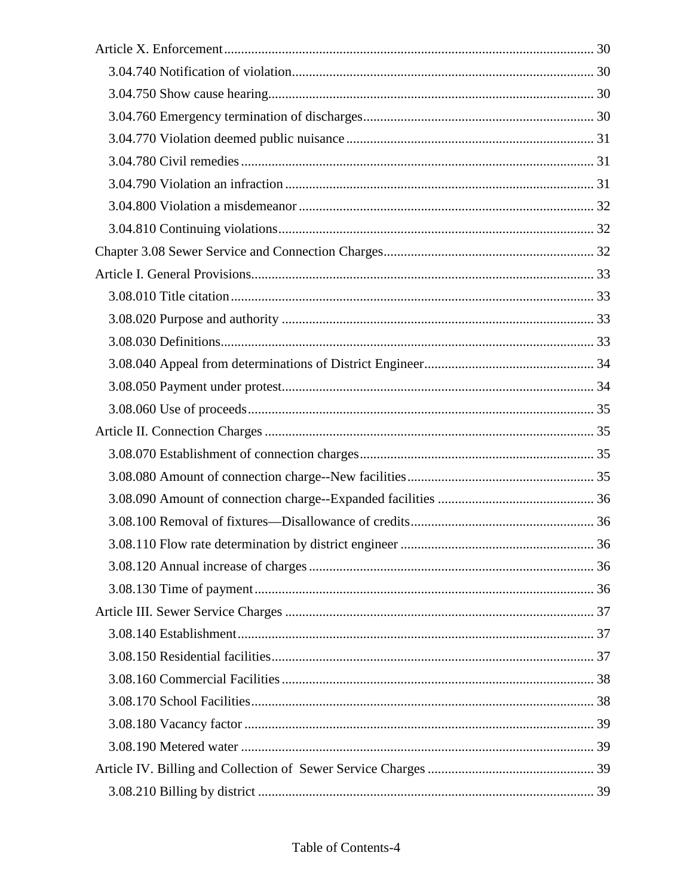Article X. Enforcement ........ 30

3.04.740 Notification of violation ........ 30

3.04.750 Show cause hearing ........ 30

3.04.760 Emergency termination of discharges ........ 30

3.04.770 Violation deemed public nuisance ........ 31

3.04.780 Civil remedies ........ 31

3.04.790 Violation an infraction ........ 31

3.04.800 Violation a misdemeanor ........ 32

3.04.810 Continuing violations ........ 32

Chapter 3.08 Sewer Service and Connection Charges ........ 32

Article I. General Provisions ........ 33

3.08.010 Title citation ........ 33

3.08.020 Purpose and authority ........ 33

3.08.030 Definitions ........ 33

3.08.040 Appeal from determinations of District Engineer ........ 34

3.08.050 Payment under protest ........ 34

3.08.060 Use of proceeds ........ 35

Article II. Connection Charges ........ 35

3.08.070 Establishment of connection charges ........ 35

3.08.080 Amount of connection charge--New facilities ........ 35

3.08.090 Amount of connection charge--Expanded facilities ........ 36

3.08.100 Removal of fixtures—Disallowance of credits ........ 36

3.08.110 Flow rate determination by district engineer ........ 36

3.08.120 Annual increase of charges ........ 36

3.08.130 Time of payment ........ 36

Article III. Sewer Service Charges ........ 37

3.08.140 Establishment ........ 37

3.08.150 Residential facilities ........ 37

3.08.160 Commercial Facilities ........ 38

3.08.170 School Facilities ........ 38

3.08.180 Vacancy factor ........ 39

3.08.190 Metered water ........ 39

Article IV. Billing and Collection of Sewer Service Charges ........ 39

3.08.210 Billing by district ........ 39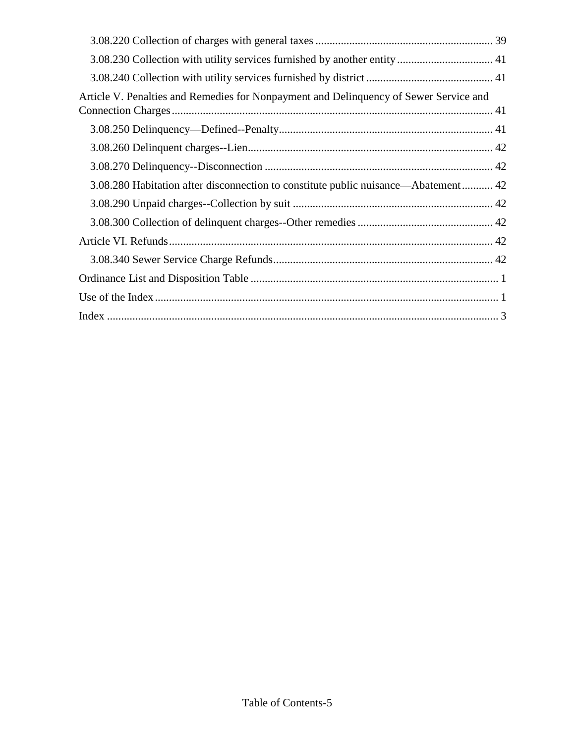3.08.220 Collection of charges with general taxes ............................................................... 39

3.08.230 Collection with utility services furnished by another entity .................................. 41

3.08.240 Collection with utility services furnished by district ............................................. 41

Article V. Penalties and Remedies for Nonpayment and Delinquency of Sewer Service and Connection Charges ................................................................................................................. 41

3.08.250 Delinquency—Defined--Penalty............................................................................ 41

3.08.260 Delinquent charges--Lien....................................................................................... 42

3.08.270 Delinquency--Disconnection ................................................................................. 42

3.08.280 Habitation after disconnection to constitute public nuisance—Abatement ........... 42

3.08.290 Unpaid charges--Collection by suit ....................................................................... 42

3.08.300 Collection of delinquent charges--Other remedies ................................................ 42

Article VI. Refunds .................................................................................................................. 42

3.08.340 Sewer Service Charge Refunds.............................................................................. 42

Ordinance List and Disposition Table ........................................................................................ 1

Use of the Index .......................................................................................................................... 1

Index ........................................................................................................................................... 3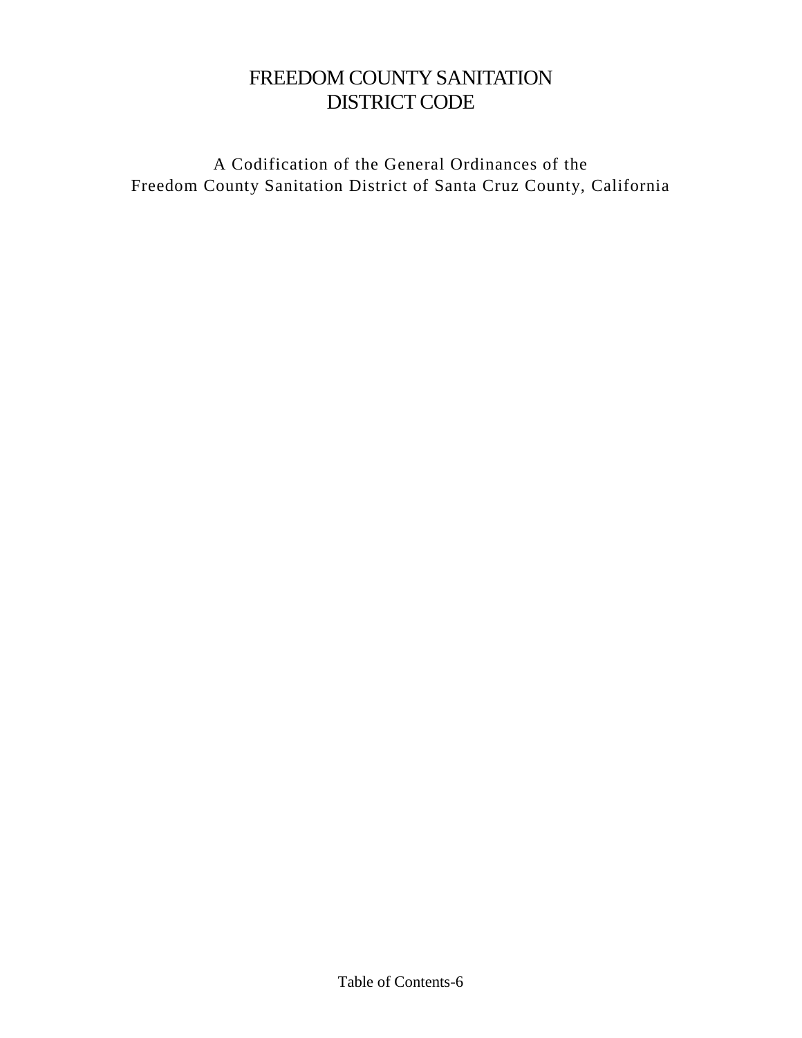# FREEDOM COUNTY SANITATION DISTRICT CODE

A Codification of the General Ordinances of the
Freedom County Sanitation District of Santa Cruz County, California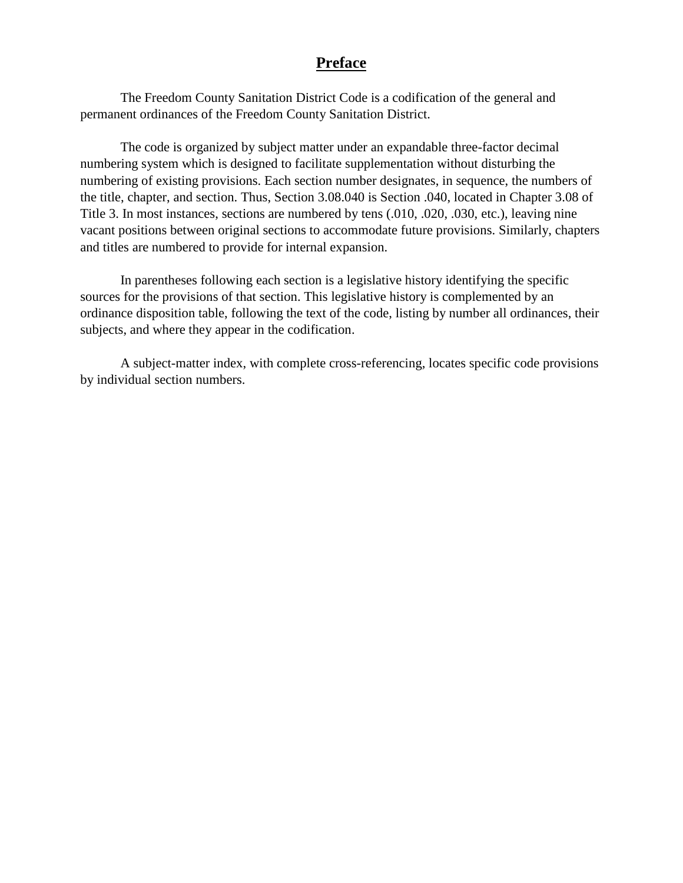# Preface

The Freedom County Sanitation District Code is a codification of the general and permanent ordinances of the Freedom County Sanitation District.

The code is organized by subject matter under an expandable three-factor decimal numbering system which is designed to facilitate supplementation without disturbing the numbering of existing provisions. Each section number designates, in sequence, the numbers of the title, chapter, and section. Thus, Section 3.08.040 is Section .040, located in Chapter 3.08 of Title 3. In most instances, sections are numbered by tens (.010, .020, .030, etc.), leaving nine vacant positions between original sections to accommodate future provisions. Similarly, chapters and titles are numbered to provide for internal expansion.

In parentheses following each section is a legislative history identifying the specific sources for the provisions of that section. This legislative history is complemented by an ordinance disposition table, following the text of the code, listing by number all ordinances, their subjects, and where they appear in the codification.

A subject-matter index, with complete cross-referencing, locates specific code provisions by individual section numbers.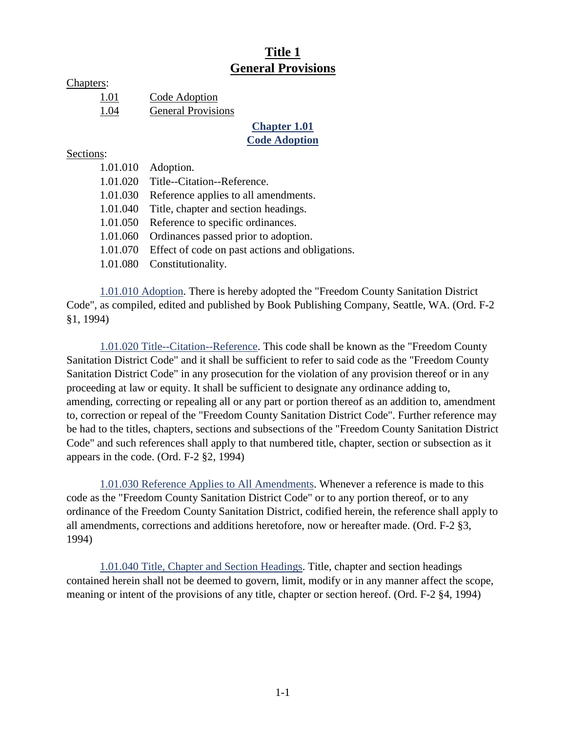# Title 1
# General Provisions

Chapters:

| | |
|---|---|
| 1.01 | Code Adoption |
| 1.04 | General Provisions |

## Chapter 1.01
## Code Adoption

Sections:

| | |
|---|---|
| 1.01.010 | Adoption. |
| 1.01.020 | Title--Citation--Reference. |
| 1.01.030 | Reference applies to all amendments. |
| 1.01.040 | Title, chapter and section headings. |
| 1.01.050 | Reference to specific ordinances. |
| 1.01.060 | Ordinances passed prior to adoption. |
| 1.01.070 | Effect of code on past actions and obligations. |
| 1.01.080 | Constitutionality. |

1.01.010 Adoption. There is hereby adopted the "Freedom County Sanitation District Code", as compiled, edited and published by Book Publishing Company, Seattle, WA. (Ord. F-2 §1, 1994)

1.01.020 Title--Citation--Reference. This code shall be known as the "Freedom County Sanitation District Code" and it shall be sufficient to refer to said code as the "Freedom County Sanitation District Code" in any prosecution for the violation of any provision thereof or in any proceeding at law or equity. It shall be sufficient to designate any ordinance adding to, amending, correcting or repealing all or any part or portion thereof as an addition to, amendment to, correction or repeal of the "Freedom County Sanitation District Code". Further reference may be had to the titles, chapters, sections and subsections of the "Freedom County Sanitation District Code" and such references shall apply to that numbered title, chapter, section or subsection as it appears in the code. (Ord. F-2 §2, 1994)

1.01.030 Reference Applies to All Amendments. Whenever a reference is made to this code as the "Freedom County Sanitation District Code" or to any portion thereof, or to any ordinance of the Freedom County Sanitation District, codified herein, the reference shall apply to all amendments, corrections and additions heretofore, now or hereafter made. (Ord. F-2 §3, 1994)

1.01.040 Title, Chapter and Section Headings. Title, chapter and section headings contained herein shall not be deemed to govern, limit, modify or in any manner affect the scope, meaning or intent of the provisions of any title, chapter or section hereof. (Ord. F-2 §4, 1994)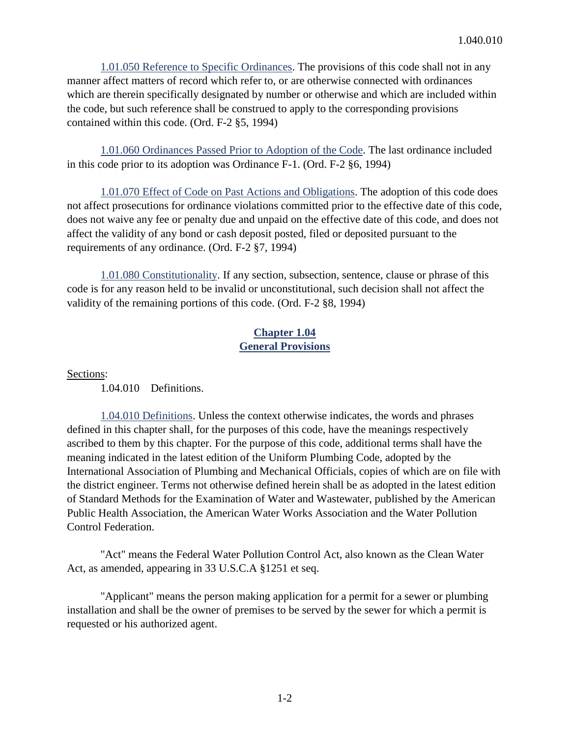1.01.050 Reference to Specific Ordinances. The provisions of this code shall not in any manner affect matters of record which refer to, or are otherwise connected with ordinances which are therein specifically designated by number or otherwise and which are included within the code, but such reference shall be construed to apply to the corresponding provisions contained within this code. (Ord. F-2 §5, 1994)

1.01.060 Ordinances Passed Prior to Adoption of the Code. The last ordinance included in this code prior to its adoption was Ordinance F-1. (Ord. F-2 §6, 1994)

1.01.070 Effect of Code on Past Actions and Obligations. The adoption of this code does not affect prosecutions for ordinance violations committed prior to the effective date of this code, does not waive any fee or penalty due and unpaid on the effective date of this code, and does not affect the validity of any bond or cash deposit posted, filed or deposited pursuant to the requirements of any ordinance. (Ord. F-2 §7, 1994)

1.01.080 Constitutionality. If any section, subsection, sentence, clause or phrase of this code is for any reason held to be invalid or unconstitutional, such decision shall not affect the validity of the remaining portions of this code. (Ord. F-2 §8, 1994)

## Chapter 1.04
## General Provisions

Sections:

1.04.010 Definitions.

1.04.010 Definitions. Unless the context otherwise indicates, the words and phrases defined in this chapter shall, for the purposes of this code, have the meanings respectively ascribed to them by this chapter. For the purpose of this code, additional terms shall have the meaning indicated in the latest edition of the Uniform Plumbing Code, adopted by the International Association of Plumbing and Mechanical Officials, copies of which are on file with the district engineer. Terms not otherwise defined herein shall be as adopted in the latest edition of Standard Methods for the Examination of Water and Wastewater, published by the American Public Health Association, the American Water Works Association and the Water Pollution Control Federation.

"Act" means the Federal Water Pollution Control Act, also known as the Clean Water Act, as amended, appearing in 33 U.S.C.A §1251 et seq.

"Applicant" means the person making application for a permit for a sewer or plumbing installation and shall be the owner of premises to be served by the sewer for which a permit is requested or his authorized agent.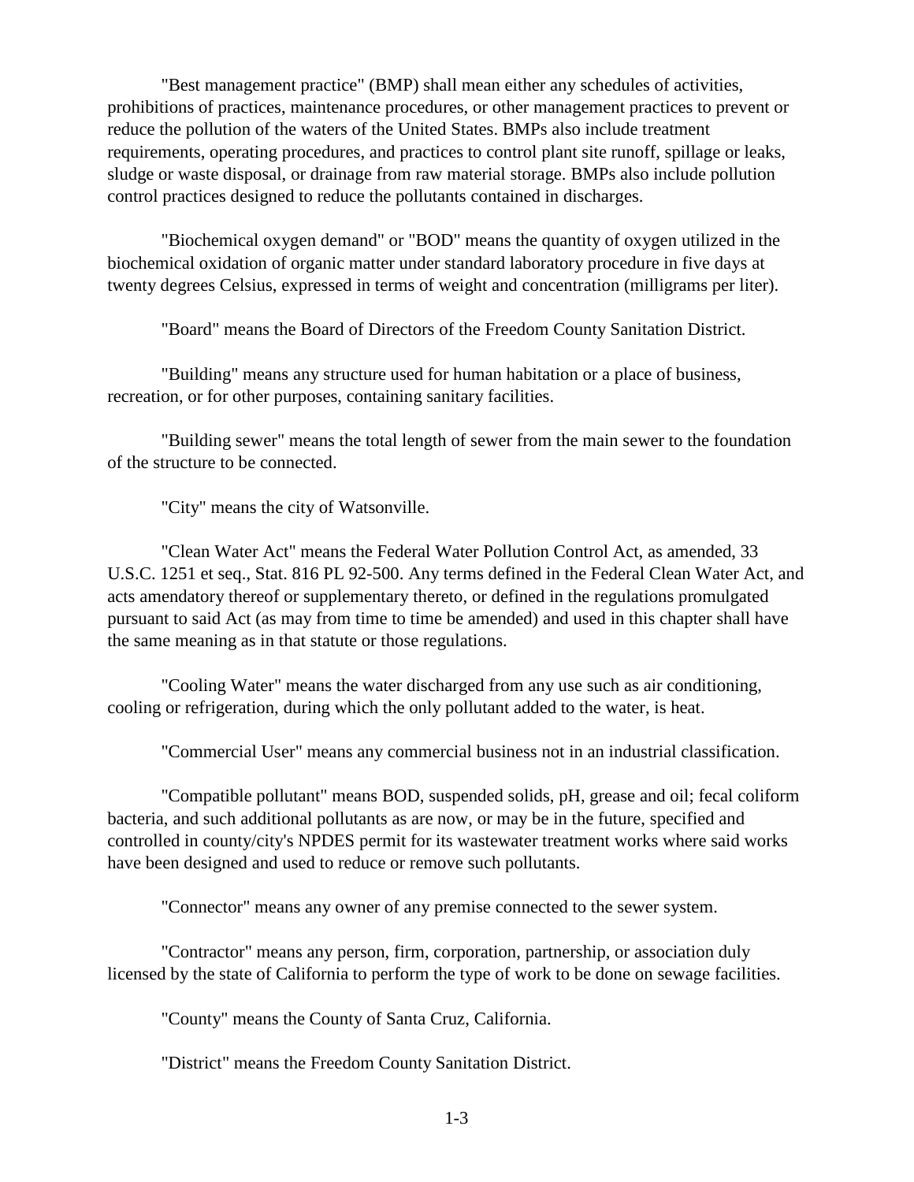"Best management practice" (BMP) shall mean either any schedules of activities, prohibitions of practices, maintenance procedures, or other management practices to prevent or reduce the pollution of the waters of the United States. BMPs also include treatment requirements, operating procedures, and practices to control plant site runoff, spillage or leaks, sludge or waste disposal, or drainage from raw material storage. BMPs also include pollution control practices designed to reduce the pollutants contained in discharges.

"Biochemical oxygen demand" or "BOD" means the quantity of oxygen utilized in the biochemical oxidation of organic matter under standard laboratory procedure in five days at twenty degrees Celsius, expressed in terms of weight and concentration (milligrams per liter).

"Board" means the Board of Directors of the Freedom County Sanitation District.

"Building" means any structure used for human habitation or a place of business, recreation, or for other purposes, containing sanitary facilities.

"Building sewer" means the total length of sewer from the main sewer to the foundation of the structure to be connected.

"City" means the city of Watsonville.

"Clean Water Act" means the Federal Water Pollution Control Act, as amended, 33 U.S.C. 1251 et seq., Stat. 816 PL 92-500. Any terms defined in the Federal Clean Water Act, and acts amendatory thereof or supplementary thereto, or defined in the regulations promulgated pursuant to said Act (as may from time to time be amended) and used in this chapter shall have the same meaning as in that statute or those regulations.

"Cooling Water" means the water discharged from any use such as air conditioning, cooling or refrigeration, during which the only pollutant added to the water, is heat.

"Commercial User" means any commercial business not in an industrial classification.

"Compatible pollutant" means BOD, suspended solids, pH, grease and oil; fecal coliform bacteria, and such additional pollutants as are now, or may be in the future, specified and controlled in county/city's NPDES permit for its wastewater treatment works where said works have been designed and used to reduce or remove such pollutants.

"Connector" means any owner of any premise connected to the sewer system.

"Contractor" means any person, firm, corporation, partnership, or association duly licensed by the state of California to perform the type of work to be done on sewage facilities.

"County" means the County of Santa Cruz, California.

"District" means the Freedom County Sanitation District.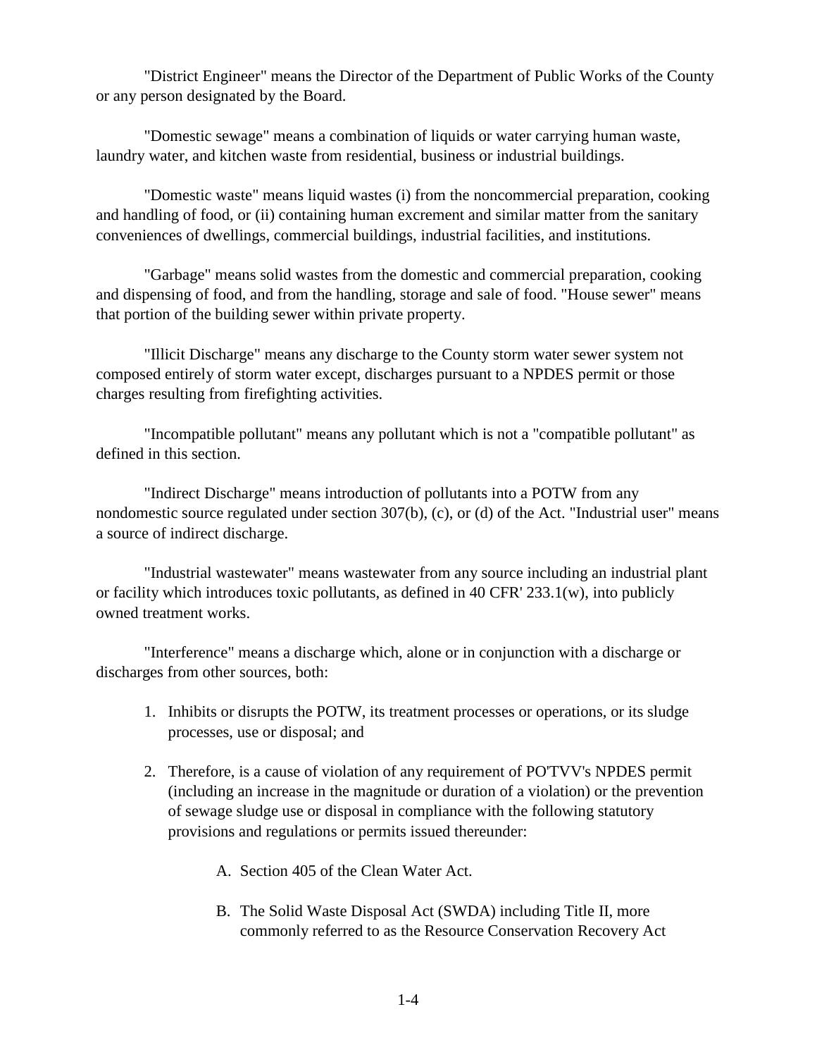"District Engineer" means the Director of the Department of Public Works of the County or any person designated by the Board.

"Domestic sewage" means a combination of liquids or water carrying human waste, laundry water, and kitchen waste from residential, business or industrial buildings.

"Domestic waste" means liquid wastes (i) from the noncommercial preparation, cooking and handling of food, or (ii) containing human excrement and similar matter from the sanitary conveniences of dwellings, commercial buildings, industrial facilities, and institutions.

"Garbage" means solid wastes from the domestic and commercial preparation, cooking and dispensing of food, and from the handling, storage and sale of food. "House sewer" means that portion of the building sewer within private property.

"Illicit Discharge" means any discharge to the County storm water sewer system not composed entirely of storm water except, discharges pursuant to a NPDES permit or those charges resulting from firefighting activities.

"Incompatible pollutant" means any pollutant which is not a "compatible pollutant" as defined in this section.

"Indirect Discharge" means introduction of pollutants into a POTW from any nondomestic source regulated under section 307(b), (c), or (d) of the Act. "Industrial user" means a source of indirect discharge.

"Industrial wastewater" means wastewater from any source including an industrial plant or facility which introduces toxic pollutants, as defined in 40 CFR' 233.1(w), into publicly owned treatment works.

"Interference" means a discharge which, alone or in conjunction with a discharge or discharges from other sources, both:

1. Inhibits or disrupts the POTW, its treatment processes or operations, or its sludge processes, use or disposal; and

2. Therefore, is a cause of violation of any requirement of PO'TVV's NPDES permit (including an increase in the magnitude or duration of a violation) or the prevention of sewage sludge use or disposal in compliance with the following statutory provisions and regulations or permits issued thereunder:

   A. Section 405 of the Clean Water Act.

   B. The Solid Waste Disposal Act (SWDA) including Title II, more commonly referred to as the Resource Conservation Recovery Act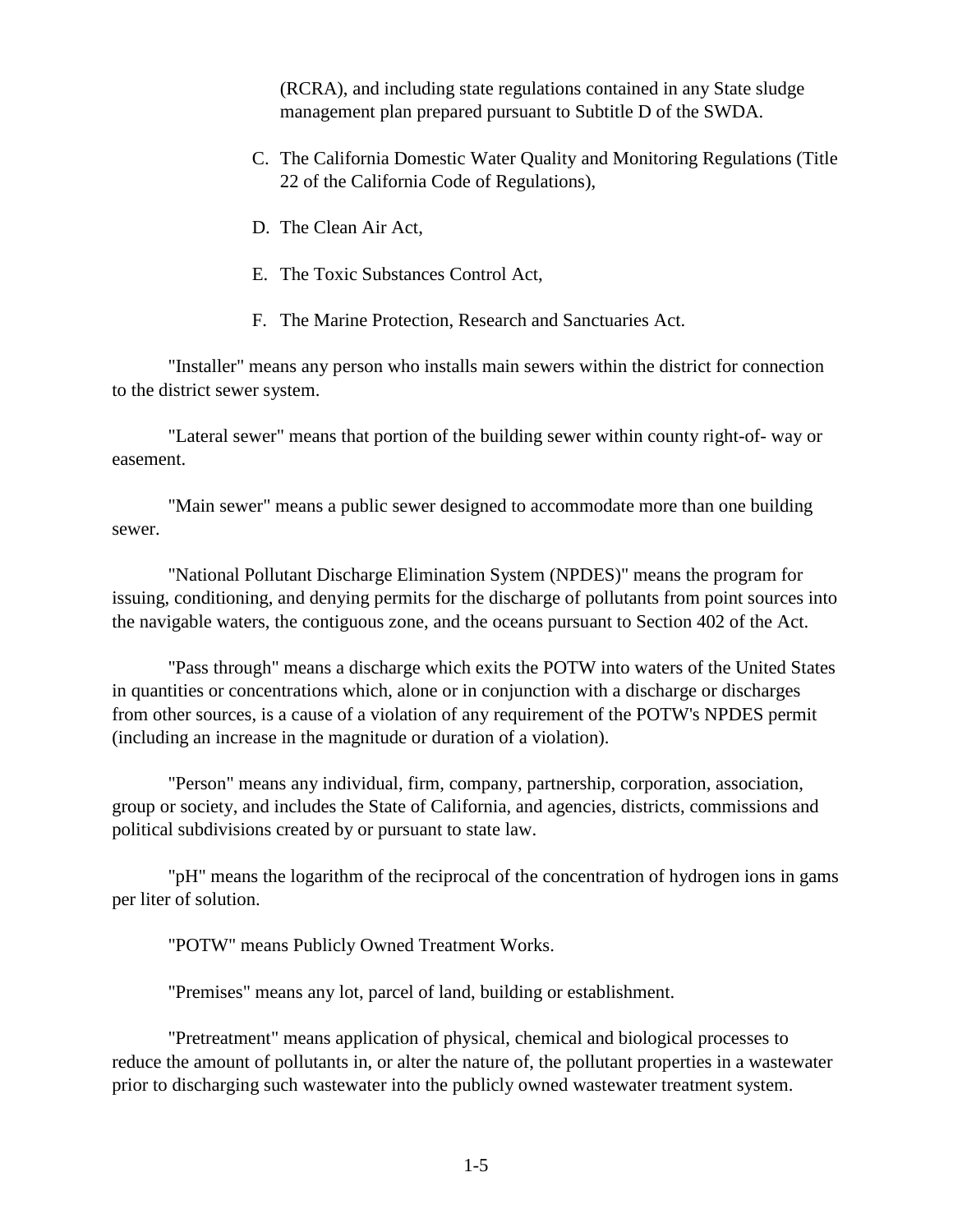(RCRA), and including state regulations contained in any State sludge management plan prepared pursuant to Subtitle D of the SWDA.

C. The California Domestic Water Quality and Monitoring Regulations (Title 22 of the California Code of Regulations),

D. The Clean Air Act,

E. The Toxic Substances Control Act,

F. The Marine Protection, Research and Sanctuaries Act.

"Installer" means any person who installs main sewers within the district for connection to the district sewer system.

"Lateral sewer" means that portion of the building sewer within county right-of- way or easement.

"Main sewer" means a public sewer designed to accommodate more than one building sewer.

"National Pollutant Discharge Elimination System (NPDES)" means the program for issuing, conditioning, and denying permits for the discharge of pollutants from point sources into the navigable waters, the contiguous zone, and the oceans pursuant to Section 402 of the Act.

"Pass through" means a discharge which exits the POTW into waters of the United States in quantities or concentrations which, alone or in conjunction with a discharge or discharges from other sources, is a cause of a violation of any requirement of the POTW's NPDES permit (including an increase in the magnitude or duration of a violation).

"Person" means any individual, firm, company, partnership, corporation, association, group or society, and includes the State of California, and agencies, districts, commissions and political subdivisions created by or pursuant to state law.

"pH" means the logarithm of the reciprocal of the concentration of hydrogen ions in gams per liter of solution.

"POTW" means Publicly Owned Treatment Works.

"Premises" means any lot, parcel of land, building or establishment.

"Pretreatment" means application of physical, chemical and biological processes to reduce the amount of pollutants in, or alter the nature of, the pollutant properties in a wastewater prior to discharging such wastewater into the publicly owned wastewater treatment system.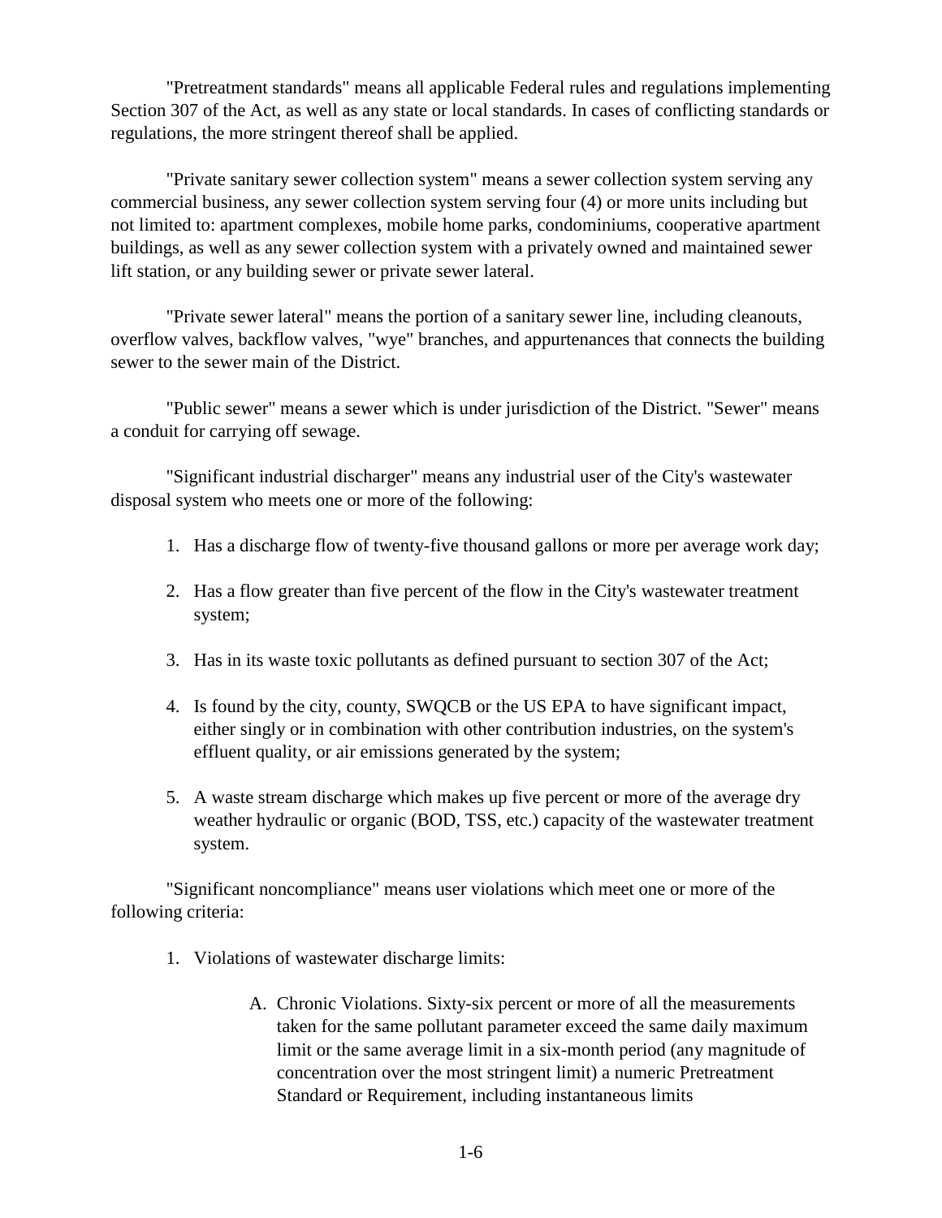"Pretreatment standards" means all applicable Federal rules and regulations implementing Section 307 of the Act, as well as any state or local standards. In cases of conflicting standards or regulations, the more stringent thereof shall be applied.

"Private sanitary sewer collection system" means a sewer collection system serving any commercial business, any sewer collection system serving four (4) or more units including but not limited to: apartment complexes, mobile home parks, condominiums, cooperative apartment buildings, as well as any sewer collection system with a privately owned and maintained sewer lift station, or any building sewer or private sewer lateral.

"Private sewer lateral" means the portion of a sanitary sewer line, including cleanouts, overflow valves, backflow valves, "wye" branches, and appurtenances that connects the building sewer to the sewer main of the District.

"Public sewer" means a sewer which is under jurisdiction of the District. "Sewer" means a conduit for carrying off sewage.

"Significant industrial discharger" means any industrial user of the City's wastewater disposal system who meets one or more of the following:

1. Has a discharge flow of twenty-five thousand gallons or more per average work day;
2. Has a flow greater than five percent of the flow in the City's wastewater treatment system;
3. Has in its waste toxic pollutants as defined pursuant to section 307 of the Act;
4. Is found by the city, county, SWQCB or the US EPA to have significant impact, either singly or in combination with other contribution industries, on the system's effluent quality, or air emissions generated by the system;
5. A waste stream discharge which makes up five percent or more of the average dry weather hydraulic or organic (BOD, TSS, etc.) capacity of the wastewater treatment system.

"Significant noncompliance" means user violations which meet one or more of the following criteria:

1. Violations of wastewater discharge limits:
   - A. Chronic Violations. Sixty-six percent or more of all the measurements taken for the same pollutant parameter exceed the same daily maximum limit or the same average limit in a six-month period (any magnitude of concentration over the most stringent limit) a numeric Pretreatment Standard or Requirement, including instantaneous limits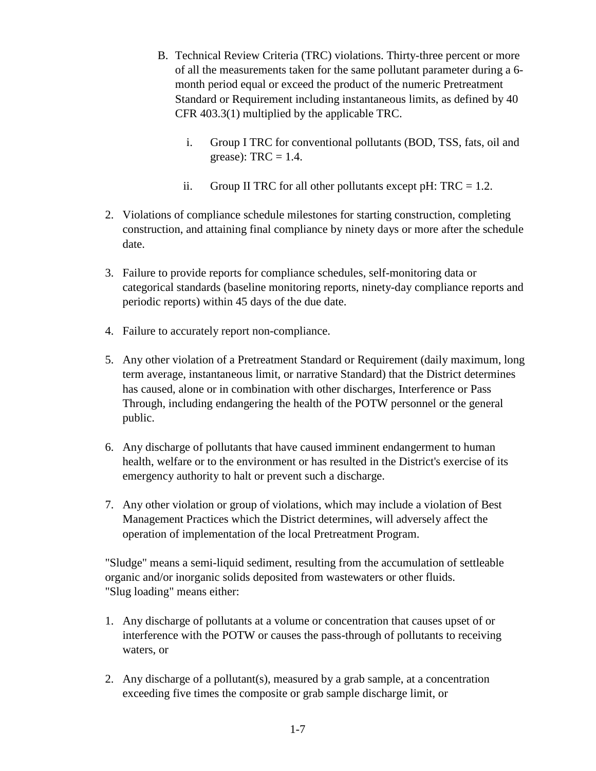B. Technical Review Criteria (TRC) violations. Thirty-three percent or more of all the measurements taken for the same pollutant parameter during a 6-month period equal or exceed the product of the numeric Pretreatment Standard or Requirement including instantaneous limits, as defined by 40 CFR 403.3(1) multiplied by the applicable TRC.

   i. Group I TRC for conventional pollutants (BOD, TSS, fats, oil and grease): TRC = 1.4.

   ii. Group II TRC for all other pollutants except pH: TRC = 1.2.

2. Violations of compliance schedule milestones for starting construction, completing construction, and attaining final compliance by ninety days or more after the schedule date.

3. Failure to provide reports for compliance schedules, self-monitoring data or categorical standards (baseline monitoring reports, ninety-day compliance reports and periodic reports) within 45 days of the due date.

4. Failure to accurately report non-compliance.

5. Any other violation of a Pretreatment Standard or Requirement (daily maximum, long term average, instantaneous limit, or narrative Standard) that the District determines has caused, alone or in combination with other discharges, Interference or Pass Through, including endangering the health of the POTW personnel or the general public.

6. Any discharge of pollutants that have caused imminent endangerment to human health, welfare or to the environment or has resulted in the District's exercise of its emergency authority to halt or prevent such a discharge.

7. Any other violation or group of violations, which may include a violation of Best Management Practices which the District determines, will adversely affect the operation of implementation of the local Pretreatment Program.

"Sludge" means a semi-liquid sediment, resulting from the accumulation of settleable organic and/or inorganic solids deposited from wastewaters or other fluids.
"Slug loading" means either:

1. Any discharge of pollutants at a volume or concentration that causes upset of or interference with the POTW or causes the pass-through of pollutants to receiving waters, or

2. Any discharge of a pollutant(s), measured by a grab sample, at a concentration exceeding five times the composite or grab sample discharge limit, or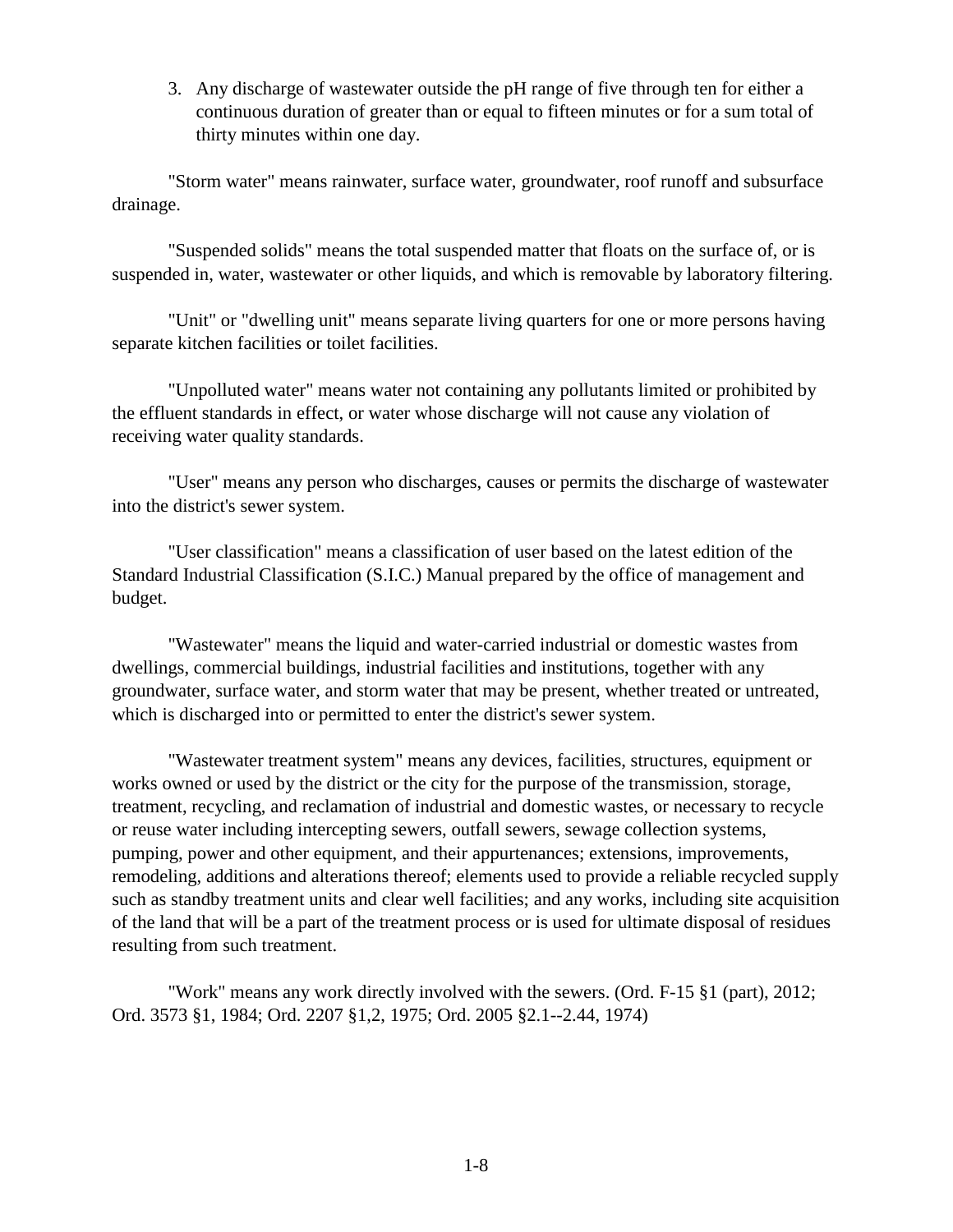3. Any discharge of wastewater outside the pH range of five through ten for either a continuous duration of greater than or equal to fifteen minutes or for a sum total of thirty minutes within one day.

"Storm water" means rainwater, surface water, groundwater, roof runoff and subsurface drainage.

"Suspended solids" means the total suspended matter that floats on the surface of, or is suspended in, water, wastewater or other liquids, and which is removable by laboratory filtering.

"Unit" or "dwelling unit" means separate living quarters for one or more persons having separate kitchen facilities or toilet facilities.

"Unpolluted water" means water not containing any pollutants limited or prohibited by the effluent standards in effect, or water whose discharge will not cause any violation of receiving water quality standards.

"User" means any person who discharges, causes or permits the discharge of wastewater into the district's sewer system.

"User classification" means a classification of user based on the latest edition of the Standard Industrial Classification (S.I.C.) Manual prepared by the office of management and budget.

"Wastewater" means the liquid and water-carried industrial or domestic wastes from dwellings, commercial buildings, industrial facilities and institutions, together with any groundwater, surface water, and storm water that may be present, whether treated or untreated, which is discharged into or permitted to enter the district's sewer system.

"Wastewater treatment system" means any devices, facilities, structures, equipment or works owned or used by the district or the city for the purpose of the transmission, storage, treatment, recycling, and reclamation of industrial and domestic wastes, or necessary to recycle or reuse water including intercepting sewers, outfall sewers, sewage collection systems, pumping, power and other equipment, and their appurtenances; extensions, improvements, remodeling, additions and alterations thereof; elements used to provide a reliable recycled supply such as standby treatment units and clear well facilities; and any works, including site acquisition of the land that will be a part of the treatment process or is used for ultimate disposal of residues resulting from such treatment.

"Work" means any work directly involved with the sewers. (Ord. F-15 §1 (part), 2012; Ord. 3573 §1, 1984; Ord. 2207 §1,2, 1975; Ord. 2005 §2.1--2.44, 1974)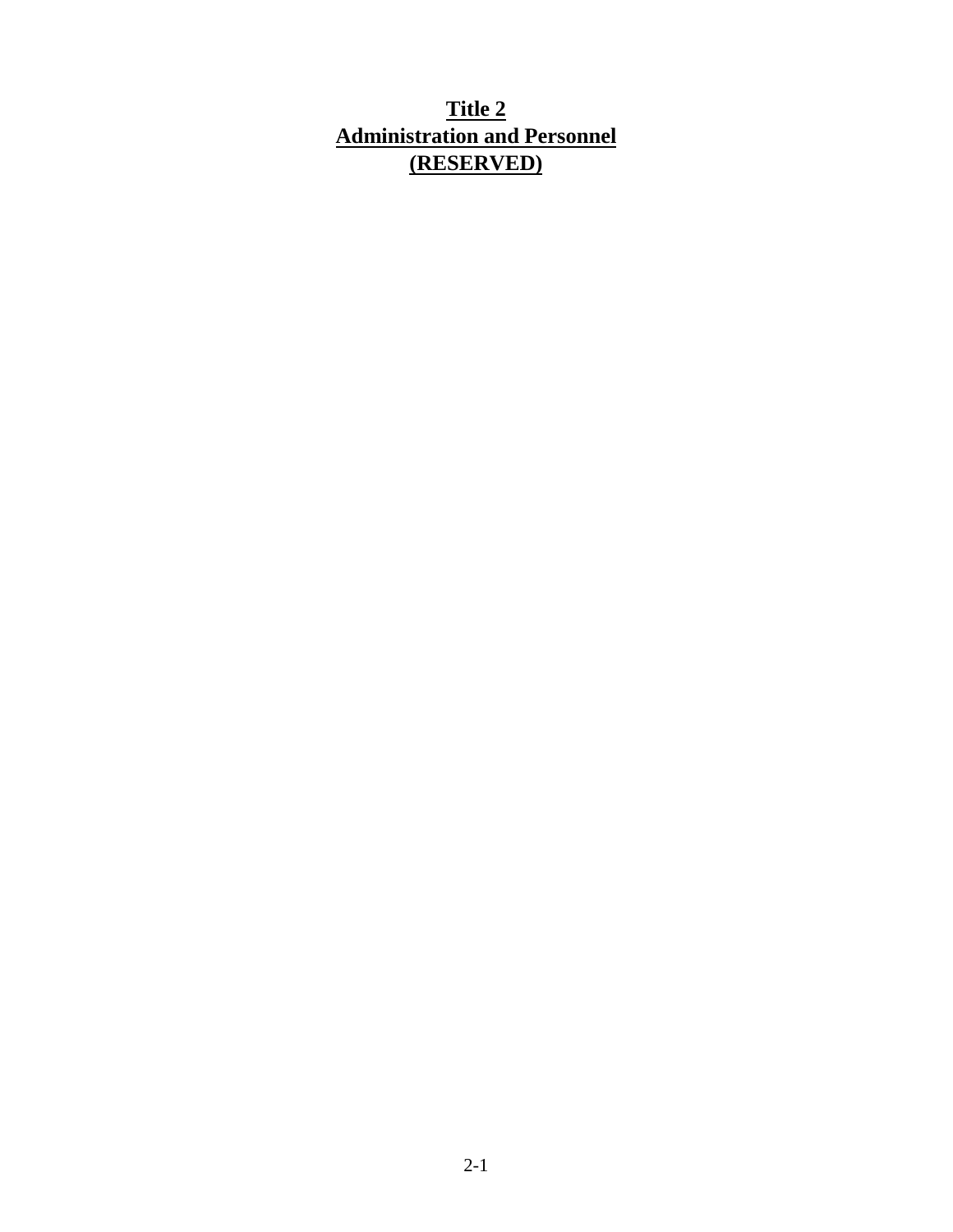# Title 2
# Administration and Personnel
# (RESERVED)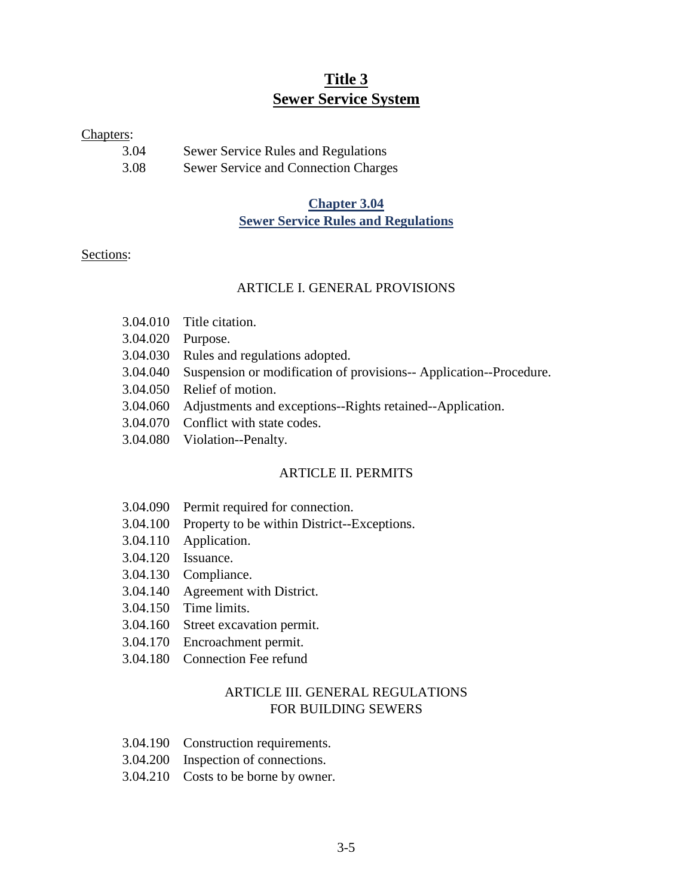# Title 3
# Sewer Service System

Chapters:

| | |
|---|---|
| 3.04 | Sewer Service Rules and Regulations |
| 3.08 | Sewer Service and Connection Charges |

## Chapter 3.04
## Sewer Service Rules and Regulations

Sections:

### ARTICLE I. GENERAL PROVISIONS

| | |
|---|---|
| 3.04.010 | Title citation. |
| 3.04.020 | Purpose. |
| 3.04.030 | Rules and regulations adopted. |
| 3.04.040 | Suspension or modification of provisions-- Application--Procedure. |
| 3.04.050 | Relief of motion. |
| 3.04.060 | Adjustments and exceptions--Rights retained--Application. |
| 3.04.070 | Conflict with state codes. |
| 3.04.080 | Violation--Penalty. |

### ARTICLE II. PERMITS

| | |
|---|---|
| 3.04.090 | Permit required for connection. |
| 3.04.100 | Property to be within District--Exceptions. |
| 3.04.110 | Application. |
| 3.04.120 | Issuance. |
| 3.04.130 | Compliance. |
| 3.04.140 | Agreement with District. |
| 3.04.150 | Time limits. |
| 3.04.160 | Street excavation permit. |
| 3.04.170 | Encroachment permit. |
| 3.04.180 | Connection Fee refund |

### ARTICLE III. GENERAL REGULATIONS FOR BUILDING SEWERS

| | |
|---|---|
| 3.04.190 | Construction requirements. |
| 3.04.200 | Inspection of connections. |
| 3.04.210 | Costs to be borne by owner. |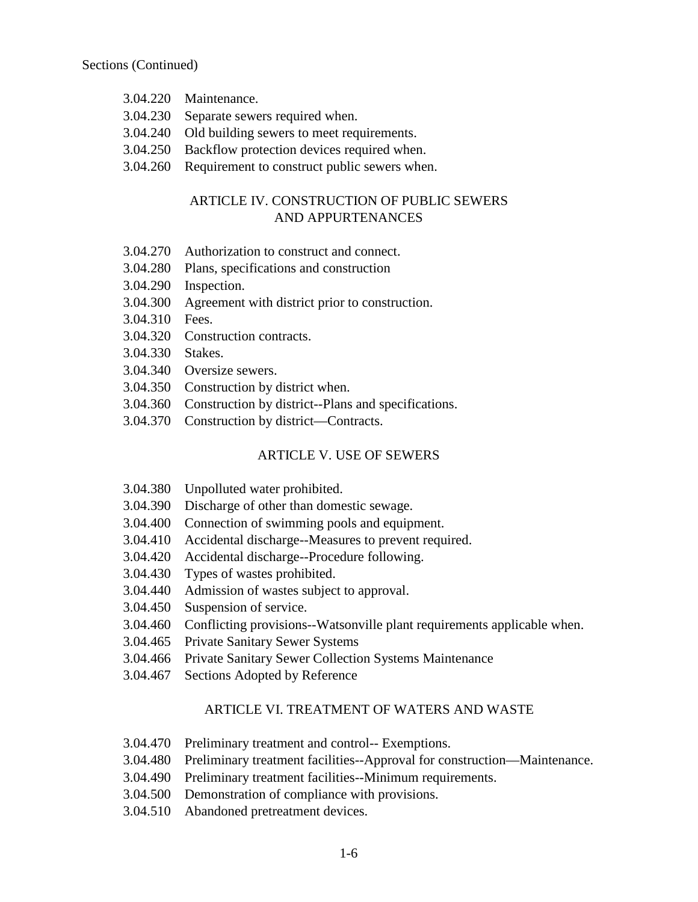Sections (Continued)

3.04.220 Maintenance.
3.04.230 Separate sewers required when.
3.04.240 Old building sewers to meet requirements.
3.04.250 Backflow protection devices required when.
3.04.260 Requirement to construct public sewers when.

## ARTICLE IV. CONSTRUCTION OF PUBLIC SEWERS AND APPURTENANCES

3.04.270 Authorization to construct and connect.
3.04.280 Plans, specifications and construction
3.04.290 Inspection.
3.04.300 Agreement with district prior to construction.
3.04.310 Fees.
3.04.320 Construction contracts.
3.04.330 Stakes.
3.04.340 Oversize sewers.
3.04.350 Construction by district when.
3.04.360 Construction by district--Plans and specifications.
3.04.370 Construction by district—Contracts.

## ARTICLE V. USE OF SEWERS

3.04.380 Unpolluted water prohibited.
3.04.390 Discharge of other than domestic sewage.
3.04.400 Connection of swimming pools and equipment.
3.04.410 Accidental discharge--Measures to prevent required.
3.04.420 Accidental discharge--Procedure following.
3.04.430 Types of wastes prohibited.
3.04.440 Admission of wastes subject to approval.
3.04.450 Suspension of service.
3.04.460 Conflicting provisions--Watsonville plant requirements applicable when.
3.04.465 Private Sanitary Sewer Systems
3.04.466 Private Sanitary Sewer Collection Systems Maintenance
3.04.467 Sections Adopted by Reference

## ARTICLE VI. TREATMENT OF WATERS AND WASTE

3.04.470 Preliminary treatment and control-- Exemptions.
3.04.480 Preliminary treatment facilities--Approval for construction—Maintenance.
3.04.490 Preliminary treatment facilities--Minimum requirements.
3.04.500 Demonstration of compliance with provisions.
3.04.510 Abandoned pretreatment devices.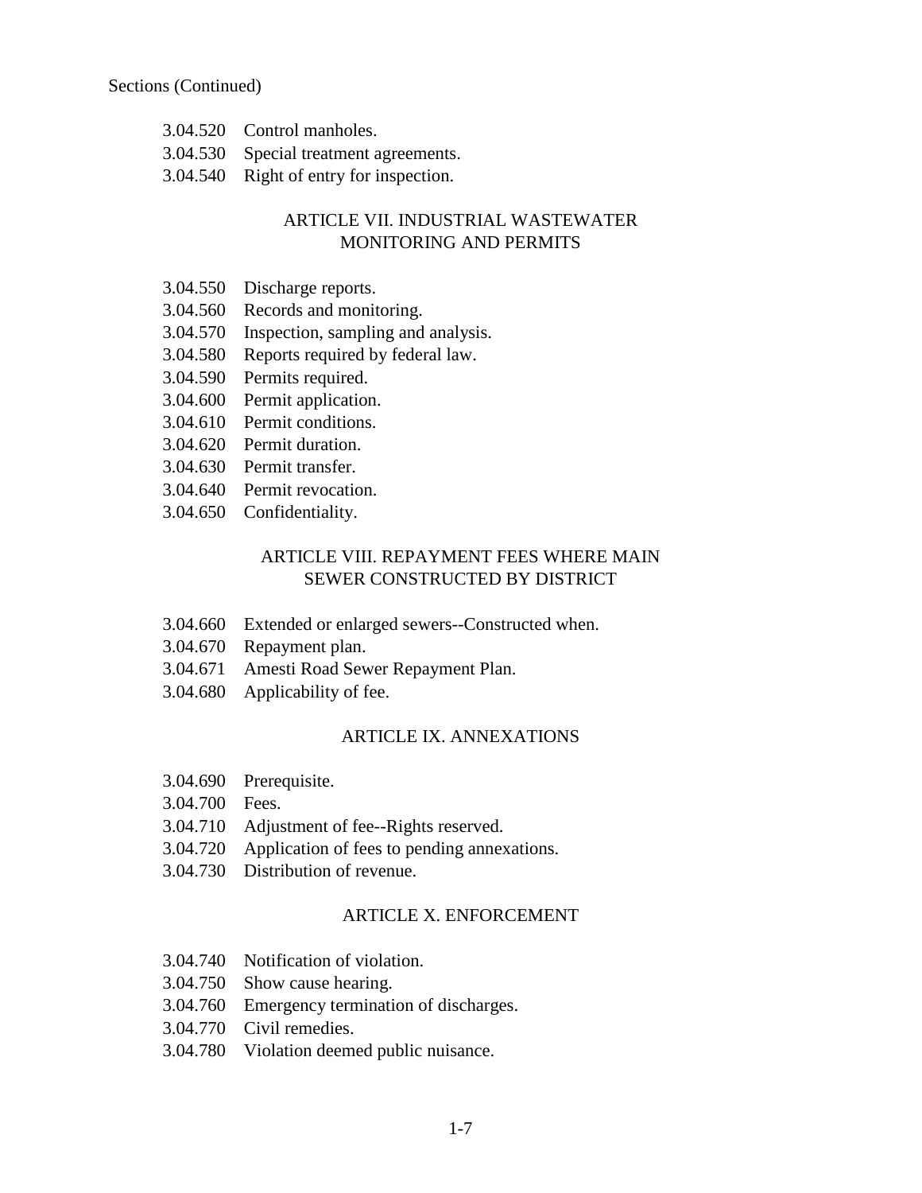Sections (Continued)

3.04.520 Control manholes.
3.04.530 Special treatment agreements.
3.04.540 Right of entry for inspection.

## ARTICLE VII. INDUSTRIAL WASTEWATER MONITORING AND PERMITS

3.04.550 Discharge reports.
3.04.560 Records and monitoring.
3.04.570 Inspection, sampling and analysis.
3.04.580 Reports required by federal law.
3.04.590 Permits required.
3.04.600 Permit application.
3.04.610 Permit conditions.
3.04.620 Permit duration.
3.04.630 Permit transfer.
3.04.640 Permit revocation.
3.04.650 Confidentiality.

## ARTICLE VIII. REPAYMENT FEES WHERE MAIN SEWER CONSTRUCTED BY DISTRICT

3.04.660 Extended or enlarged sewers--Constructed when.
3.04.670 Repayment plan.
3.04.671 Amesti Road Sewer Repayment Plan.
3.04.680 Applicability of fee.

## ARTICLE IX. ANNEXATIONS

3.04.690 Prerequisite.
3.04.700 Fees.
3.04.710 Adjustment of fee--Rights reserved.
3.04.720 Application of fees to pending annexations.
3.04.730 Distribution of revenue.

## ARTICLE X. ENFORCEMENT

3.04.740 Notification of violation.
3.04.750 Show cause hearing.
3.04.760 Emergency termination of discharges.
3.04.770 Civil remedies.
3.04.780 Violation deemed public nuisance.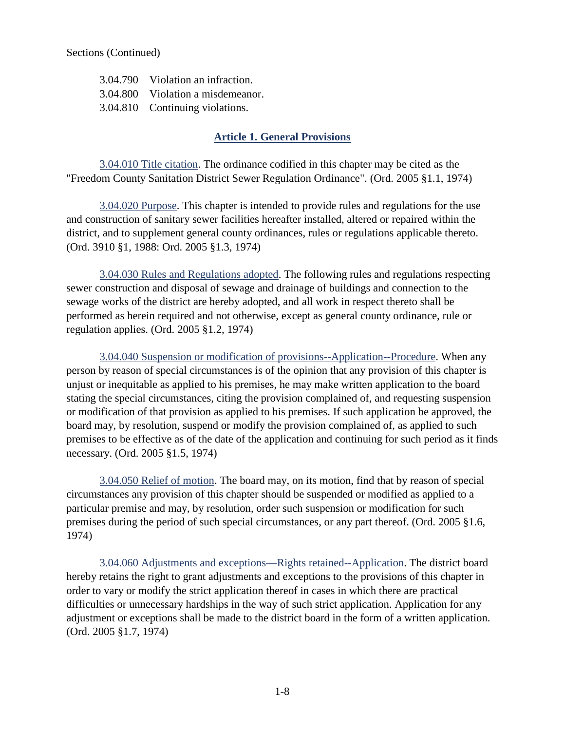Sections (Continued)

3.04.790 Violation an infraction.
3.04.800 Violation a misdemeanor.
3.04.810 Continuing violations.

## Article 1. General Provisions

3.04.010 Title citation. The ordinance codified in this chapter may be cited as the "Freedom County Sanitation District Sewer Regulation Ordinance". (Ord. 2005 §1.1, 1974)

3.04.020 Purpose. This chapter is intended to provide rules and regulations for the use and construction of sanitary sewer facilities hereafter installed, altered or repaired within the district, and to supplement general county ordinances, rules or regulations applicable thereto. (Ord. 3910 §1, 1988: Ord. 2005 §1.3, 1974)

3.04.030 Rules and Regulations adopted. The following rules and regulations respecting sewer construction and disposal of sewage and drainage of buildings and connection to the sewage works of the district are hereby adopted, and all work in respect thereto shall be performed as herein required and not otherwise, except as general county ordinance, rule or regulation applies. (Ord. 2005 §1.2, 1974)

3.04.040 Suspension or modification of provisions--Application--Procedure. When any person by reason of special circumstances is of the opinion that any provision of this chapter is unjust or inequitable as applied to his premises, he may make written application to the board stating the special circumstances, citing the provision complained of, and requesting suspension or modification of that provision as applied to his premises. If such application be approved, the board may, by resolution, suspend or modify the provision complained of, as applied to such premises to be effective as of the date of the application and continuing for such period as it finds necessary. (Ord. 2005 §1.5, 1974)

3.04.050 Relief of motion. The board may, on its motion, find that by reason of special circumstances any provision of this chapter should be suspended or modified as applied to a particular premise and may, by resolution, order such suspension or modification for such premises during the period of such special circumstances, or any part thereof. (Ord. 2005 §1.6, 1974)

3.04.060 Adjustments and exceptions—Rights retained--Application. The district board hereby retains the right to grant adjustments and exceptions to the provisions of this chapter in order to vary or modify the strict application thereof in cases in which there are practical difficulties or unnecessary hardships in the way of such strict application. Application for any adjustment or exceptions shall be made to the district board in the form of a written application. (Ord. 2005 §1.7, 1974)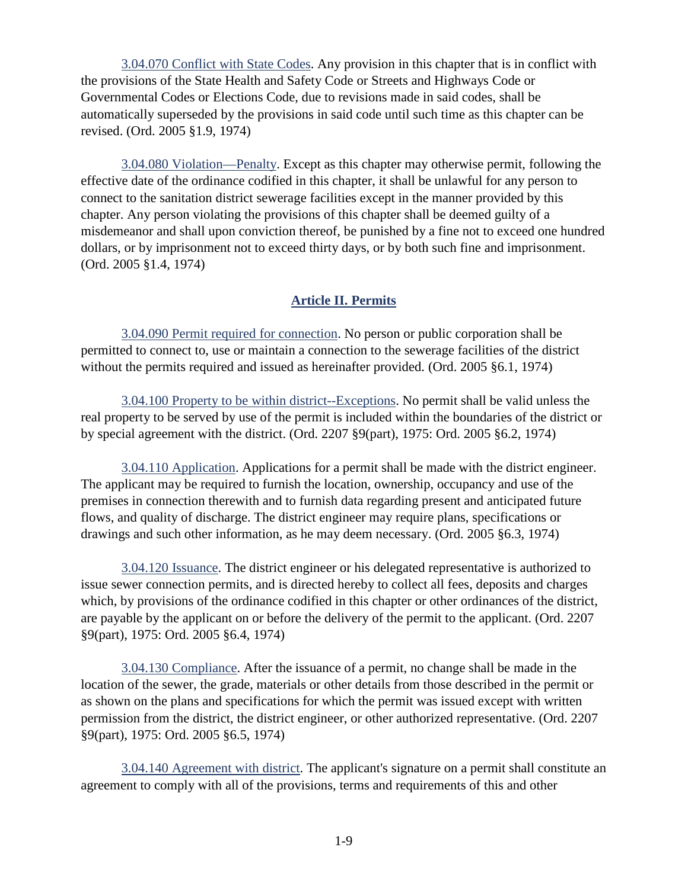3.04.070 Conflict with State Codes. Any provision in this chapter that is in conflict with the provisions of the State Health and Safety Code or Streets and Highways Code or Governmental Codes or Elections Code, due to revisions made in said codes, shall be automatically superseded by the provisions in said code until such time as this chapter can be revised. (Ord. 2005 §1.9, 1974)

3.04.080 Violation—Penalty. Except as this chapter may otherwise permit, following the effective date of the ordinance codified in this chapter, it shall be unlawful for any person to connect to the sanitation district sewerage facilities except in the manner provided by this chapter. Any person violating the provisions of this chapter shall be deemed guilty of a misdemeanor and shall upon conviction thereof, be punished by a fine not to exceed one hundred dollars, or by imprisonment not to exceed thirty days, or by both such fine and imprisonment. (Ord. 2005 §1.4, 1974)

## Article II. Permits

3.04.090 Permit required for connection. No person or public corporation shall be permitted to connect to, use or maintain a connection to the sewerage facilities of the district without the permits required and issued as hereinafter provided. (Ord. 2005 §6.1, 1974)

3.04.100 Property to be within district--Exceptions. No permit shall be valid unless the real property to be served by use of the permit is included within the boundaries of the district or by special agreement with the district. (Ord. 2207 §9(part), 1975: Ord. 2005 §6.2, 1974)

3.04.110 Application. Applications for a permit shall be made with the district engineer. The applicant may be required to furnish the location, ownership, occupancy and use of the premises in connection therewith and to furnish data regarding present and anticipated future flows, and quality of discharge. The district engineer may require plans, specifications or drawings and such other information, as he may deem necessary. (Ord. 2005 §6.3, 1974)

3.04.120 Issuance. The district engineer or his delegated representative is authorized to issue sewer connection permits, and is directed hereby to collect all fees, deposits and charges which, by provisions of the ordinance codified in this chapter or other ordinances of the district, are payable by the applicant on or before the delivery of the permit to the applicant. (Ord. 2207 §9(part), 1975: Ord. 2005 §6.4, 1974)

3.04.130 Compliance. After the issuance of a permit, no change shall be made in the location of the sewer, the grade, materials or other details from those described in the permit or as shown on the plans and specifications for which the permit was issued except with written permission from the district, the district engineer, or other authorized representative. (Ord. 2207 §9(part), 1975: Ord. 2005 §6.5, 1974)

3.04.140 Agreement with district. The applicant's signature on a permit shall constitute an agreement to comply with all of the provisions, terms and requirements of this and other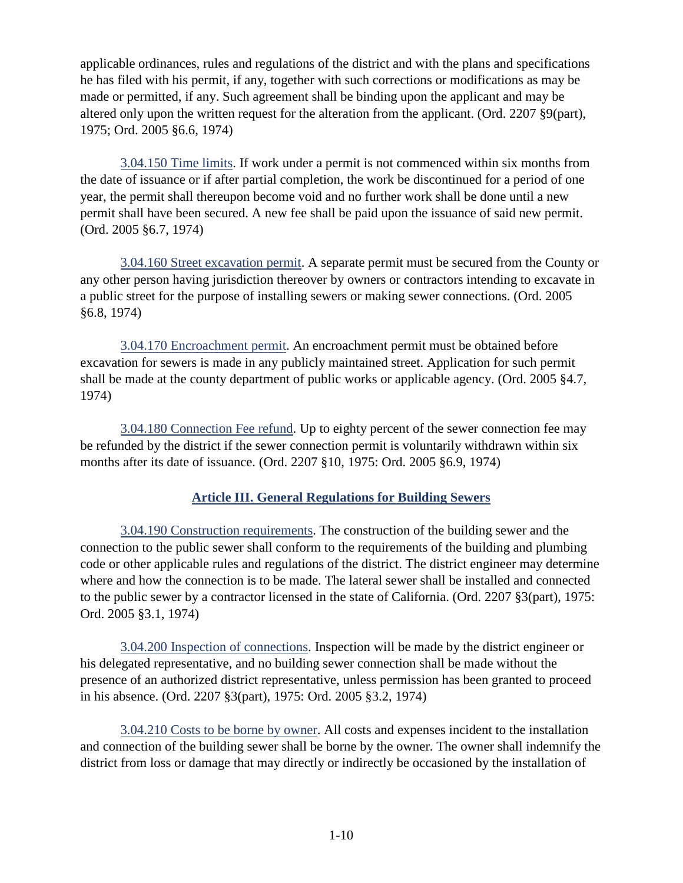applicable ordinances, rules and regulations of the district and with the plans and specifications he has filed with his permit, if any, together with such corrections or modifications as may be made or permitted, if any. Such agreement shall be binding upon the applicant and may be altered only upon the written request for the alteration from the applicant. (Ord. 2207 §9(part), 1975; Ord. 2005 §6.6, 1974)

3.04.150 Time limits. If work under a permit is not commenced within six months from the date of issuance or if after partial completion, the work be discontinued for a period of one year, the permit shall thereupon become void and no further work shall be done until a new permit shall have been secured. A new fee shall be paid upon the issuance of said new permit. (Ord. 2005 §6.7, 1974)

3.04.160 Street excavation permit. A separate permit must be secured from the County or any other person having jurisdiction thereover by owners or contractors intending to excavate in a public street for the purpose of installing sewers or making sewer connections. (Ord. 2005 §6.8, 1974)

3.04.170 Encroachment permit. An encroachment permit must be obtained before excavation for sewers is made in any publicly maintained street. Application for such permit shall be made at the county department of public works or applicable agency. (Ord. 2005 §4.7, 1974)

3.04.180 Connection Fee refund. Up to eighty percent of the sewer connection fee may be refunded by the district if the sewer connection permit is voluntarily withdrawn within six months after its date of issuance. (Ord. 2207 §10, 1975: Ord. 2005 §6.9, 1974)

## Article III. General Regulations for Building Sewers

3.04.190 Construction requirements. The construction of the building sewer and the connection to the public sewer shall conform to the requirements of the building and plumbing code or other applicable rules and regulations of the district. The district engineer may determine where and how the connection is to be made. The lateral sewer shall be installed and connected to the public sewer by a contractor licensed in the state of California. (Ord. 2207 §3(part), 1975: Ord. 2005 §3.1, 1974)

3.04.200 Inspection of connections. Inspection will be made by the district engineer or his delegated representative, and no building sewer connection shall be made without the presence of an authorized district representative, unless permission has been granted to proceed in his absence. (Ord. 2207 §3(part), 1975: Ord. 2005 §3.2, 1974)

3.04.210 Costs to be borne by owner. All costs and expenses incident to the installation and connection of the building sewer shall be borne by the owner. The owner shall indemnify the district from loss or damage that may directly or indirectly be occasioned by the installation of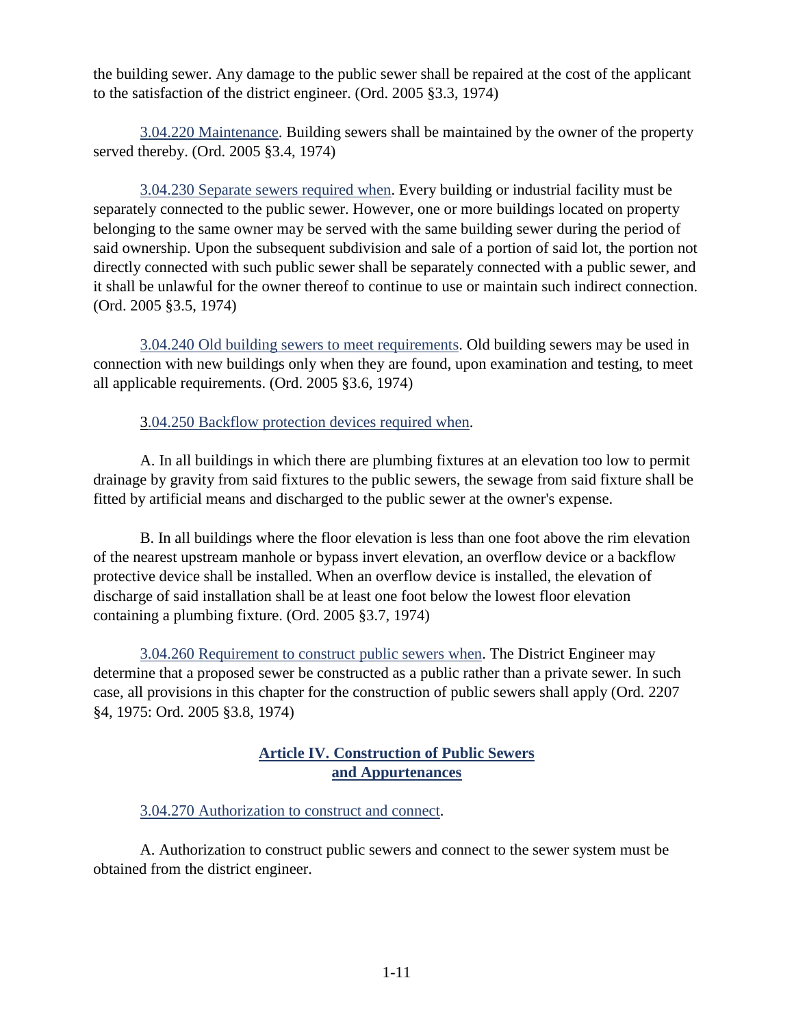the building sewer. Any damage to the public sewer shall be repaired at the cost of the applicant to the satisfaction of the district engineer. (Ord. 2005 §3.3, 1974)

3.04.220 Maintenance. Building sewers shall be maintained by the owner of the property served thereby. (Ord. 2005 §3.4, 1974)

3.04.230 Separate sewers required when. Every building or industrial facility must be separately connected to the public sewer. However, one or more buildings located on property belonging to the same owner may be served with the same building sewer during the period of said ownership. Upon the subsequent subdivision and sale of a portion of said lot, the portion not directly connected with such public sewer shall be separately connected with a public sewer, and it shall be unlawful for the owner thereof to continue to use or maintain such indirect connection. (Ord. 2005 §3.5, 1974)

3.04.240 Old building sewers to meet requirements. Old building sewers may be used in connection with new buildings only when they are found, upon examination and testing, to meet all applicable requirements. (Ord. 2005 §3.6, 1974)

3.04.250 Backflow protection devices required when.

A. In all buildings in which there are plumbing fixtures at an elevation too low to permit drainage by gravity from said fixtures to the public sewers, the sewage from said fixture shall be fitted by artificial means and discharged to the public sewer at the owner's expense.

B. In all buildings where the floor elevation is less than one foot above the rim elevation of the nearest upstream manhole or bypass invert elevation, an overflow device or a backflow protective device shall be installed. When an overflow device is installed, the elevation of discharge of said installation shall be at least one foot below the lowest floor elevation containing a plumbing fixture. (Ord. 2005 §3.7, 1974)

3.04.260 Requirement to construct public sewers when. The District Engineer may determine that a proposed sewer be constructed as a public rather than a private sewer. In such case, all provisions in this chapter for the construction of public sewers shall apply (Ord. 2207 §4, 1975: Ord. 2005 §3.8, 1974)

## Article IV. Construction of Public Sewers and Appurtenances

3.04.270 Authorization to construct and connect.

A. Authorization to construct public sewers and connect to the sewer system must be obtained from the district engineer.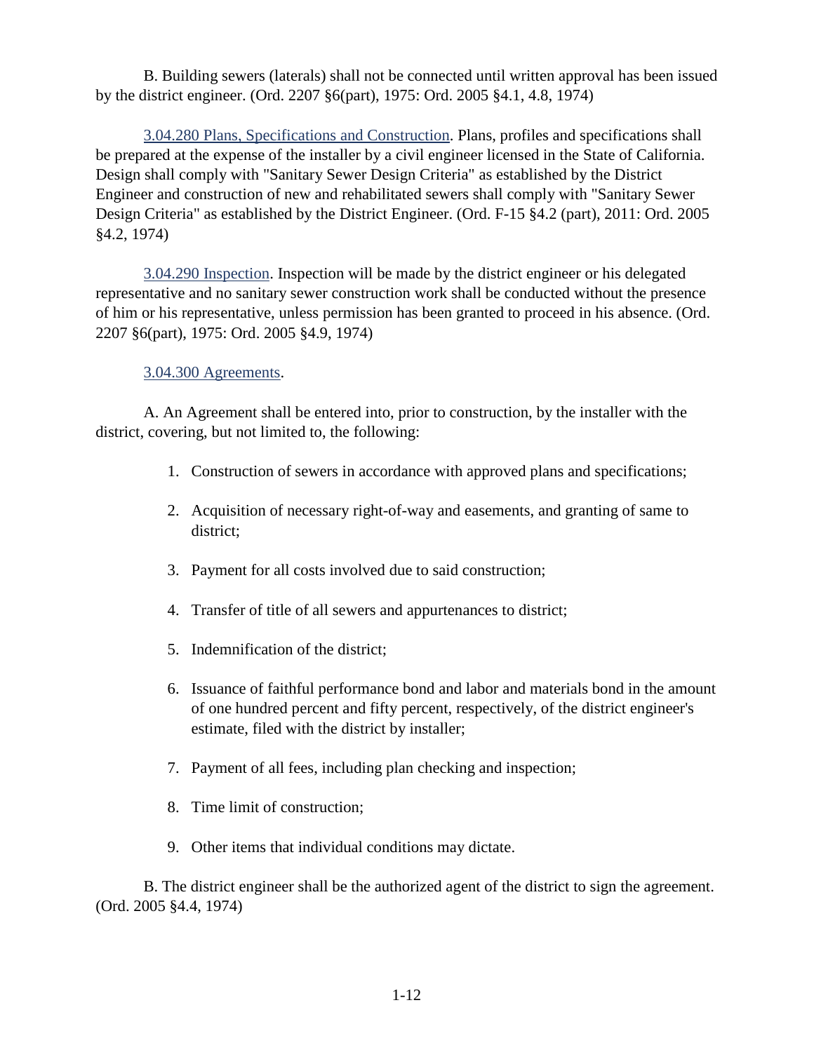B. Building sewers (laterals) shall not be connected until written approval has been issued by the district engineer. (Ord. 2207 §6(part), 1975: Ord. 2005 §4.1, 4.8, 1974)

3.04.280 Plans, Specifications and Construction. Plans, profiles and specifications shall be prepared at the expense of the installer by a civil engineer licensed in the State of California. Design shall comply with "Sanitary Sewer Design Criteria" as established by the District Engineer and construction of new and rehabilitated sewers shall comply with "Sanitary Sewer Design Criteria" as established by the District Engineer. (Ord. F-15 §4.2 (part), 2011: Ord. 2005 §4.2, 1974)

3.04.290 Inspection. Inspection will be made by the district engineer or his delegated representative and no sanitary sewer construction work shall be conducted without the presence of him or his representative, unless permission has been granted to proceed in his absence. (Ord. 2207 §6(part), 1975: Ord. 2005 §4.9, 1974)

3.04.300 Agreements.

A. An Agreement shall be entered into, prior to construction, by the installer with the district, covering, but not limited to, the following:

1. Construction of sewers in accordance with approved plans and specifications;
2. Acquisition of necessary right-of-way and easements, and granting of same to district;
3. Payment for all costs involved due to said construction;
4. Transfer of title of all sewers and appurtenances to district;
5. Indemnification of the district;
6. Issuance of faithful performance bond and labor and materials bond in the amount of one hundred percent and fifty percent, respectively, of the district engineer's estimate, filed with the district by installer;
7. Payment of all fees, including plan checking and inspection;
8. Time limit of construction;
9. Other items that individual conditions may dictate.

B. The district engineer shall be the authorized agent of the district to sign the agreement. (Ord. 2005 §4.4, 1974)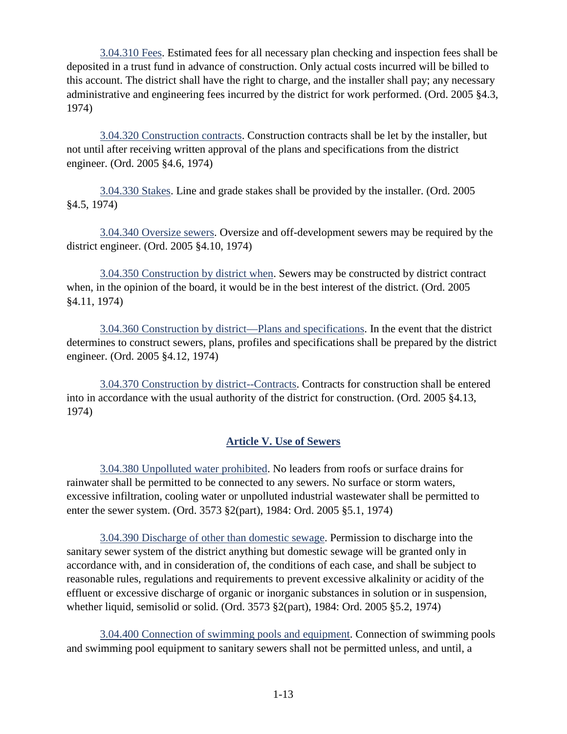3.04.310 Fees. Estimated fees for all necessary plan checking and inspection fees shall be deposited in a trust fund in advance of construction. Only actual costs incurred will be billed to this account. The district shall have the right to charge, and the installer shall pay; any necessary administrative and engineering fees incurred by the district for work performed. (Ord. 2005 §4.3, 1974)

3.04.320 Construction contracts. Construction contracts shall be let by the installer, but not until after receiving written approval of the plans and specifications from the district engineer. (Ord. 2005 §4.6, 1974)

3.04.330 Stakes. Line and grade stakes shall be provided by the installer. (Ord. 2005 §4.5, 1974)

3.04.340 Oversize sewers. Oversize and off-development sewers may be required by the district engineer. (Ord. 2005 §4.10, 1974)

3.04.350 Construction by district when. Sewers may be constructed by district contract when, in the opinion of the board, it would be in the best interest of the district. (Ord. 2005 §4.11, 1974)

3.04.360 Construction by district—Plans and specifications. In the event that the district determines to construct sewers, plans, profiles and specifications shall be prepared by the district engineer. (Ord. 2005 §4.12, 1974)

3.04.370 Construction by district--Contracts. Contracts for construction shall be entered into in accordance with the usual authority of the district for construction. (Ord. 2005 §4.13, 1974)

## Article V. Use of Sewers

3.04.380 Unpolluted water prohibited. No leaders from roofs or surface drains for rainwater shall be permitted to be connected to any sewers. No surface or storm waters, excessive infiltration, cooling water or unpolluted industrial wastewater shall be permitted to enter the sewer system. (Ord. 3573 §2(part), 1984: Ord. 2005 §5.1, 1974)

3.04.390 Discharge of other than domestic sewage. Permission to discharge into the sanitary sewer system of the district anything but domestic sewage will be granted only in accordance with, and in consideration of, the conditions of each case, and shall be subject to reasonable rules, regulations and requirements to prevent excessive alkalinity or acidity of the effluent or excessive discharge of organic or inorganic substances in solution or in suspension, whether liquid, semisolid or solid. (Ord. 3573 §2(part), 1984: Ord. 2005 §5.2, 1974)

3.04.400 Connection of swimming pools and equipment. Connection of swimming pools and swimming pool equipment to sanitary sewers shall not be permitted unless, and until, a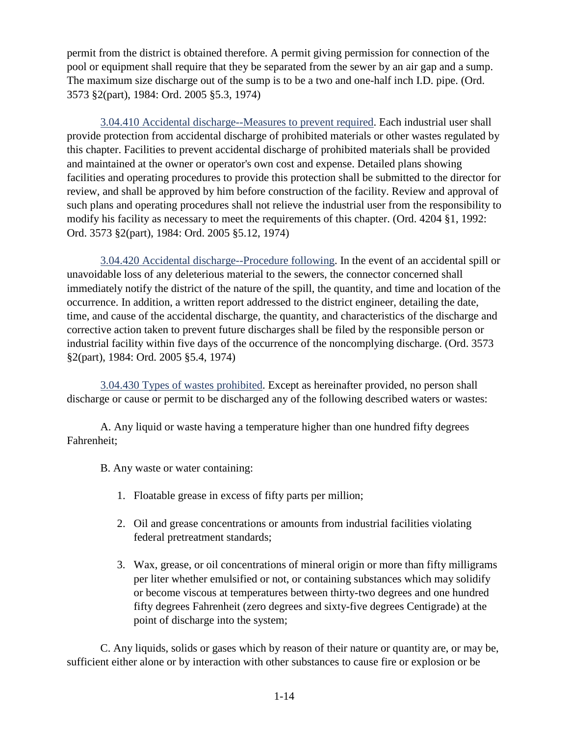permit from the district is obtained therefore. A permit giving permission for connection of the pool or equipment shall require that they be separated from the sewer by an air gap and a sump. The maximum size discharge out of the sump is to be a two and one-half inch I.D. pipe. (Ord. 3573 §2(part), 1984: Ord. 2005 §5.3, 1974)

3.04.410 Accidental discharge--Measures to prevent required. Each industrial user shall provide protection from accidental discharge of prohibited materials or other wastes regulated by this chapter. Facilities to prevent accidental discharge of prohibited materials shall be provided and maintained at the owner or operator's own cost and expense. Detailed plans showing facilities and operating procedures to provide this protection shall be submitted to the director for review, and shall be approved by him before construction of the facility. Review and approval of such plans and operating procedures shall not relieve the industrial user from the responsibility to modify his facility as necessary to meet the requirements of this chapter. (Ord. 4204 §1, 1992: Ord. 3573 §2(part), 1984: Ord. 2005 §5.12, 1974)

3.04.420 Accidental discharge--Procedure following. In the event of an accidental spill or unavoidable loss of any deleterious material to the sewers, the connector concerned shall immediately notify the district of the nature of the spill, the quantity, and time and location of the occurrence. In addition, a written report addressed to the district engineer, detailing the date, time, and cause of the accidental discharge, the quantity, and characteristics of the discharge and corrective action taken to prevent future discharges shall be filed by the responsible person or industrial facility within five days of the occurrence of the noncomplying discharge. (Ord. 3573 §2(part), 1984: Ord. 2005 §5.4, 1974)

3.04.430 Types of wastes prohibited. Except as hereinafter provided, no person shall discharge or cause or permit to be discharged any of the following described waters or wastes:

A. Any liquid or waste having a temperature higher than one hundred fifty degrees Fahrenheit;

B. Any waste or water containing:

1. Floatable grease in excess of fifty parts per million;
2. Oil and grease concentrations or amounts from industrial facilities violating federal pretreatment standards;
3. Wax, grease, or oil concentrations of mineral origin or more than fifty milligrams per liter whether emulsified or not, or containing substances which may solidify or become viscous at temperatures between thirty-two degrees and one hundred fifty degrees Fahrenheit (zero degrees and sixty-five degrees Centigrade) at the point of discharge into the system;

C. Any liquids, solids or gases which by reason of their nature or quantity are, or may be, sufficient either alone or by interaction with other substances to cause fire or explosion or be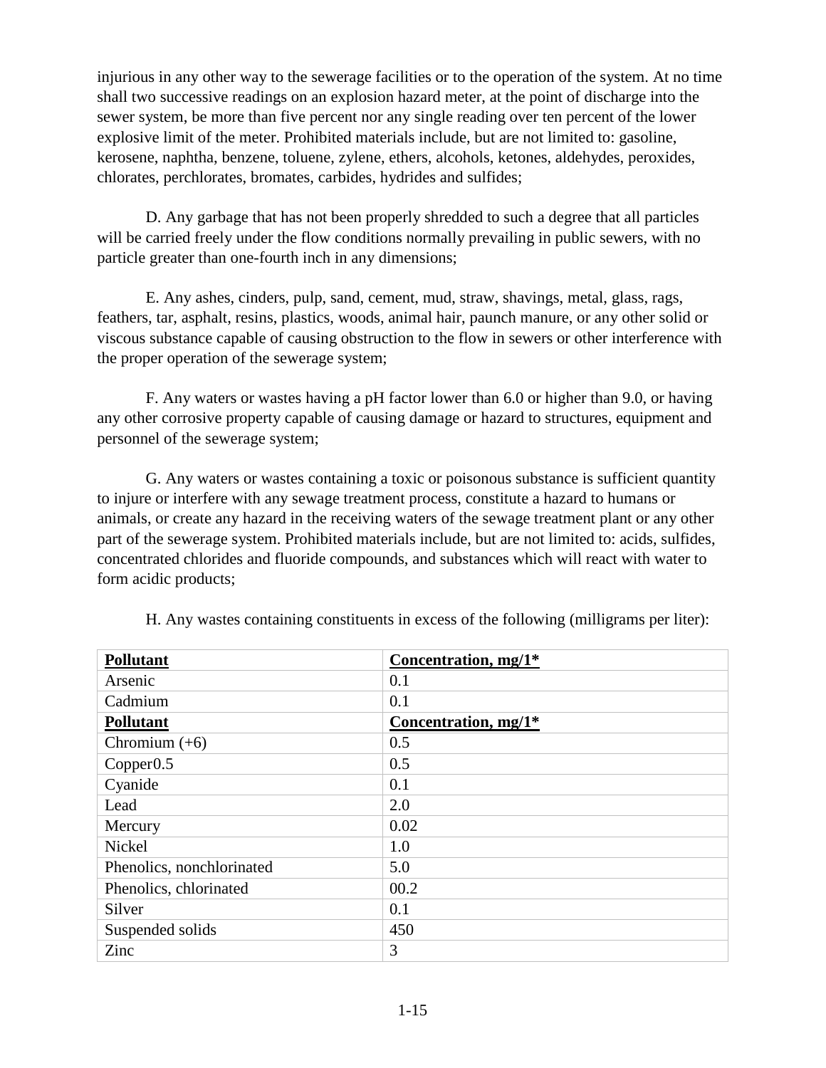injurious in any other way to the sewerage facilities or to the operation of the system. At no time shall two successive readings on an explosion hazard meter, at the point of discharge into the sewer system, be more than five percent nor any single reading over ten percent of the lower explosive limit of the meter. Prohibited materials include, but are not limited to: gasoline, kerosene, naphtha, benzene, toluene, zylene, ethers, alcohols, ketones, aldehydes, peroxides, chlorates, perchlorates, bromates, carbides, hydrides and sulfides;

D. Any garbage that has not been properly shredded to such a degree that all particles will be carried freely under the flow conditions normally prevailing in public sewers, with no particle greater than one-fourth inch in any dimensions;

E. Any ashes, cinders, pulp, sand, cement, mud, straw, shavings, metal, glass, rags, feathers, tar, asphalt, resins, plastics, woods, animal hair, paunch manure, or any other solid or viscous substance capable of causing obstruction to the flow in sewers or other interference with the proper operation of the sewerage system;

F. Any waters or wastes having a pH factor lower than 6.0 or higher than 9.0, or having any other corrosive property capable of causing damage or hazard to structures, equipment and personnel of the sewerage system;

G. Any waters or wastes containing a toxic or poisonous substance is sufficient quantity to injure or interfere with any sewage treatment process, constitute a hazard to humans or animals, or create any hazard in the receiving waters of the sewage treatment plant or any other part of the sewerage system. Prohibited materials include, but are not limited to: acids, sulfides, concentrated chlorides and fluoride compounds, and substances which will react with water to form acidic products;

H. Any wastes containing constituents in excess of the following (milligrams per liter):

| **Pollutant** | **Concentration, mg/1*** |
|---|---|
| Arsenic | 0.1 |
| Cadmium | 0.1 |
| **Pollutant** | **Concentration, mg/1*** |
| Chromium (+6) | 0.5 |
| Copper0.5 | 0.5 |
| Cyanide | 0.1 |
| Lead | 2.0 |
| Mercury | 0.02 |
| Nickel | 1.0 |
| Phenolics, nonchlorinated | 5.0 |
| Phenolics, chlorinated | 00.2 |
| Silver | 0.1 |
| Suspended solids | 450 |
| Zinc | 3 |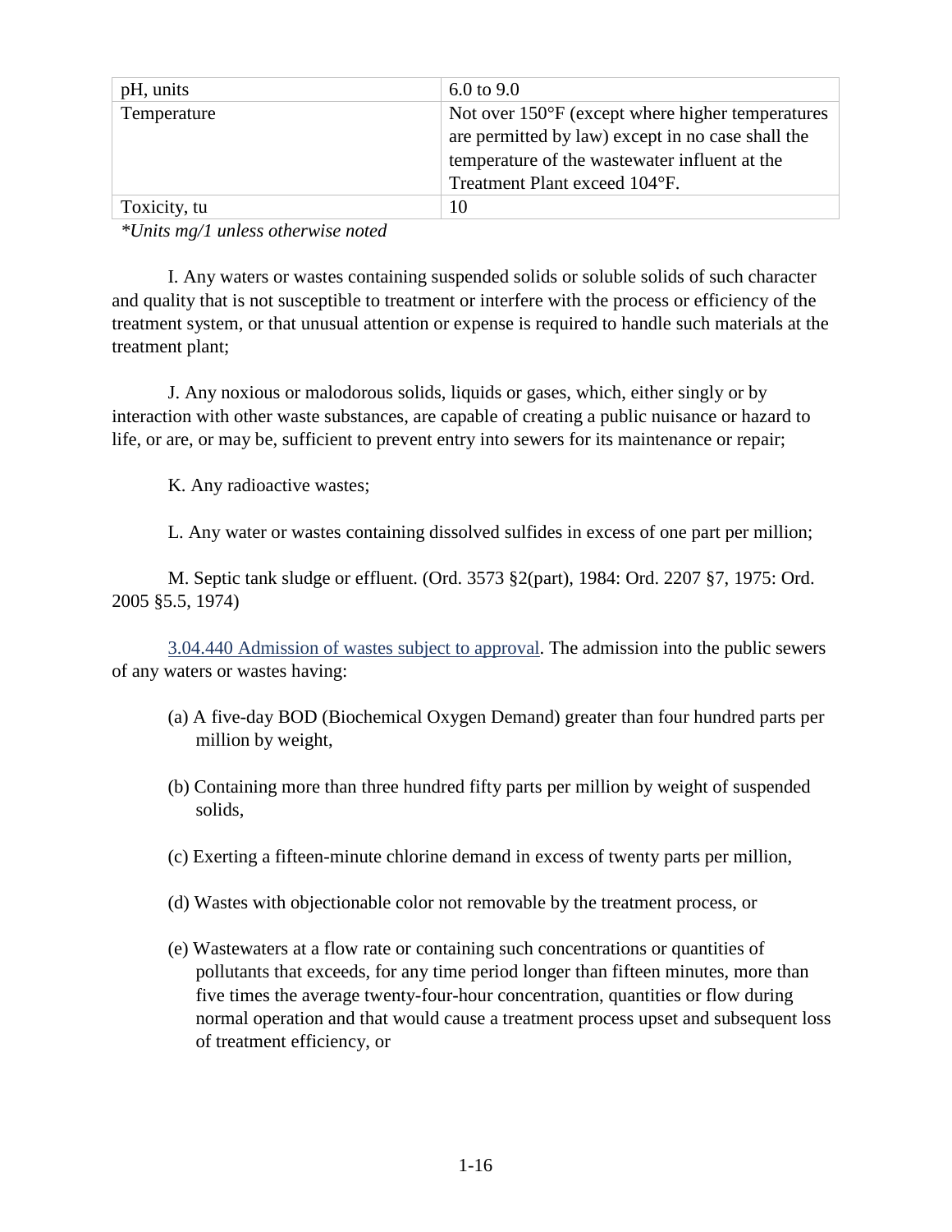| pH, units | 6.0 to 9.0 |
|---|---|
| Temperature | Not over 150°F (except where higher temperatures are permitted by law) except in no case shall the temperature of the wastewater influent at the Treatment Plant exceed 104°F. |
| Toxicity, tu | 10 |

*\*Units mg/1 unless otherwise noted*

I. Any waters or wastes containing suspended solids or soluble solids of such character and quality that is not susceptible to treatment or interfere with the process or efficiency of the treatment system, or that unusual attention or expense is required to handle such materials at the treatment plant;

J. Any noxious or malodorous solids, liquids or gases, which, either singly or by interaction with other waste substances, are capable of creating a public nuisance or hazard to life, or are, or may be, sufficient to prevent entry into sewers for its maintenance or repair;

K. Any radioactive wastes;

L. Any water or wastes containing dissolved sulfides in excess of one part per million;

M. Septic tank sludge or effluent. (Ord. 3573 §2(part), 1984: Ord. 2207 §7, 1975: Ord. 2005 §5.5, 1974)

3.04.440 Admission of wastes subject to approval. The admission into the public sewers of any waters or wastes having:

(a) A five-day BOD (Biochemical Oxygen Demand) greater than four hundred parts per million by weight,

(b) Containing more than three hundred fifty parts per million by weight of suspended solids,

(c) Exerting a fifteen-minute chlorine demand in excess of twenty parts per million,

(d) Wastes with objectionable color not removable by the treatment process, or

(e) Wastewaters at a flow rate or containing such concentrations or quantities of pollutants that exceeds, for any time period longer than fifteen minutes, more than five times the average twenty-four-hour concentration, quantities or flow during normal operation and that would cause a treatment process upset and subsequent loss of treatment efficiency, or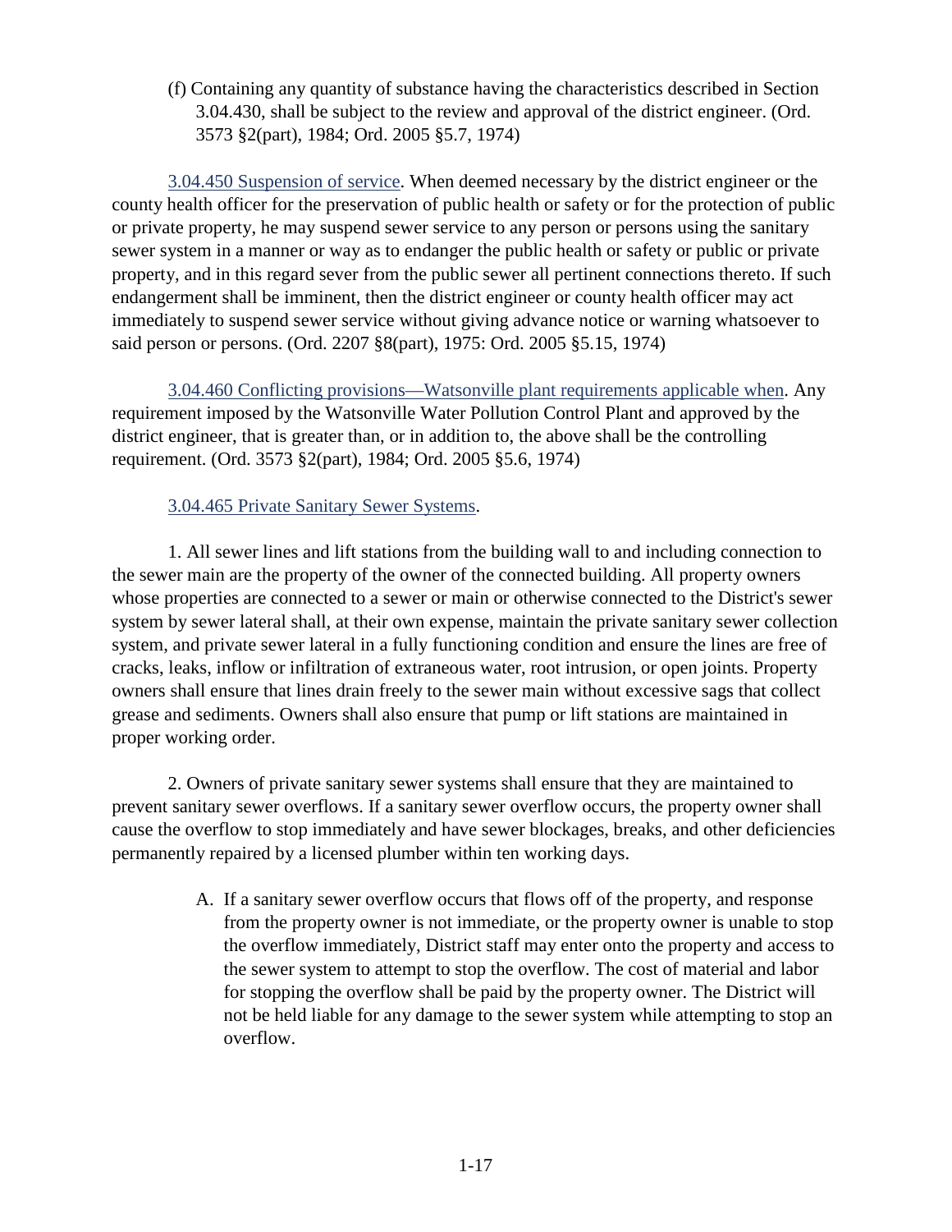(f) Containing any quantity of substance having the characteristics described in Section 3.04.430, shall be subject to the review and approval of the district engineer. (Ord. 3573 §2(part), 1984; Ord. 2005 §5.7, 1974)

3.04.450 Suspension of service. When deemed necessary by the district engineer or the county health officer for the preservation of public health or safety or for the protection of public or private property, he may suspend sewer service to any person or persons using the sanitary sewer system in a manner or way as to endanger the public health or safety or public or private property, and in this regard sever from the public sewer all pertinent connections thereto. If such endangerment shall be imminent, then the district engineer or county health officer may act immediately to suspend sewer service without giving advance notice or warning whatsoever to said person or persons. (Ord. 2207 §8(part), 1975: Ord. 2005 §5.15, 1974)

3.04.460 Conflicting provisions—Watsonville plant requirements applicable when. Any requirement imposed by the Watsonville Water Pollution Control Plant and approved by the district engineer, that is greater than, or in addition to, the above shall be the controlling requirement. (Ord. 3573 §2(part), 1984; Ord. 2005 §5.6, 1974)

3.04.465 Private Sanitary Sewer Systems.

1. All sewer lines and lift stations from the building wall to and including connection to the sewer main are the property of the owner of the connected building. All property owners whose properties are connected to a sewer or main or otherwise connected to the District's sewer system by sewer lateral shall, at their own expense, maintain the private sanitary sewer collection system, and private sewer lateral in a fully functioning condition and ensure the lines are free of cracks, leaks, inflow or infiltration of extraneous water, root intrusion, or open joints. Property owners shall ensure that lines drain freely to the sewer main without excessive sags that collect grease and sediments. Owners shall also ensure that pump or lift stations are maintained in proper working order.

2. Owners of private sanitary sewer systems shall ensure that they are maintained to prevent sanitary sewer overflows. If a sanitary sewer overflow occurs, the property owner shall cause the overflow to stop immediately and have sewer blockages, breaks, and other deficiencies permanently repaired by a licensed plumber within ten working days.

A. If a sanitary sewer overflow occurs that flows off of the property, and response from the property owner is not immediate, or the property owner is unable to stop the overflow immediately, District staff may enter onto the property and access to the sewer system to attempt to stop the overflow. The cost of material and labor for stopping the overflow shall be paid by the property owner. The District will not be held liable for any damage to the sewer system while attempting to stop an overflow.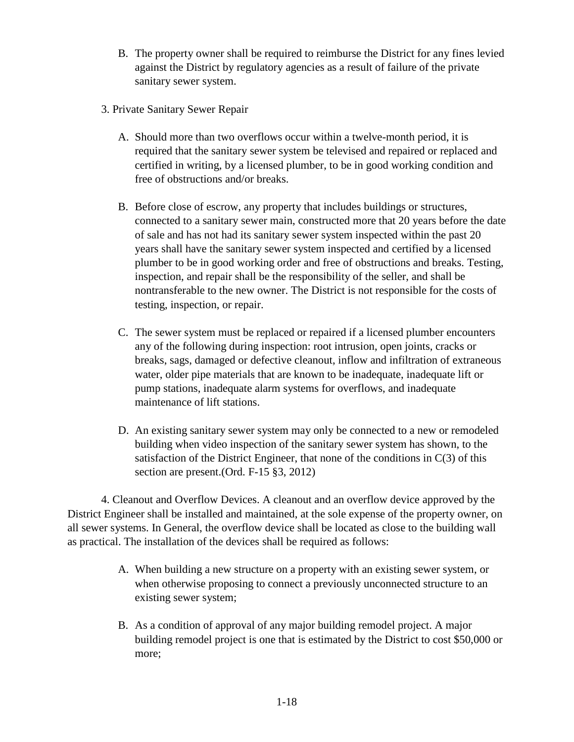B. The property owner shall be required to reimburse the District for any fines levied against the District by regulatory agencies as a result of failure of the private sanitary sewer system.

3. Private Sanitary Sewer Repair

A. Should more than two overflows occur within a twelve-month period, it is required that the sanitary sewer system be televised and repaired or replaced and certified in writing, by a licensed plumber, to be in good working condition and free of obstructions and/or breaks.

B. Before close of escrow, any property that includes buildings or structures, connected to a sanitary sewer main, constructed more that 20 years before the date of sale and has not had its sanitary sewer system inspected within the past 20 years shall have the sanitary sewer system inspected and certified by a licensed plumber to be in good working order and free of obstructions and breaks. Testing, inspection, and repair shall be the responsibility of the seller, and shall be nontransferable to the new owner. The District is not responsible for the costs of testing, inspection, or repair.

C. The sewer system must be replaced or repaired if a licensed plumber encounters any of the following during inspection: root intrusion, open joints, cracks or breaks, sags, damaged or defective cleanout, inflow and infiltration of extraneous water, older pipe materials that are known to be inadequate, inadequate lift or pump stations, inadequate alarm systems for overflows, and inadequate maintenance of lift stations.

D. An existing sanitary sewer system may only be connected to a new or remodeled building when video inspection of the sanitary sewer system has shown, to the satisfaction of the District Engineer, that none of the conditions in C(3) of this section are present.(Ord. F-15 §3, 2012)

4. Cleanout and Overflow Devices. A cleanout and an overflow device approved by the District Engineer shall be installed and maintained, at the sole expense of the property owner, on all sewer systems. In General, the overflow device shall be located as close to the building wall as practical. The installation of the devices shall be required as follows:

A. When building a new structure on a property with an existing sewer system, or when otherwise proposing to connect a previously unconnected structure to an existing sewer system;

B. As a condition of approval of any major building remodel project. A major building remodel project is one that is estimated by the District to cost $50,000 or more;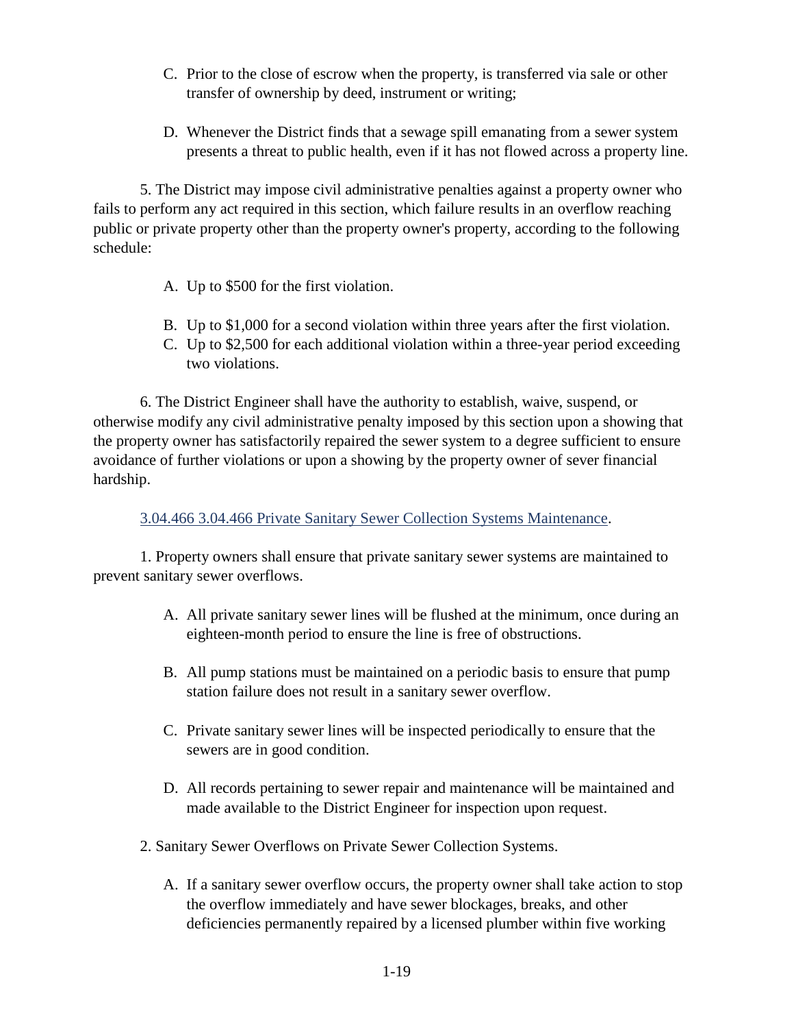C. Prior to the close of escrow when the property, is transferred via sale or other transfer of ownership by deed, instrument or writing;

D. Whenever the District finds that a sewage spill emanating from a sewer system presents a threat to public health, even if it has not flowed across a property line.

5. The District may impose civil administrative penalties against a property owner who fails to perform any act required in this section, which failure results in an overflow reaching public or private property other than the property owner's property, according to the following schedule:

A. Up to $500 for the first violation.

B. Up to $1,000 for a second violation within three years after the first violation.

C. Up to $2,500 for each additional violation within a three-year period exceeding two violations.

6. The District Engineer shall have the authority to establish, waive, suspend, or otherwise modify any civil administrative penalty imposed by this section upon a showing that the property owner has satisfactorily repaired the sewer system to a degree sufficient to ensure avoidance of further violations or upon a showing by the property owner of sever financial hardship.

3.04.466 3.04.466 Private Sanitary Sewer Collection Systems Maintenance.

1. Property owners shall ensure that private sanitary sewer systems are maintained to prevent sanitary sewer overflows.

A. All private sanitary sewer lines will be flushed at the minimum, once during an eighteen-month period to ensure the line is free of obstructions.

B. All pump stations must be maintained on a periodic basis to ensure that pump station failure does not result in a sanitary sewer overflow.

C. Private sanitary sewer lines will be inspected periodically to ensure that the sewers are in good condition.

D. All records pertaining to sewer repair and maintenance will be maintained and made available to the District Engineer for inspection upon request.

2. Sanitary Sewer Overflows on Private Sewer Collection Systems.

A. If a sanitary sewer overflow occurs, the property owner shall take action to stop the overflow immediately and have sewer blockages, breaks, and other deficiencies permanently repaired by a licensed plumber within five working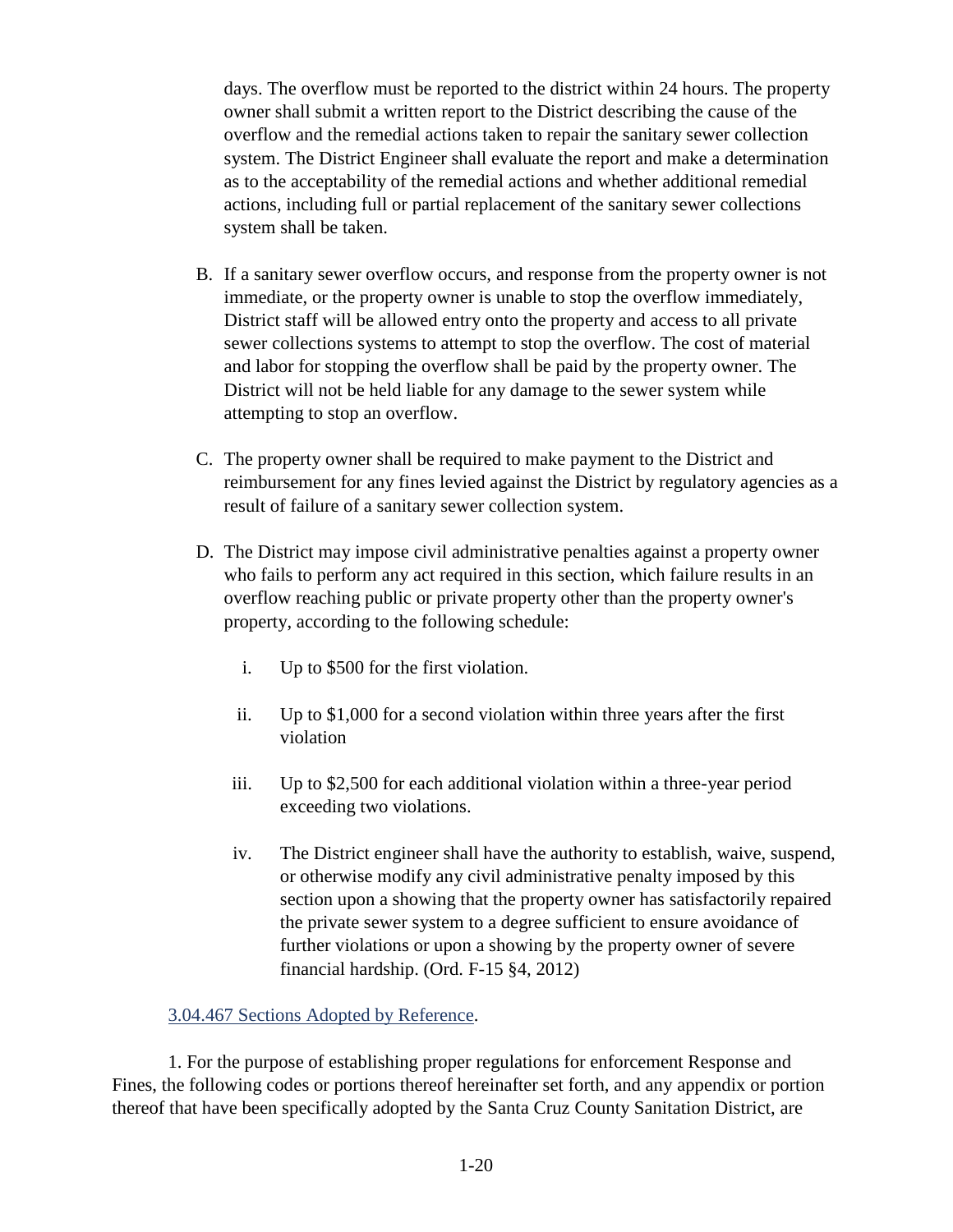days. The overflow must be reported to the district within 24 hours. The property owner shall submit a written report to the District describing the cause of the overflow and the remedial actions taken to repair the sanitary sewer collection system. The District Engineer shall evaluate the report and make a determination as to the acceptability of the remedial actions and whether additional remedial actions, including full or partial replacement of the sanitary sewer collections system shall be taken.

B. If a sanitary sewer overflow occurs, and response from the property owner is not immediate, or the property owner is unable to stop the overflow immediately, District staff will be allowed entry onto the property and access to all private sewer collections systems to attempt to stop the overflow. The cost of material and labor for stopping the overflow shall be paid by the property owner. The District will not be held liable for any damage to the sewer system while attempting to stop an overflow.

C. The property owner shall be required to make payment to the District and reimbursement for any fines levied against the District by regulatory agencies as a result of failure of a sanitary sewer collection system.

D. The District may impose civil administrative penalties against a property owner who fails to perform any act required in this section, which failure results in an overflow reaching public or private property other than the property owner's property, according to the following schedule:

   i. Up to $500 for the first violation.

   ii. Up to $1,000 for a second violation within three years after the first violation

   iii. Up to $2,500 for each additional violation within a three-year period exceeding two violations.

   iv. The District engineer shall have the authority to establish, waive, suspend, or otherwise modify any civil administrative penalty imposed by this section upon a showing that the property owner has satisfactorily repaired the private sewer system to a degree sufficient to ensure avoidance of further violations or upon a showing by the property owner of severe financial hardship. (Ord. F-15 §4, 2012)

3.04.467 Sections Adopted by Reference.

1. For the purpose of establishing proper regulations for enforcement Response and Fines, the following codes or portions thereof hereinafter set forth, and any appendix or portion thereof that have been specifically adopted by the Santa Cruz County Sanitation District, are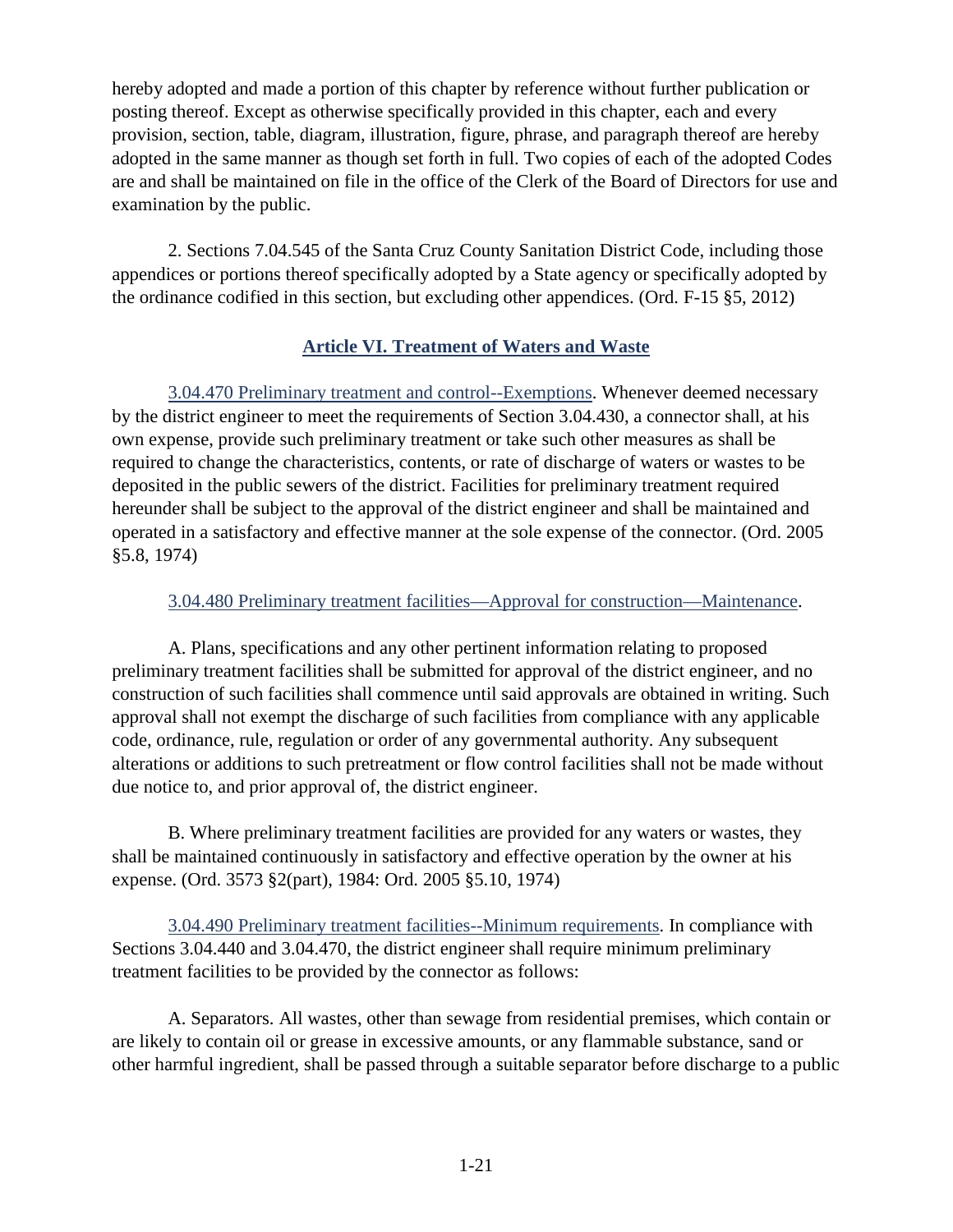hereby adopted and made a portion of this chapter by reference without further publication or posting thereof. Except as otherwise specifically provided in this chapter, each and every provision, section, table, diagram, illustration, figure, phrase, and paragraph thereof are hereby adopted in the same manner as though set forth in full. Two copies of each of the adopted Codes are and shall be maintained on file in the office of the Clerk of the Board of Directors for use and examination by the public.

2. Sections 7.04.545 of the Santa Cruz County Sanitation District Code, including those appendices or portions thereof specifically adopted by a State agency or specifically adopted by the ordinance codified in this section, but excluding other appendices. (Ord. F-15 §5, 2012)

## Article VI. Treatment of Waters and Waste

3.04.470 Preliminary treatment and control--Exemptions. Whenever deemed necessary by the district engineer to meet the requirements of Section 3.04.430, a connector shall, at his own expense, provide such preliminary treatment or take such other measures as shall be required to change the characteristics, contents, or rate of discharge of waters or wastes to be deposited in the public sewers of the district. Facilities for preliminary treatment required hereunder shall be subject to the approval of the district engineer and shall be maintained and operated in a satisfactory and effective manner at the sole expense of the connector. (Ord. 2005 §5.8, 1974)

3.04.480 Preliminary treatment facilities—Approval for construction—Maintenance.

A. Plans, specifications and any other pertinent information relating to proposed preliminary treatment facilities shall be submitted for approval of the district engineer, and no construction of such facilities shall commence until said approvals are obtained in writing. Such approval shall not exempt the discharge of such facilities from compliance with any applicable code, ordinance, rule, regulation or order of any governmental authority. Any subsequent alterations or additions to such pretreatment or flow control facilities shall not be made without due notice to, and prior approval of, the district engineer.

B. Where preliminary treatment facilities are provided for any waters or wastes, they shall be maintained continuously in satisfactory and effective operation by the owner at his expense. (Ord. 3573 §2(part), 1984: Ord. 2005 §5.10, 1974)

3.04.490 Preliminary treatment facilities--Minimum requirements. In compliance with Sections 3.04.440 and 3.04.470, the district engineer shall require minimum preliminary treatment facilities to be provided by the connector as follows:

A. Separators. All wastes, other than sewage from residential premises, which contain or are likely to contain oil or grease in excessive amounts, or any flammable substance, sand or other harmful ingredient, shall be passed through a suitable separator before discharge to a public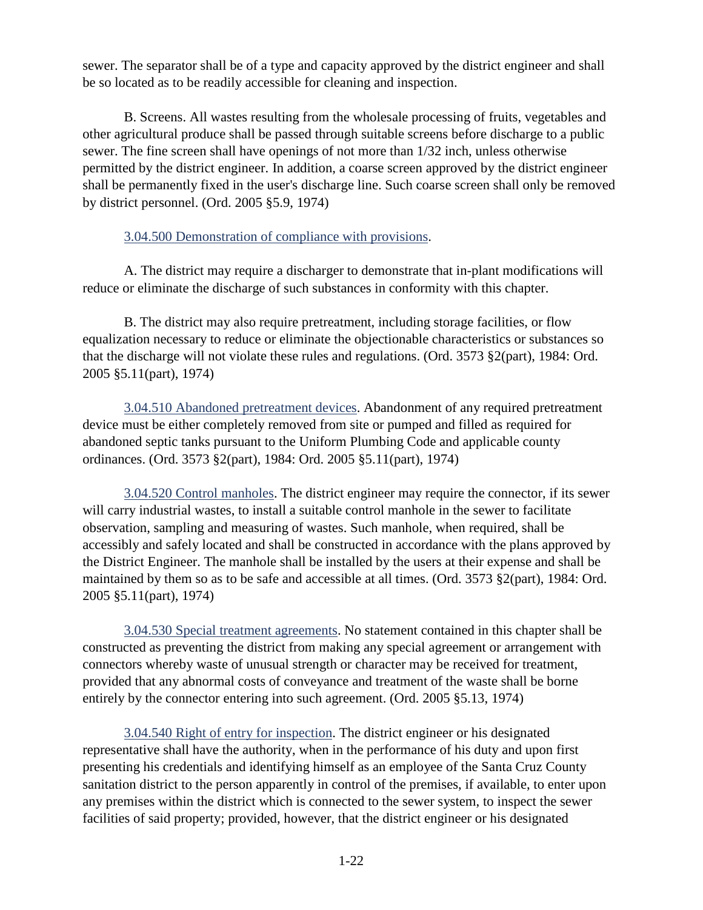sewer. The separator shall be of a type and capacity approved by the district engineer and shall be so located as to be readily accessible for cleaning and inspection.

B. Screens. All wastes resulting from the wholesale processing of fruits, vegetables and other agricultural produce shall be passed through suitable screens before discharge to a public sewer. The fine screen shall have openings of not more than 1/32 inch, unless otherwise permitted by the district engineer. In addition, a coarse screen approved by the district engineer shall be permanently fixed in the user's discharge line. Such coarse screen shall only be removed by district personnel. (Ord. 2005 §5.9, 1974)

3.04.500 Demonstration of compliance with provisions.

A. The district may require a discharger to demonstrate that in-plant modifications will reduce or eliminate the discharge of such substances in conformity with this chapter.

B. The district may also require pretreatment, including storage facilities, or flow equalization necessary to reduce or eliminate the objectionable characteristics or substances so that the discharge will not violate these rules and regulations. (Ord. 3573 §2(part), 1984: Ord. 2005 §5.11(part), 1974)

3.04.510 Abandoned pretreatment devices. Abandonment of any required pretreatment device must be either completely removed from site or pumped and filled as required for abandoned septic tanks pursuant to the Uniform Plumbing Code and applicable county ordinances. (Ord. 3573 §2(part), 1984: Ord. 2005 §5.11(part), 1974)

3.04.520 Control manholes. The district engineer may require the connector, if its sewer will carry industrial wastes, to install a suitable control manhole in the sewer to facilitate observation, sampling and measuring of wastes. Such manhole, when required, shall be accessibly and safely located and shall be constructed in accordance with the plans approved by the District Engineer. The manhole shall be installed by the users at their expense and shall be maintained by them so as to be safe and accessible at all times. (Ord. 3573 §2(part), 1984: Ord. 2005 §5.11(part), 1974)

3.04.530 Special treatment agreements. No statement contained in this chapter shall be constructed as preventing the district from making any special agreement or arrangement with connectors whereby waste of unusual strength or character may be received for treatment, provided that any abnormal costs of conveyance and treatment of the waste shall be borne entirely by the connector entering into such agreement. (Ord. 2005 §5.13, 1974)

3.04.540 Right of entry for inspection. The district engineer or his designated representative shall have the authority, when in the performance of his duty and upon first presenting his credentials and identifying himself as an employee of the Santa Cruz County sanitation district to the person apparently in control of the premises, if available, to enter upon any premises within the district which is connected to the sewer system, to inspect the sewer facilities of said property; provided, however, that the district engineer or his designated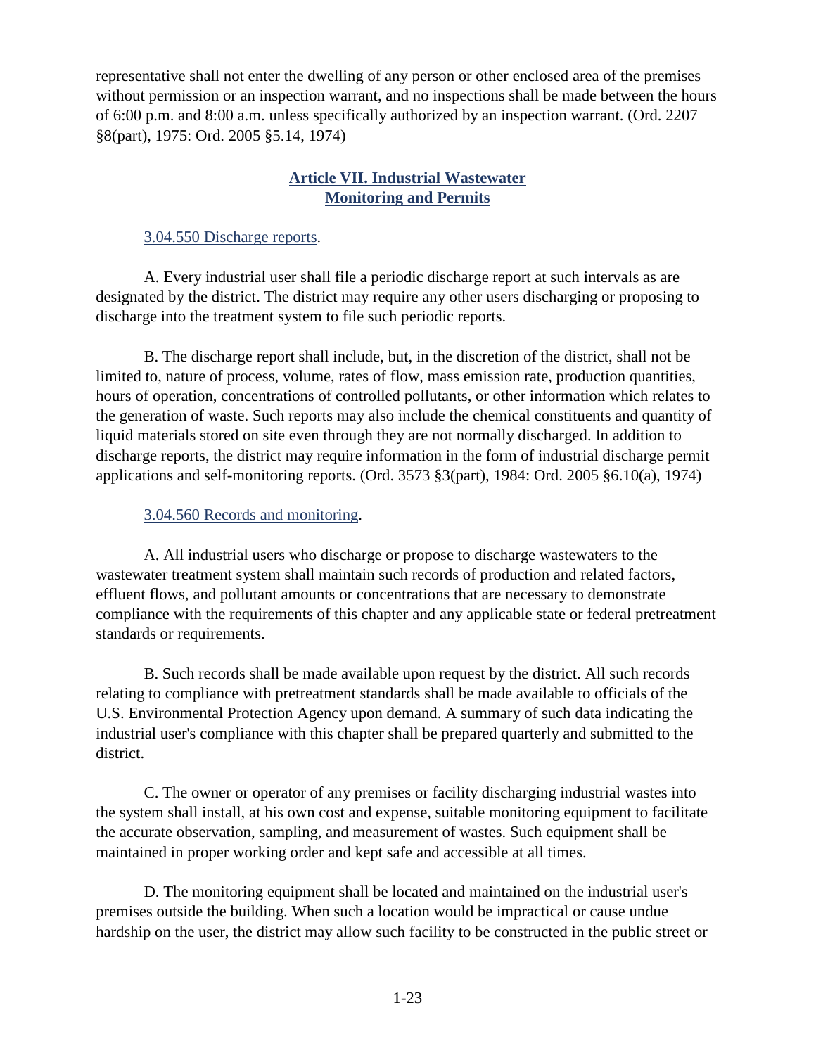representative shall not enter the dwelling of any person or other enclosed area of the premises without permission or an inspection warrant, and no inspections shall be made between the hours of 6:00 p.m. and 8:00 a.m. unless specifically authorized by an inspection warrant. (Ord. 2207 §8(part), 1975: Ord. 2005 §5.14, 1974)

## Article VII. Industrial Wastewater Monitoring and Permits

### 3.04.550 Discharge reports.

A. Every industrial user shall file a periodic discharge report at such intervals as are designated by the district. The district may require any other users discharging or proposing to discharge into the treatment system to file such periodic reports.

B. The discharge report shall include, but, in the discretion of the district, shall not be limited to, nature of process, volume, rates of flow, mass emission rate, production quantities, hours of operation, concentrations of controlled pollutants, or other information which relates to the generation of waste. Such reports may also include the chemical constituents and quantity of liquid materials stored on site even through they are not normally discharged. In addition to discharge reports, the district may require information in the form of industrial discharge permit applications and self-monitoring reports. (Ord. 3573 §3(part), 1984: Ord. 2005 §6.10(a), 1974)

### 3.04.560 Records and monitoring.

A. All industrial users who discharge or propose to discharge wastewaters to the wastewater treatment system shall maintain such records of production and related factors, effluent flows, and pollutant amounts or concentrations that are necessary to demonstrate compliance with the requirements of this chapter and any applicable state or federal pretreatment standards or requirements.

B. Such records shall be made available upon request by the district. All such records relating to compliance with pretreatment standards shall be made available to officials of the U.S. Environmental Protection Agency upon demand. A summary of such data indicating the industrial user's compliance with this chapter shall be prepared quarterly and submitted to the district.

C. The owner or operator of any premises or facility discharging industrial wastes into the system shall install, at his own cost and expense, suitable monitoring equipment to facilitate the accurate observation, sampling, and measurement of wastes. Such equipment shall be maintained in proper working order and kept safe and accessible at all times.

D. The monitoring equipment shall be located and maintained on the industrial user's premises outside the building. When such a location would be impractical or cause undue hardship on the user, the district may allow such facility to be constructed in the public street or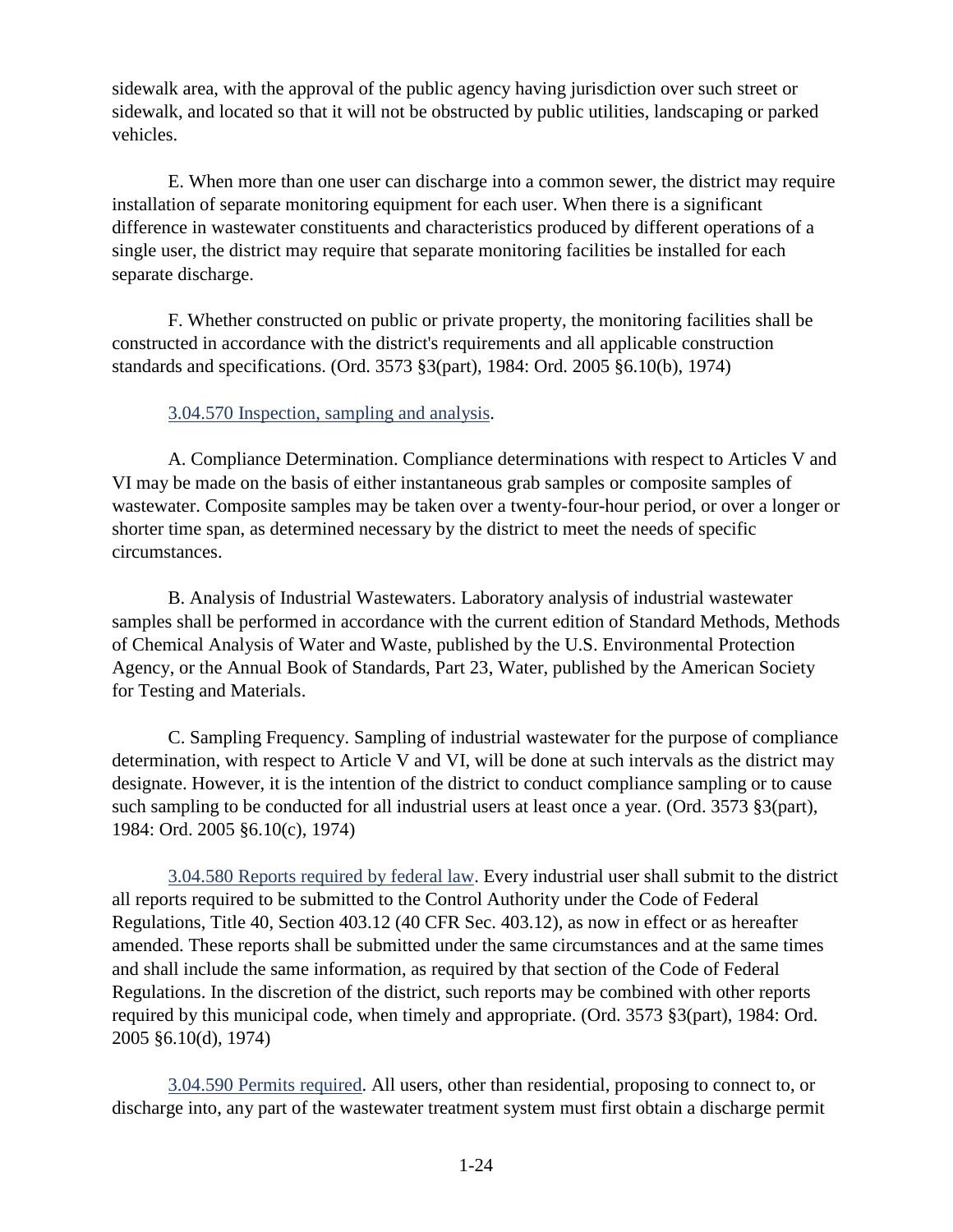sidewalk area, with the approval of the public agency having jurisdiction over such street or sidewalk, and located so that it will not be obstructed by public utilities, landscaping or parked vehicles.

E. When more than one user can discharge into a common sewer, the district may require installation of separate monitoring equipment for each user. When there is a significant difference in wastewater constituents and characteristics produced by different operations of a single user, the district may require that separate monitoring facilities be installed for each separate discharge.

F. Whether constructed on public or private property, the monitoring facilities shall be constructed in accordance with the district's requirements and all applicable construction standards and specifications. (Ord. 3573 §3(part), 1984: Ord. 2005 §6.10(b), 1974)

3.04.570 Inspection, sampling and analysis.

A. Compliance Determination. Compliance determinations with respect to Articles V and VI may be made on the basis of either instantaneous grab samples or composite samples of wastewater. Composite samples may be taken over a twenty-four-hour period, or over a longer or shorter time span, as determined necessary by the district to meet the needs of specific circumstances.

B. Analysis of Industrial Wastewaters. Laboratory analysis of industrial wastewater samples shall be performed in accordance with the current edition of Standard Methods, Methods of Chemical Analysis of Water and Waste, published by the U.S. Environmental Protection Agency, or the Annual Book of Standards, Part 23, Water, published by the American Society for Testing and Materials.

C. Sampling Frequency. Sampling of industrial wastewater for the purpose of compliance determination, with respect to Article V and VI, will be done at such intervals as the district may designate. However, it is the intention of the district to conduct compliance sampling or to cause such sampling to be conducted for all industrial users at least once a year. (Ord. 3573 §3(part), 1984: Ord. 2005 §6.10(c), 1974)

3.04.580 Reports required by federal law. Every industrial user shall submit to the district all reports required to be submitted to the Control Authority under the Code of Federal Regulations, Title 40, Section 403.12 (40 CFR Sec. 403.12), as now in effect or as hereafter amended. These reports shall be submitted under the same circumstances and at the same times and shall include the same information, as required by that section of the Code of Federal Regulations. In the discretion of the district, such reports may be combined with other reports required by this municipal code, when timely and appropriate. (Ord. 3573 §3(part), 1984: Ord. 2005 §6.10(d), 1974)

3.04.590 Permits required. All users, other than residential, proposing to connect to, or discharge into, any part of the wastewater treatment system must first obtain a discharge permit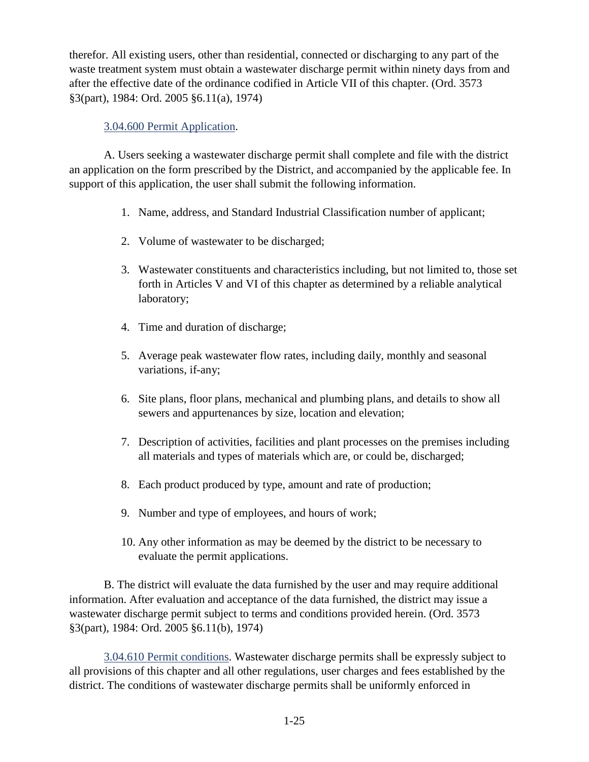therefor. All existing users, other than residential, connected or discharging to any part of the waste treatment system must obtain a wastewater discharge permit within ninety days from and after the effective date of the ordinance codified in Article VII of this chapter. (Ord. 3573 §3(part), 1984: Ord. 2005 §6.11(a), 1974)

3.04.600 Permit Application.

A. Users seeking a wastewater discharge permit shall complete and file with the district an application on the form prescribed by the District, and accompanied by the applicable fee. In support of this application, the user shall submit the following information.

1. Name, address, and Standard Industrial Classification number of applicant;
2. Volume of wastewater to be discharged;
3. Wastewater constituents and characteristics including, but not limited to, those set forth in Articles V and VI of this chapter as determined by a reliable analytical laboratory;
4. Time and duration of discharge;
5. Average peak wastewater flow rates, including daily, monthly and seasonal variations, if-any;
6. Site plans, floor plans, mechanical and plumbing plans, and details to show all sewers and appurtenances by size, location and elevation;
7. Description of activities, facilities and plant processes on the premises including all materials and types of materials which are, or could be, discharged;
8. Each product produced by type, amount and rate of production;
9. Number and type of employees, and hours of work;
10. Any other information as may be deemed by the district to be necessary to evaluate the permit applications.

B. The district will evaluate the data furnished by the user and may require additional information. After evaluation and acceptance of the data furnished, the district may issue a wastewater discharge permit subject to terms and conditions provided herein. (Ord. 3573 §3(part), 1984: Ord. 2005 §6.11(b), 1974)

3.04.610 Permit conditions. Wastewater discharge permits shall be expressly subject to all provisions of this chapter and all other regulations, user charges and fees established by the district. The conditions of wastewater discharge permits shall be uniformly enforced in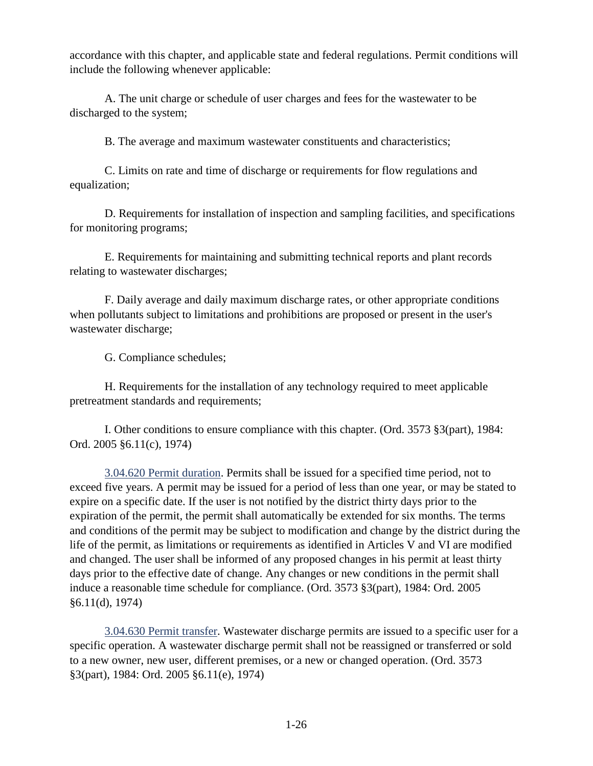accordance with this chapter, and applicable state and federal regulations. Permit conditions will include the following whenever applicable:

A. The unit charge or schedule of user charges and fees for the wastewater to be discharged to the system;

B. The average and maximum wastewater constituents and characteristics;

C. Limits on rate and time of discharge or requirements for flow regulations and equalization;

D. Requirements for installation of inspection and sampling facilities, and specifications for monitoring programs;

E. Requirements for maintaining and submitting technical reports and plant records relating to wastewater discharges;

F. Daily average and daily maximum discharge rates, or other appropriate conditions when pollutants subject to limitations and prohibitions are proposed or present in the user's wastewater discharge;

G. Compliance schedules;

H. Requirements for the installation of any technology required to meet applicable pretreatment standards and requirements;

I. Other conditions to ensure compliance with this chapter. (Ord. 3573 §3(part), 1984: Ord. 2005 §6.11(c), 1974)

3.04.620 Permit duration. Permits shall be issued for a specified time period, not to exceed five years. A permit may be issued for a period of less than one year, or may be stated to expire on a specific date. If the user is not notified by the district thirty days prior to the expiration of the permit, the permit shall automatically be extended for six months. The terms and conditions of the permit may be subject to modification and change by the district during the life of the permit, as limitations or requirements as identified in Articles V and VI are modified and changed. The user shall be informed of any proposed changes in his permit at least thirty days prior to the effective date of change. Any changes or new conditions in the permit shall induce a reasonable time schedule for compliance. (Ord. 3573 §3(part), 1984: Ord. 2005 §6.11(d), 1974)

3.04.630 Permit transfer. Wastewater discharge permits are issued to a specific user for a specific operation. A wastewater discharge permit shall not be reassigned or transferred or sold to a new owner, new user, different premises, or a new or changed operation. (Ord. 3573 §3(part), 1984: Ord. 2005 §6.11(e), 1974)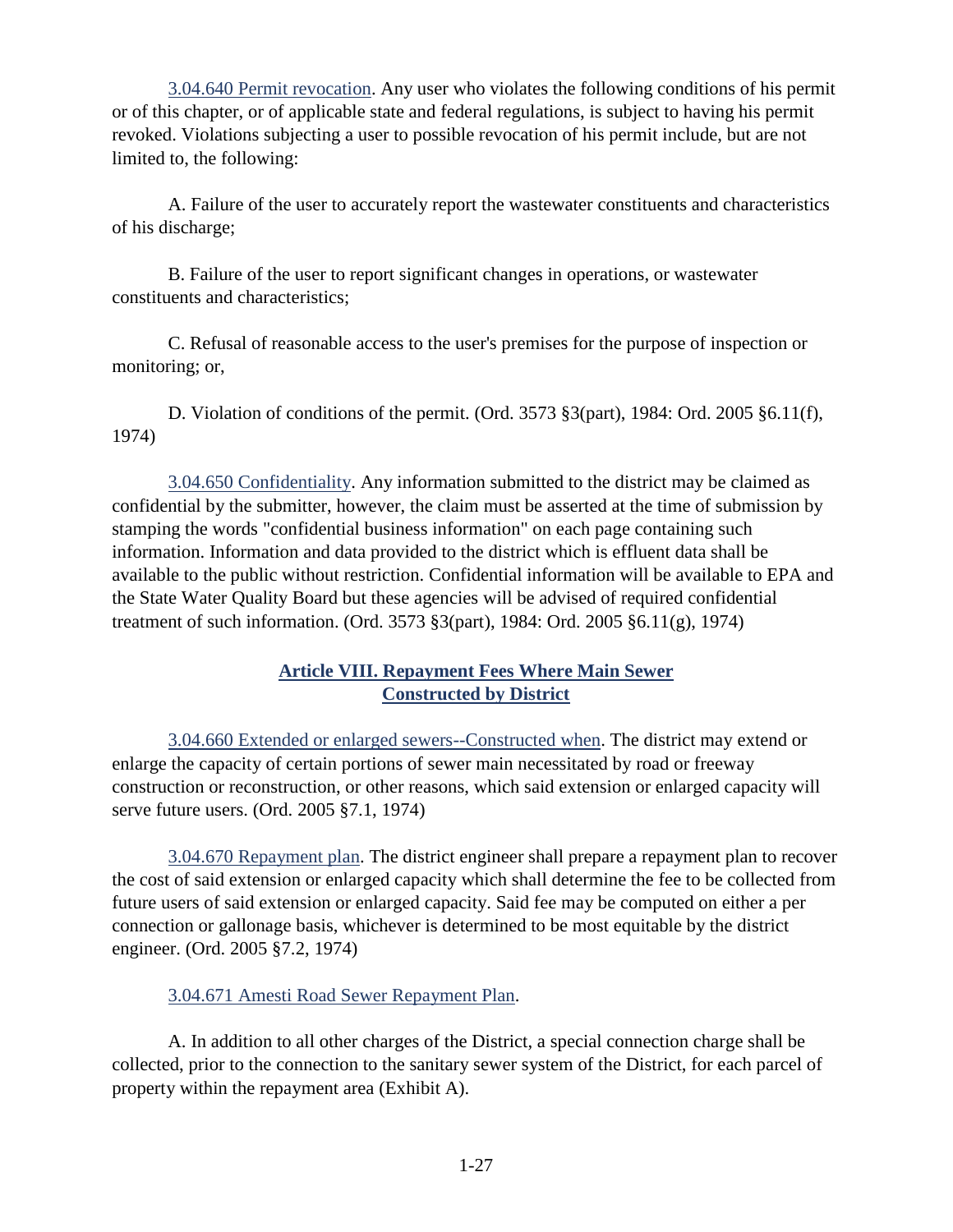3.04.640 Permit revocation. Any user who violates the following conditions of his permit or of this chapter, or of applicable state and federal regulations, is subject to having his permit revoked. Violations subjecting a user to possible revocation of his permit include, but are not limited to, the following:

A. Failure of the user to accurately report the wastewater constituents and characteristics of his discharge;

B. Failure of the user to report significant changes in operations, or wastewater constituents and characteristics;

C. Refusal of reasonable access to the user's premises for the purpose of inspection or monitoring; or,

D. Violation of conditions of the permit. (Ord. 3573 §3(part), 1984: Ord. 2005 §6.11(f), 1974)

3.04.650 Confidentiality. Any information submitted to the district may be claimed as confidential by the submitter, however, the claim must be asserted at the time of submission by stamping the words "confidential business information" on each page containing such information. Information and data provided to the district which is effluent data shall be available to the public without restriction. Confidential information will be available to EPA and the State Water Quality Board but these agencies will be advised of required confidential treatment of such information. (Ord. 3573 §3(part), 1984: Ord. 2005 §6.11(g), 1974)

## Article VIII. Repayment Fees Where Main Sewer Constructed by District

3.04.660 Extended or enlarged sewers--Constructed when. The district may extend or enlarge the capacity of certain portions of sewer main necessitated by road or freeway construction or reconstruction, or other reasons, which said extension or enlarged capacity will serve future users. (Ord. 2005 §7.1, 1974)

3.04.670 Repayment plan. The district engineer shall prepare a repayment plan to recover the cost of said extension or enlarged capacity which shall determine the fee to be collected from future users of said extension or enlarged capacity. Said fee may be computed on either a per connection or gallonage basis, whichever is determined to be most equitable by the district engineer. (Ord. 2005 §7.2, 1974)

3.04.671 Amesti Road Sewer Repayment Plan.

A. In addition to all other charges of the District, a special connection charge shall be collected, prior to the connection to the sanitary sewer system of the District, for each parcel of property within the repayment area (Exhibit A).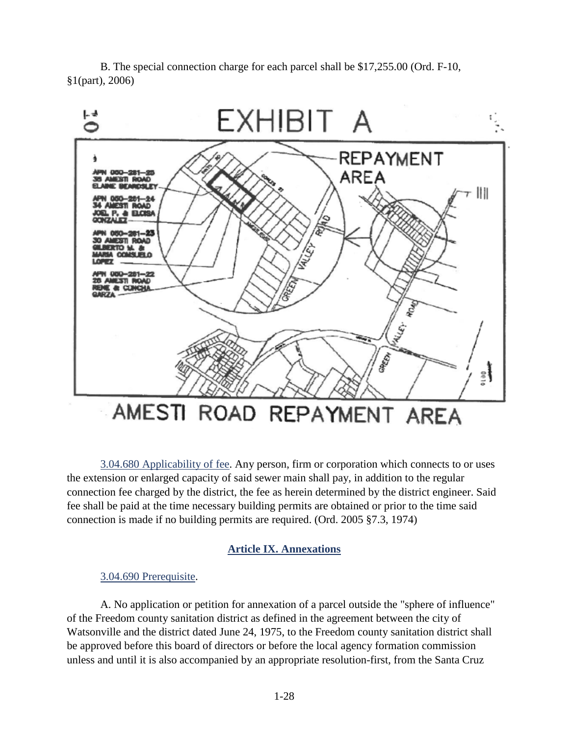B. The special connection charge for each parcel shall be $17,255.00 (Ord. F-10, §1(part), 2006)

3.04.680 Applicability of fee. Any person, firm or corporation which connects to or uses the extension or enlarged capacity of said sewer main shall pay, in addition to the regular connection fee charged by the district, the fee as herein determined by the district engineer. Said fee shall be paid at the time necessary building permits are obtained or prior to the time said connection is made if no building permits are required. (Ord. 2005 §7.3, 1974)

## Article IX. Annexations

3.04.690 Prerequisite.

A. No application or petition for annexation of a parcel outside the "sphere of influence" of the Freedom county sanitation district as defined in the agreement between the city of Watsonville and the district dated June 24, 1975, to the Freedom county sanitation district shall be approved before this board of directors or before the local agency formation commission unless and until it is also accompanied by an appropriate resolution-first, from the Santa Cruz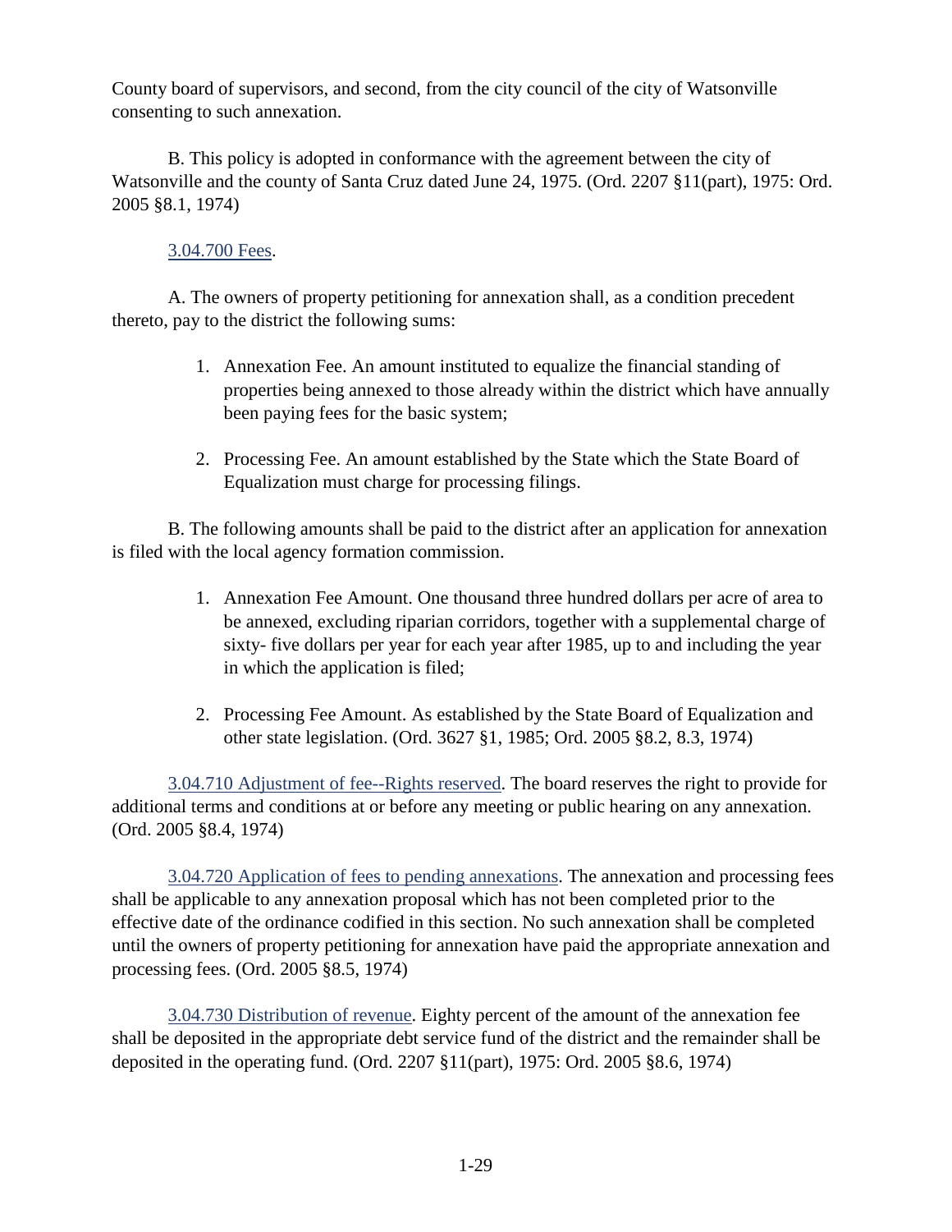County board of supervisors, and second, from the city council of the city of Watsonville consenting to such annexation.

B. This policy is adopted in conformance with the agreement between the city of Watsonville and the county of Santa Cruz dated June 24, 1975. (Ord. 2207 §11(part), 1975: Ord. 2005 §8.1, 1974)

3.04.700 Fees.

A. The owners of property petitioning for annexation shall, as a condition precedent thereto, pay to the district the following sums:

1. Annexation Fee. An amount instituted to equalize the financial standing of properties being annexed to those already within the district which have annually been paying fees for the basic system;

2. Processing Fee. An amount established by the State which the State Board of Equalization must charge for processing filings.

B. The following amounts shall be paid to the district after an application for annexation is filed with the local agency formation commission.

1. Annexation Fee Amount. One thousand three hundred dollars per acre of area to be annexed, excluding riparian corridors, together with a supplemental charge of sixty- five dollars per year for each year after 1985, up to and including the year in which the application is filed;

2. Processing Fee Amount. As established by the State Board of Equalization and other state legislation. (Ord. 3627 §1, 1985; Ord. 2005 §8.2, 8.3, 1974)

3.04.710 Adjustment of fee--Rights reserved. The board reserves the right to provide for additional terms and conditions at or before any meeting or public hearing on any annexation. (Ord. 2005 §8.4, 1974)

3.04.720 Application of fees to pending annexations. The annexation and processing fees shall be applicable to any annexation proposal which has not been completed prior to the effective date of the ordinance codified in this section. No such annexation shall be completed until the owners of property petitioning for annexation have paid the appropriate annexation and processing fees. (Ord. 2005 §8.5, 1974)

3.04.730 Distribution of revenue. Eighty percent of the amount of the annexation fee shall be deposited in the appropriate debt service fund of the district and the remainder shall be deposited in the operating fund. (Ord. 2207 §11(part), 1975: Ord. 2005 §8.6, 1974)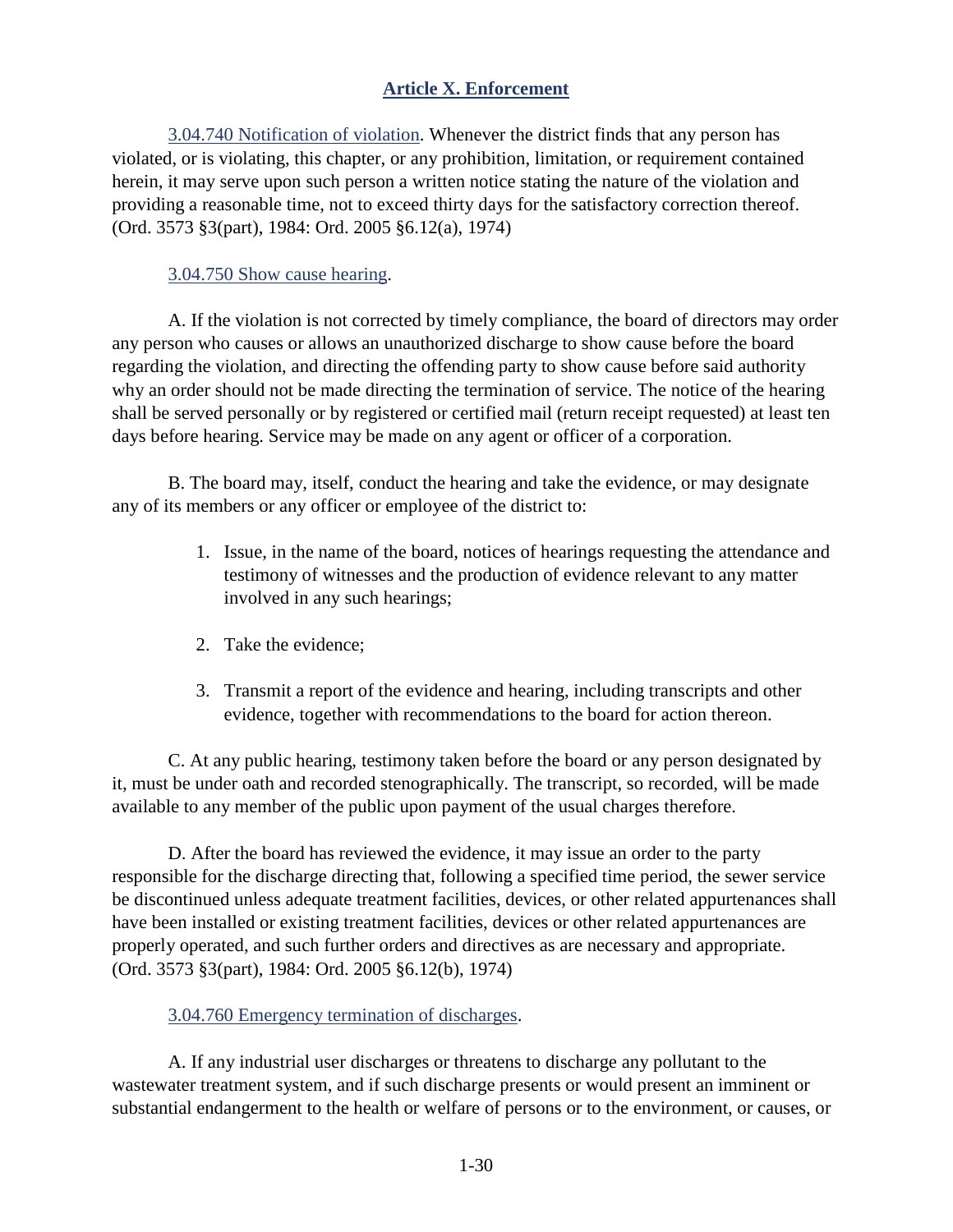## Article X. Enforcement

3.04.740 Notification of violation. Whenever the district finds that any person has violated, or is violating, this chapter, or any prohibition, limitation, or requirement contained herein, it may serve upon such person a written notice stating the nature of the violation and providing a reasonable time, not to exceed thirty days for the satisfactory correction thereof. (Ord. 3573 §3(part), 1984: Ord. 2005 §6.12(a), 1974)

3.04.750 Show cause hearing.

A. If the violation is not corrected by timely compliance, the board of directors may order any person who causes or allows an unauthorized discharge to show cause before the board regarding the violation, and directing the offending party to show cause before said authority why an order should not be made directing the termination of service. The notice of the hearing shall be served personally or by registered or certified mail (return receipt requested) at least ten days before hearing. Service may be made on any agent or officer of a corporation.

B. The board may, itself, conduct the hearing and take the evidence, or may designate any of its members or any officer or employee of the district to:

1. Issue, in the name of the board, notices of hearings requesting the attendance and testimony of witnesses and the production of evidence relevant to any matter involved in any such hearings;
2. Take the evidence;
3. Transmit a report of the evidence and hearing, including transcripts and other evidence, together with recommendations to the board for action thereon.

C. At any public hearing, testimony taken before the board or any person designated by it, must be under oath and recorded stenographically. The transcript, so recorded, will be made available to any member of the public upon payment of the usual charges therefore.

D. After the board has reviewed the evidence, it may issue an order to the party responsible for the discharge directing that, following a specified time period, the sewer service be discontinued unless adequate treatment facilities, devices, or other related appurtenances shall have been installed or existing treatment facilities, devices or other related appurtenances are properly operated, and such further orders and directives as are necessary and appropriate. (Ord. 3573 §3(part), 1984: Ord. 2005 §6.12(b), 1974)

3.04.760 Emergency termination of discharges.

A. If any industrial user discharges or threatens to discharge any pollutant to the wastewater treatment system, and if such discharge presents or would present an imminent or substantial endangerment to the health or welfare of persons or to the environment, or causes, or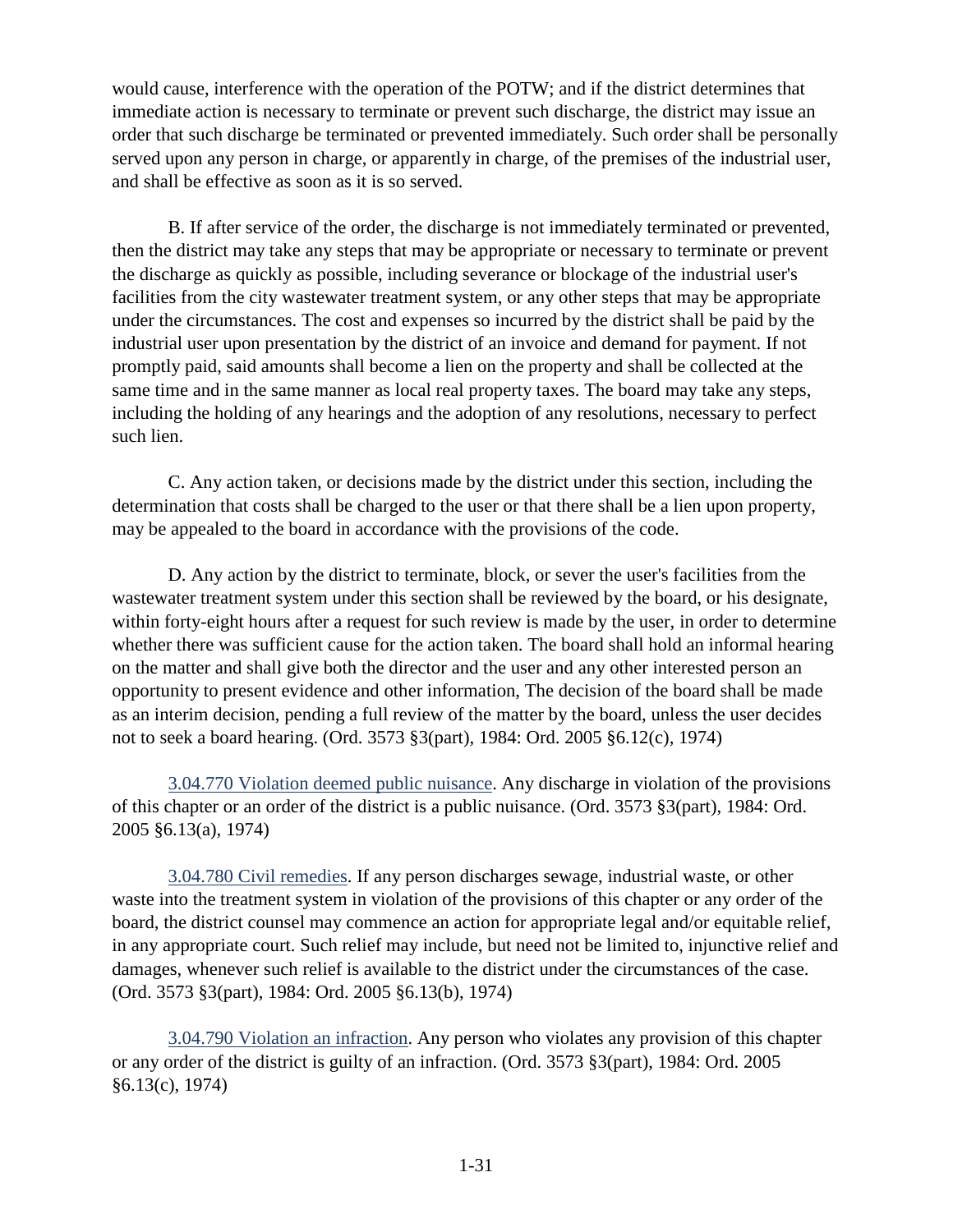would cause, interference with the operation of the POTW; and if the district determines that immediate action is necessary to terminate or prevent such discharge, the district may issue an order that such discharge be terminated or prevented immediately. Such order shall be personally served upon any person in charge, or apparently in charge, of the premises of the industrial user, and shall be effective as soon as it is so served.

B. If after service of the order, the discharge is not immediately terminated or prevented, then the district may take any steps that may be appropriate or necessary to terminate or prevent the discharge as quickly as possible, including severance or blockage of the industrial user's facilities from the city wastewater treatment system, or any other steps that may be appropriate under the circumstances. The cost and expenses so incurred by the district shall be paid by the industrial user upon presentation by the district of an invoice and demand for payment. If not promptly paid, said amounts shall become a lien on the property and shall be collected at the same time and in the same manner as local real property taxes. The board may take any steps, including the holding of any hearings and the adoption of any resolutions, necessary to perfect such lien.

C. Any action taken, or decisions made by the district under this section, including the determination that costs shall be charged to the user or that there shall be a lien upon property, may be appealed to the board in accordance with the provisions of the code.

D. Any action by the district to terminate, block, or sever the user's facilities from the wastewater treatment system under this section shall be reviewed by the board, or his designate, within forty-eight hours after a request for such review is made by the user, in order to determine whether there was sufficient cause for the action taken. The board shall hold an informal hearing on the matter and shall give both the director and the user and any other interested person an opportunity to present evidence and other information, The decision of the board shall be made as an interim decision, pending a full review of the matter by the board, unless the user decides not to seek a board hearing. (Ord. 3573 §3(part), 1984: Ord. 2005 §6.12(c), 1974)

3.04.770 Violation deemed public nuisance. Any discharge in violation of the provisions of this chapter or an order of the district is a public nuisance. (Ord. 3573 §3(part), 1984: Ord. 2005 §6.13(a), 1974)

3.04.780 Civil remedies. If any person discharges sewage, industrial waste, or other waste into the treatment system in violation of the provisions of this chapter or any order of the board, the district counsel may commence an action for appropriate legal and/or equitable relief, in any appropriate court. Such relief may include, but need not be limited to, injunctive relief and damages, whenever such relief is available to the district under the circumstances of the case. (Ord. 3573 §3(part), 1984: Ord. 2005 §6.13(b), 1974)

3.04.790 Violation an infraction. Any person who violates any provision of this chapter or any order of the district is guilty of an infraction. (Ord. 3573 §3(part), 1984: Ord. 2005 §6.13(c), 1974)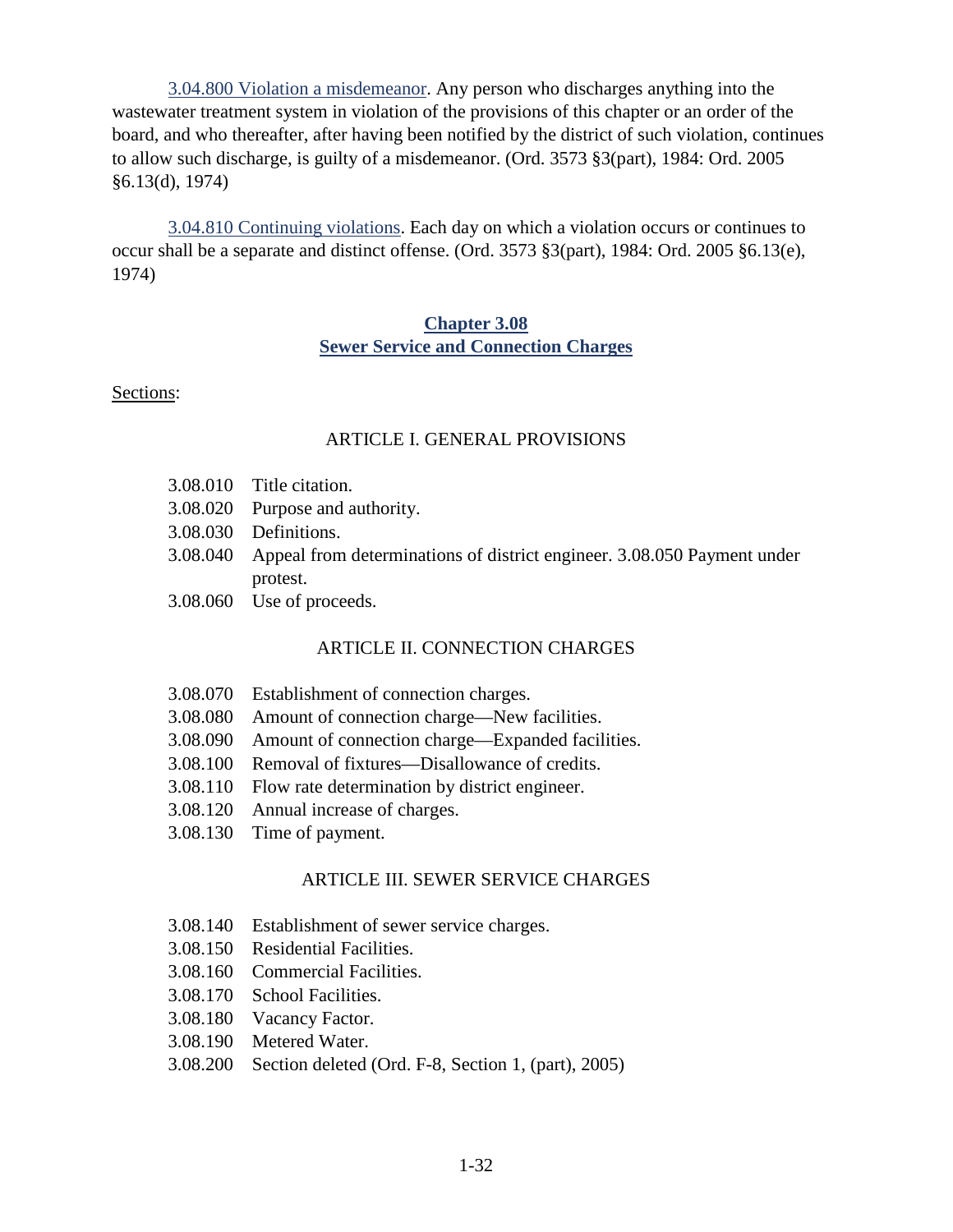3.04.800 Violation a misdemeanor. Any person who discharges anything into the wastewater treatment system in violation of the provisions of this chapter or an order of the board, and who thereafter, after having been notified by the district of such violation, continues to allow such discharge, is guilty of a misdemeanor. (Ord. 3573 §3(part), 1984: Ord. 2005 §6.13(d), 1974)

3.04.810 Continuing violations. Each day on which a violation occurs or continues to occur shall be a separate and distinct offense. (Ord. 3573 §3(part), 1984: Ord. 2005 §6.13(e), 1974)

## Chapter 3.08
## Sewer Service and Connection Charges

Sections:

### ARTICLE I. GENERAL PROVISIONS

3.08.010 Title citation.
3.08.020 Purpose and authority.
3.08.030 Definitions.
3.08.040 Appeal from determinations of district engineer. 3.08.050 Payment under protest.
3.08.060 Use of proceeds.

### ARTICLE II. CONNECTION CHARGES

3.08.070 Establishment of connection charges.
3.08.080 Amount of connection charge—New facilities.
3.08.090 Amount of connection charge—Expanded facilities.
3.08.100 Removal of fixtures—Disallowance of credits.
3.08.110 Flow rate determination by district engineer.
3.08.120 Annual increase of charges.
3.08.130 Time of payment.

### ARTICLE III. SEWER SERVICE CHARGES

3.08.140 Establishment of sewer service charges.
3.08.150 Residential Facilities.
3.08.160 Commercial Facilities.
3.08.170 School Facilities.
3.08.180 Vacancy Factor.
3.08.190 Metered Water.
3.08.200 Section deleted (Ord. F-8, Section 1, (part), 2005)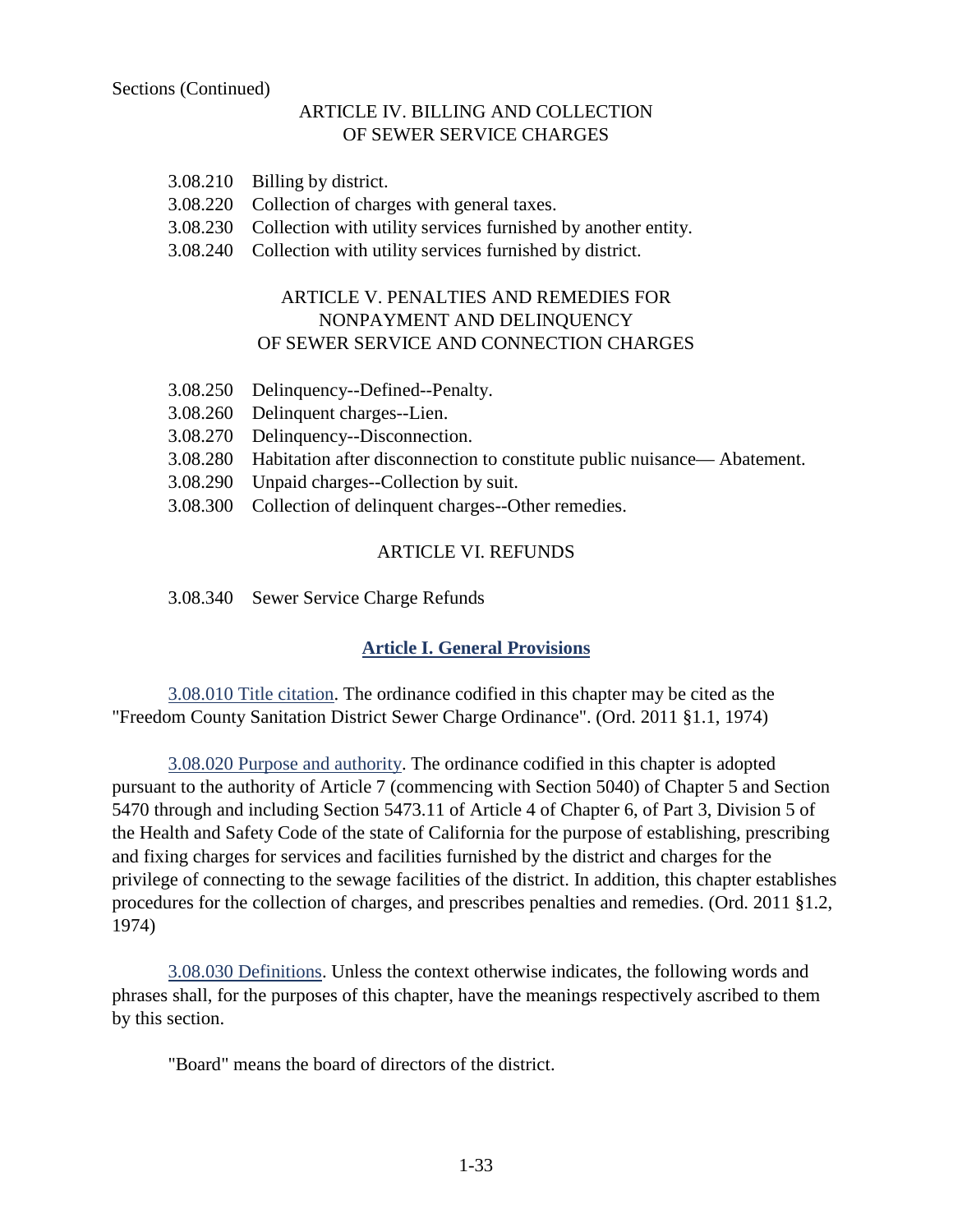Sections (Continued)

## ARTICLE IV. BILLING AND COLLECTION OF SEWER SERVICE CHARGES

3.08.210 Billing by district.
3.08.220 Collection of charges with general taxes.
3.08.230 Collection with utility services furnished by another entity.
3.08.240 Collection with utility services furnished by district.

## ARTICLE V. PENALTIES AND REMEDIES FOR NONPAYMENT AND DELINQUENCY OF SEWER SERVICE AND CONNECTION CHARGES

3.08.250 Delinquency--Defined--Penalty.
3.08.260 Delinquent charges--Lien.
3.08.270 Delinquency--Disconnection.
3.08.280 Habitation after disconnection to constitute public nuisance— Abatement.
3.08.290 Unpaid charges--Collection by suit.
3.08.300 Collection of delinquent charges--Other remedies.

## ARTICLE VI. REFUNDS

3.08.340 Sewer Service Charge Refunds

## Article I. General Provisions

3.08.010 Title citation. The ordinance codified in this chapter may be cited as the "Freedom County Sanitation District Sewer Charge Ordinance". (Ord. 2011 §1.1, 1974)

3.08.020 Purpose and authority. The ordinance codified in this chapter is adopted pursuant to the authority of Article 7 (commencing with Section 5040) of Chapter 5 and Section 5470 through and including Section 5473.11 of Article 4 of Chapter 6, of Part 3, Division 5 of the Health and Safety Code of the state of California for the purpose of establishing, prescribing and fixing charges for services and facilities furnished by the district and charges for the privilege of connecting to the sewage facilities of the district. In addition, this chapter establishes procedures for the collection of charges, and prescribes penalties and remedies. (Ord. 2011 §1.2, 1974)

3.08.030 Definitions. Unless the context otherwise indicates, the following words and phrases shall, for the purposes of this chapter, have the meanings respectively ascribed to them by this section.

"Board" means the board of directors of the district.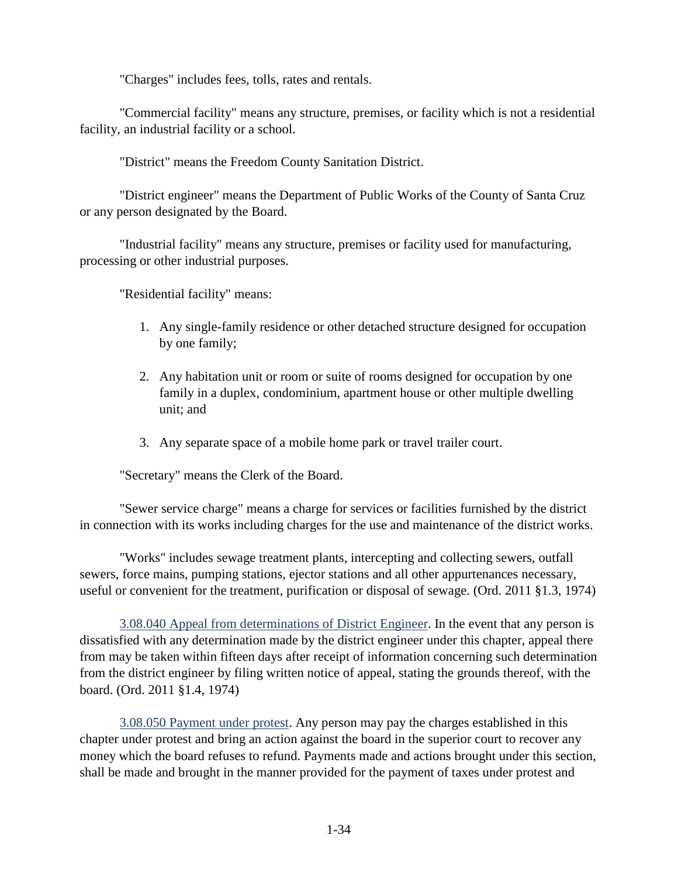"Charges" includes fees, tolls, rates and rentals.

"Commercial facility" means any structure, premises, or facility which is not a residential facility, an industrial facility or a school.

"District" means the Freedom County Sanitation District.

"District engineer" means the Department of Public Works of the County of Santa Cruz or any person designated by the Board.

"Industrial facility" means any structure, premises or facility used for manufacturing, processing or other industrial purposes.

"Residential facility" means:

1. Any single-family residence or other detached structure designed for occupation by one family;

2. Any habitation unit or room or suite of rooms designed for occupation by one family in a duplex, condominium, apartment house or other multiple dwelling unit; and

3. Any separate space of a mobile home park or travel trailer court.

"Secretary" means the Clerk of the Board.

"Sewer service charge" means a charge for services or facilities furnished by the district in connection with its works including charges for the use and maintenance of the district works.

"Works" includes sewage treatment plants, intercepting and collecting sewers, outfall sewers, force mains, pumping stations, ejector stations and all other appurtenances necessary, useful or convenient for the treatment, purification or disposal of sewage. (Ord. 2011 §1.3, 1974)

3.08.040 Appeal from determinations of District Engineer. In the event that any person is dissatisfied with any determination made by the district engineer under this chapter, appeal there from may be taken within fifteen days after receipt of information concerning such determination from the district engineer by filing written notice of appeal, stating the grounds thereof, with the board. (Ord. 2011 §1.4, 1974)

3.08.050 Payment under protest. Any person may pay the charges established in this chapter under protest and bring an action against the board in the superior court to recover any money which the board refuses to refund. Payments made and actions brought under this section, shall be made and brought in the manner provided for the payment of taxes under protest and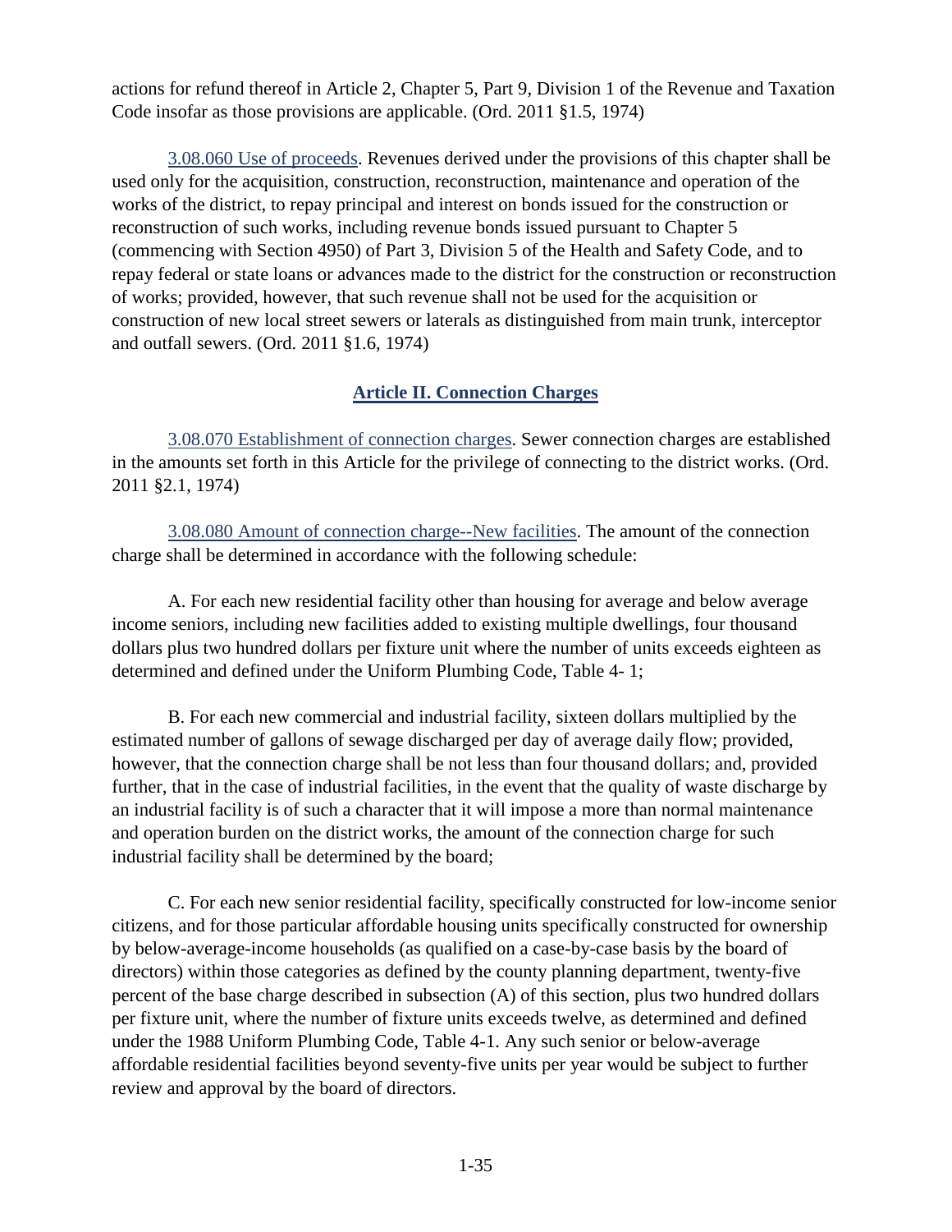actions for refund thereof in Article 2, Chapter 5, Part 9, Division 1 of the Revenue and Taxation Code insofar as those provisions are applicable. (Ord. 2011 §1.5, 1974)

3.08.060 Use of proceeds. Revenues derived under the provisions of this chapter shall be used only for the acquisition, construction, reconstruction, maintenance and operation of the works of the district, to repay principal and interest on bonds issued for the construction or reconstruction of such works, including revenue bonds issued pursuant to Chapter 5 (commencing with Section 4950) of Part 3, Division 5 of the Health and Safety Code, and to repay federal or state loans or advances made to the district for the construction or reconstruction of works; provided, however, that such revenue shall not be used for the acquisition or construction of new local street sewers or laterals as distinguished from main trunk, interceptor and outfall sewers. (Ord. 2011 §1.6, 1974)

## Article II. Connection Charges

3.08.070 Establishment of connection charges. Sewer connection charges are established in the amounts set forth in this Article for the privilege of connecting to the district works. (Ord. 2011 §2.1, 1974)

3.08.080 Amount of connection charge--New facilities. The amount of the connection charge shall be determined in accordance with the following schedule:

A. For each new residential facility other than housing for average and below average income seniors, including new facilities added to existing multiple dwellings, four thousand dollars plus two hundred dollars per fixture unit where the number of units exceeds eighteen as determined and defined under the Uniform Plumbing Code, Table 4- 1;

B. For each new commercial and industrial facility, sixteen dollars multiplied by the estimated number of gallons of sewage discharged per day of average daily flow; provided, however, that the connection charge shall be not less than four thousand dollars; and, provided further, that in the case of industrial facilities, in the event that the quality of waste discharge by an industrial facility is of such a character that it will impose a more than normal maintenance and operation burden on the district works, the amount of the connection charge for such industrial facility shall be determined by the board;

C. For each new senior residential facility, specifically constructed for low-income senior citizens, and for those particular affordable housing units specifically constructed for ownership by below-average-income households (as qualified on a case-by-case basis by the board of directors) within those categories as defined by the county planning department, twenty-five percent of the base charge described in subsection (A) of this section, plus two hundred dollars per fixture unit, where the number of fixture units exceeds twelve, as determined and defined under the 1988 Uniform Plumbing Code, Table 4-1. Any such senior or below-average affordable residential facilities beyond seventy-five units per year would be subject to further review and approval by the board of directors.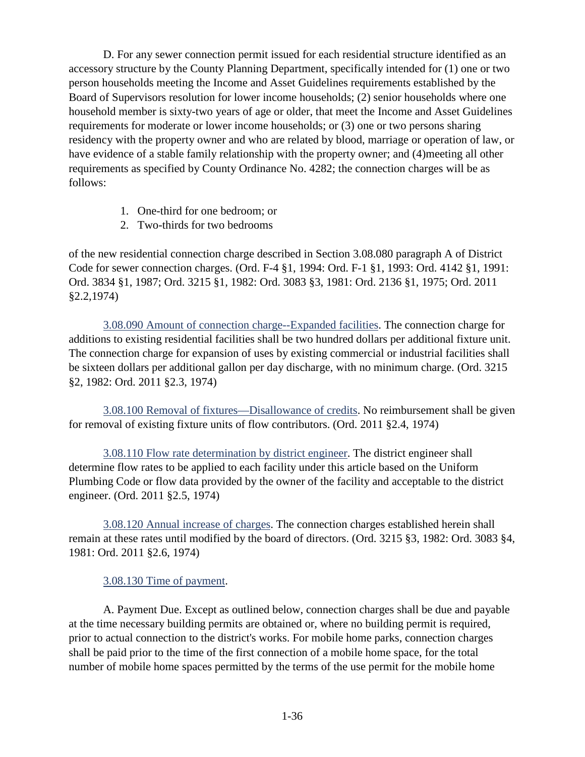D. For any sewer connection permit issued for each residential structure identified as an accessory structure by the County Planning Department, specifically intended for (1) one or two person households meeting the Income and Asset Guidelines requirements established by the Board of Supervisors resolution for lower income households; (2) senior households where one household member is sixty-two years of age or older, that meet the Income and Asset Guidelines requirements for moderate or lower income households; or (3) one or two persons sharing residency with the property owner and who are related by blood, marriage or operation of law, or have evidence of a stable family relationship with the property owner; and (4)meeting all other requirements as specified by County Ordinance No. 4282; the connection charges will be as follows:

1. One-third for one bedroom; or
2. Two-thirds for two bedrooms

of the new residential connection charge described in Section 3.08.080 paragraph A of District Code for sewer connection charges. (Ord. F-4 §1, 1994: Ord. F-1 §1, 1993: Ord. 4142 §1, 1991: Ord. 3834 §1, 1987; Ord. 3215 §1, 1982: Ord. 3083 §3, 1981: Ord. 2136 §1, 1975; Ord. 2011 §2.2,1974)

3.08.090 Amount of connection charge--Expanded facilities. The connection charge for additions to existing residential facilities shall be two hundred dollars per additional fixture unit. The connection charge for expansion of uses by existing commercial or industrial facilities shall be sixteen dollars per additional gallon per day discharge, with no minimum charge. (Ord. 3215 §2, 1982: Ord. 2011 §2.3, 1974)

3.08.100 Removal of fixtures—Disallowance of credits. No reimbursement shall be given for removal of existing fixture units of flow contributors. (Ord. 2011 §2.4, 1974)

3.08.110 Flow rate determination by district engineer. The district engineer shall determine flow rates to be applied to each facility under this article based on the Uniform Plumbing Code or flow data provided by the owner of the facility and acceptable to the district engineer. (Ord. 2011 §2.5, 1974)

3.08.120 Annual increase of charges. The connection charges established herein shall remain at these rates until modified by the board of directors. (Ord. 3215 §3, 1982: Ord. 3083 §4, 1981: Ord. 2011 §2.6, 1974)

3.08.130 Time of payment.

A. Payment Due. Except as outlined below, connection charges shall be due and payable at the time necessary building permits are obtained or, where no building permit is required, prior to actual connection to the district's works. For mobile home parks, connection charges shall be paid prior to the time of the first connection of a mobile home space, for the total number of mobile home spaces permitted by the terms of the use permit for the mobile home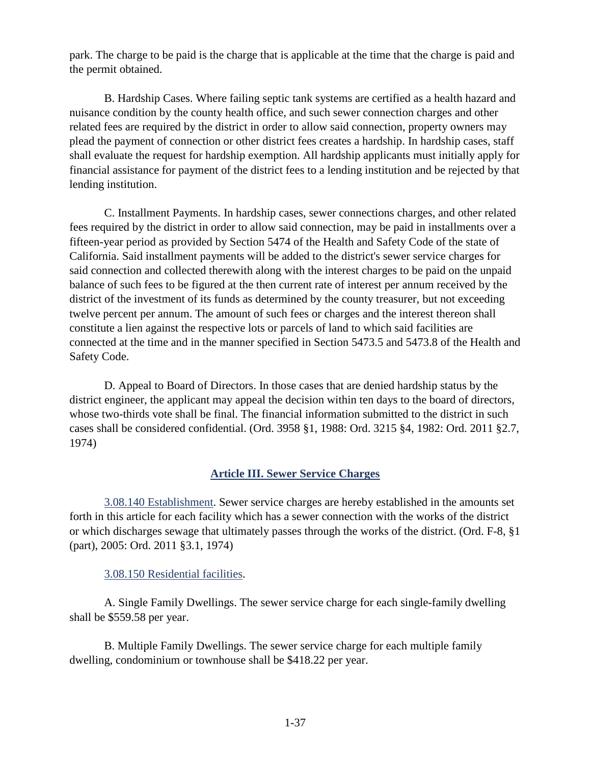park. The charge to be paid is the charge that is applicable at the time that the charge is paid and the permit obtained.

B. Hardship Cases. Where failing septic tank systems are certified as a health hazard and nuisance condition by the county health office, and such sewer connection charges and other related fees are required by the district in order to allow said connection, property owners may plead the payment of connection or other district fees creates a hardship. In hardship cases, staff shall evaluate the request for hardship exemption. All hardship applicants must initially apply for financial assistance for payment of the district fees to a lending institution and be rejected by that lending institution.

C. Installment Payments. In hardship cases, sewer connections charges, and other related fees required by the district in order to allow said connection, may be paid in installments over a fifteen-year period as provided by Section 5474 of the Health and Safety Code of the state of California. Said installment payments will be added to the district's sewer service charges for said connection and collected therewith along with the interest charges to be paid on the unpaid balance of such fees to be figured at the then current rate of interest per annum received by the district of the investment of its funds as determined by the county treasurer, but not exceeding twelve percent per annum. The amount of such fees or charges and the interest thereon shall constitute a lien against the respective lots or parcels of land to which said facilities are connected at the time and in the manner specified in Section 5473.5 and 5473.8 of the Health and Safety Code.

D. Appeal to Board of Directors. In those cases that are denied hardship status by the district engineer, the applicant may appeal the decision within ten days to the board of directors, whose two-thirds vote shall be final. The financial information submitted to the district in such cases shall be considered confidential. (Ord. 3958 §1, 1988: Ord. 3215 §4, 1982: Ord. 2011 §2.7, 1974)

## Article III. Sewer Service Charges

3.08.140 Establishment. Sewer service charges are hereby established in the amounts set forth in this article for each facility which has a sewer connection with the works of the district or which discharges sewage that ultimately passes through the works of the district. (Ord. F-8, §1 (part), 2005: Ord. 2011 §3.1, 1974)

3.08.150 Residential facilities.

A. Single Family Dwellings. The sewer service charge for each single-family dwelling shall be $559.58 per year.

B. Multiple Family Dwellings. The sewer service charge for each multiple family dwelling, condominium or townhouse shall be $418.22 per year.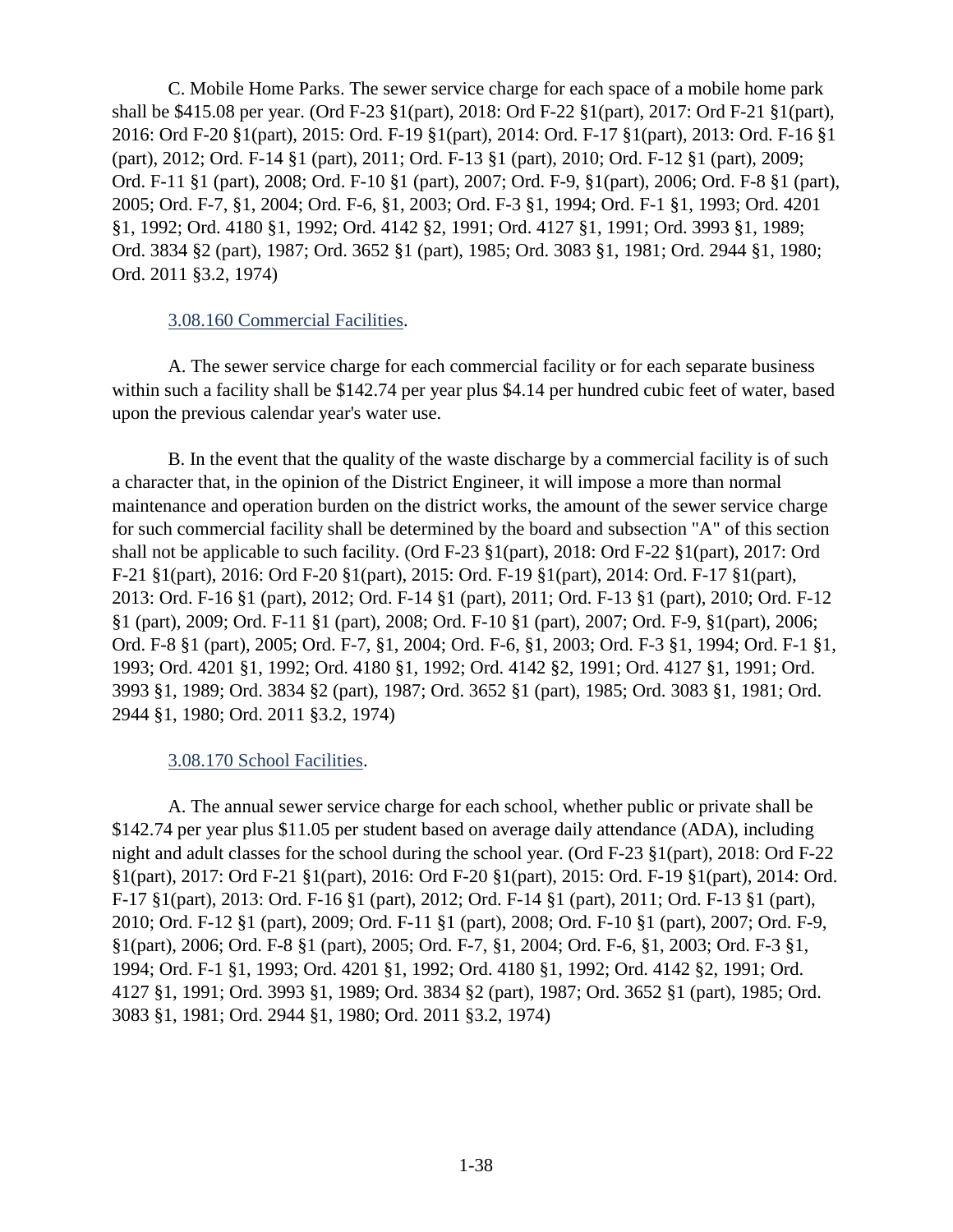C. Mobile Home Parks. The sewer service charge for each space of a mobile home park shall be $415.08 per year. (Ord F-23 §1(part), 2018: Ord F-22 §1(part), 2017: Ord F-21 §1(part), 2016: Ord F-20 §1(part), 2015: Ord. F-19 §1(part), 2014: Ord. F-17 §1(part), 2013: Ord. F-16 §1 (part), 2012; Ord. F-14 §1 (part), 2011; Ord. F-13 §1 (part), 2010; Ord. F-12 §1 (part), 2009; Ord. F-11 §1 (part), 2008; Ord. F-10 §1 (part), 2007; Ord. F-9, §1(part), 2006; Ord. F-8 §1 (part), 2005; Ord. F-7, §1, 2004; Ord. F-6, §1, 2003; Ord. F-3 §1, 1994; Ord. F-1 §1, 1993; Ord. 4201 §1, 1992; Ord. 4180 §1, 1992; Ord. 4142 §2, 1991; Ord. 4127 §1, 1991; Ord. 3993 §1, 1989; Ord. 3834 §2 (part), 1987; Ord. 3652 §1 (part), 1985; Ord. 3083 §1, 1981; Ord. 2944 §1, 1980; Ord. 2011 §3.2, 1974)

### 3.08.160 Commercial Facilities.

A. The sewer service charge for each commercial facility or for each separate business within such a facility shall be $142.74 per year plus $4.14 per hundred cubic feet of water, based upon the previous calendar year's water use.

B. In the event that the quality of the waste discharge by a commercial facility is of such a character that, in the opinion of the District Engineer, it will impose a more than normal maintenance and operation burden on the district works, the amount of the sewer service charge for such commercial facility shall be determined by the board and subsection "A" of this section shall not be applicable to such facility. (Ord F-23 §1(part), 2018: Ord F-22 §1(part), 2017: Ord F-21 §1(part), 2016: Ord F-20 §1(part), 2015: Ord. F-19 §1(part), 2014: Ord. F-17 §1(part), 2013: Ord. F-16 §1 (part), 2012; Ord. F-14 §1 (part), 2011; Ord. F-13 §1 (part), 2010; Ord. F-12 §1 (part), 2009; Ord. F-11 §1 (part), 2008; Ord. F-10 §1 (part), 2007; Ord. F-9, §1(part), 2006; Ord. F-8 §1 (part), 2005; Ord. F-7, §1, 2004; Ord. F-6, §1, 2003; Ord. F-3 §1, 1994; Ord. F-1 §1, 1993; Ord. 4201 §1, 1992; Ord. 4180 §1, 1992; Ord. 4142 §2, 1991; Ord. 4127 §1, 1991; Ord. 3993 §1, 1989; Ord. 3834 §2 (part), 1987; Ord. 3652 §1 (part), 1985; Ord. 3083 §1, 1981; Ord. 2944 §1, 1980; Ord. 2011 §3.2, 1974)

### 3.08.170 School Facilities.

A. The annual sewer service charge for each school, whether public or private shall be $142.74 per year plus $11.05 per student based on average daily attendance (ADA), including night and adult classes for the school during the school year. (Ord F-23 §1(part), 2018: Ord F-22 §1(part), 2017: Ord F-21 §1(part), 2016: Ord F-20 §1(part), 2015: Ord. F-19 §1(part), 2014: Ord. F-17 §1(part), 2013: Ord. F-16 §1 (part), 2012; Ord. F-14 §1 (part), 2011; Ord. F-13 §1 (part), 2010; Ord. F-12 §1 (part), 2009; Ord. F-11 §1 (part), 2008; Ord. F-10 §1 (part), 2007; Ord. F-9, §1(part), 2006; Ord. F-8 §1 (part), 2005; Ord. F-7, §1, 2004; Ord. F-6, §1, 2003; Ord. F-3 §1, 1994; Ord. F-1 §1, 1993; Ord. 4201 §1, 1992; Ord. 4180 §1, 1992; Ord. 4142 §2, 1991; Ord. 4127 §1, 1991; Ord. 3993 §1, 1989; Ord. 3834 §2 (part), 1987; Ord. 3652 §1 (part), 1985; Ord. 3083 §1, 1981; Ord. 2944 §1, 1980; Ord. 2011 §3.2, 1974)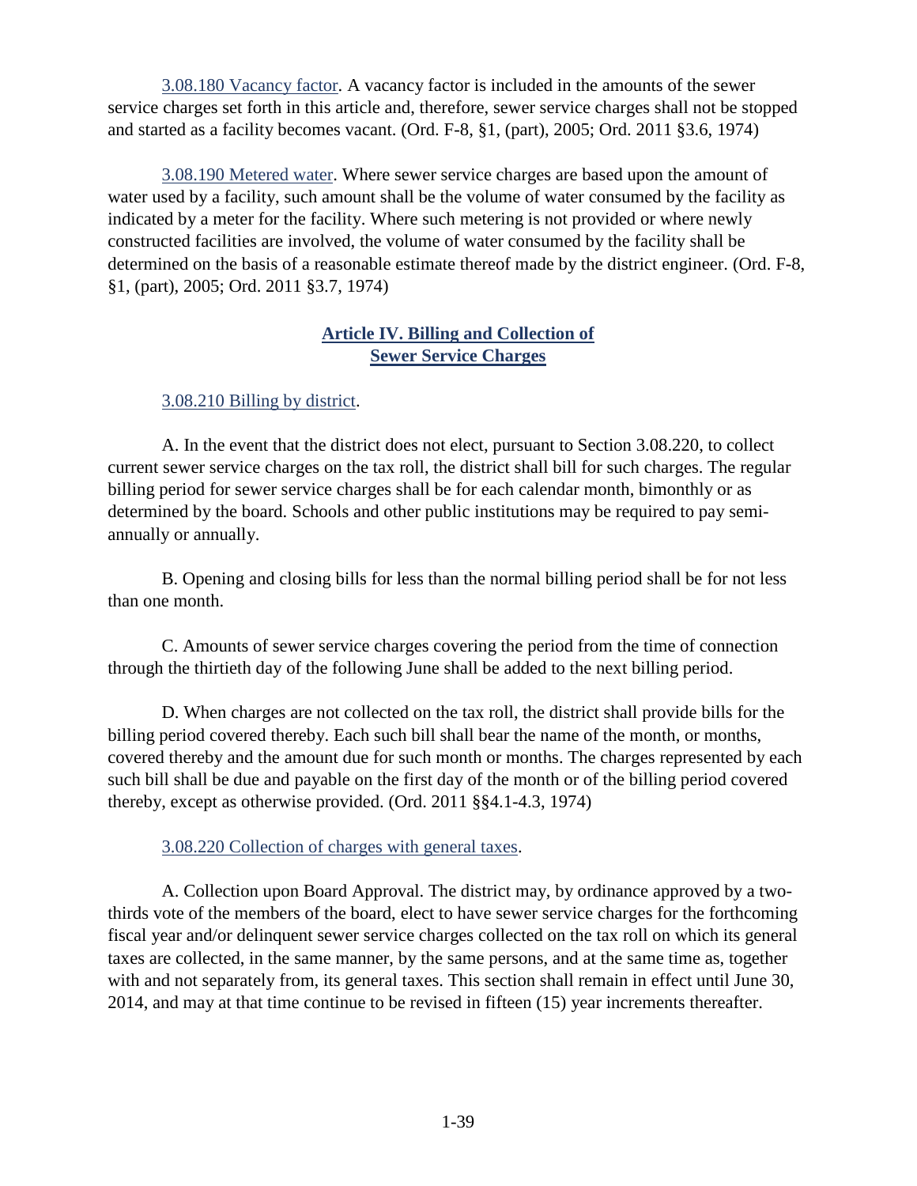3.08.180 Vacancy factor. A vacancy factor is included in the amounts of the sewer service charges set forth in this article and, therefore, sewer service charges shall not be stopped and started as a facility becomes vacant. (Ord. F-8, §1, (part), 2005; Ord. 2011 §3.6, 1974)

3.08.190 Metered water. Where sewer service charges are based upon the amount of water used by a facility, such amount shall be the volume of water consumed by the facility as indicated by a meter for the facility. Where such metering is not provided or where newly constructed facilities are involved, the volume of water consumed by the facility shall be determined on the basis of a reasonable estimate thereof made by the district engineer. (Ord. F-8, §1, (part), 2005; Ord. 2011 §3.7, 1974)

## Article IV. Billing and Collection of Sewer Service Charges

3.08.210 Billing by district.

A. In the event that the district does not elect, pursuant to Section 3.08.220, to collect current sewer service charges on the tax roll, the district shall bill for such charges. The regular billing period for sewer service charges shall be for each calendar month, bimonthly or as determined by the board. Schools and other public institutions may be required to pay semi-annually or annually.

B. Opening and closing bills for less than the normal billing period shall be for not less than one month.

C. Amounts of sewer service charges covering the period from the time of connection through the thirtieth day of the following June shall be added to the next billing period.

D. When charges are not collected on the tax roll, the district shall provide bills for the billing period covered thereby. Each such bill shall bear the name of the month, or months, covered thereby and the amount due for such month or months. The charges represented by each such bill shall be due and payable on the first day of the month or of the billing period covered thereby, except as otherwise provided. (Ord. 2011 §§4.1-4.3, 1974)

3.08.220 Collection of charges with general taxes.

A. Collection upon Board Approval. The district may, by ordinance approved by a two-thirds vote of the members of the board, elect to have sewer service charges for the forthcoming fiscal year and/or delinquent sewer service charges collected on the tax roll on which its general taxes are collected, in the same manner, by the same persons, and at the same time as, together with and not separately from, its general taxes. This section shall remain in effect until June 30, 2014, and may at that time continue to be revised in fifteen (15) year increments thereafter.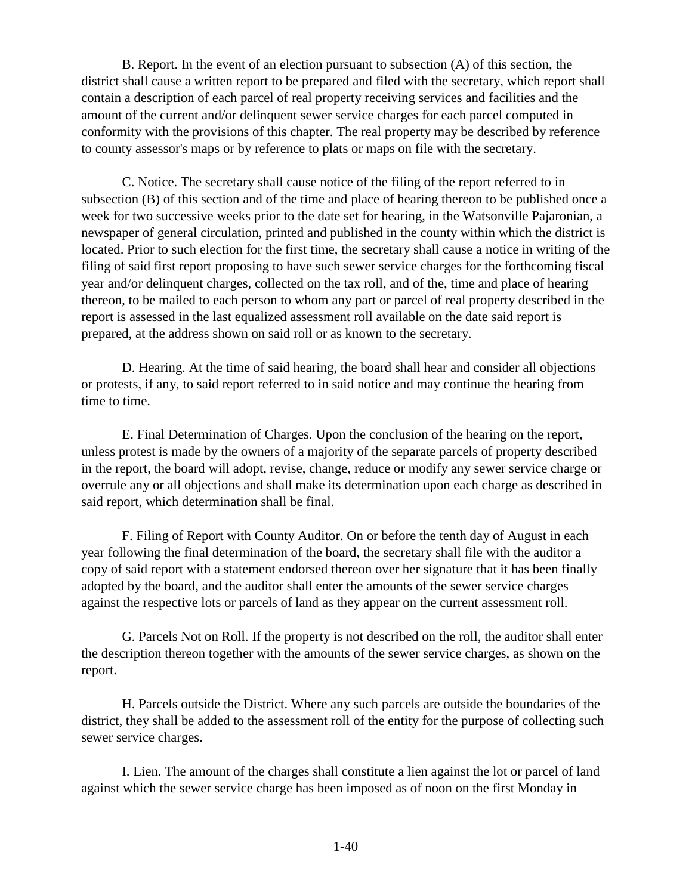B. Report. In the event of an election pursuant to subsection (A) of this section, the district shall cause a written report to be prepared and filed with the secretary, which report shall contain a description of each parcel of real property receiving services and facilities and the amount of the current and/or delinquent sewer service charges for each parcel computed in conformity with the provisions of this chapter. The real property may be described by reference to county assessor's maps or by reference to plats or maps on file with the secretary.

C. Notice. The secretary shall cause notice of the filing of the report referred to in subsection (B) of this section and of the time and place of hearing thereon to be published once a week for two successive weeks prior to the date set for hearing, in the Watsonville Pajaronian, a newspaper of general circulation, printed and published in the county within which the district is located. Prior to such election for the first time, the secretary shall cause a notice in writing of the filing of said first report proposing to have such sewer service charges for the forthcoming fiscal year and/or delinquent charges, collected on the tax roll, and of the, time and place of hearing thereon, to be mailed to each person to whom any part or parcel of real property described in the report is assessed in the last equalized assessment roll available on the date said report is prepared, at the address shown on said roll or as known to the secretary.

D. Hearing. At the time of said hearing, the board shall hear and consider all objections or protests, if any, to said report referred to in said notice and may continue the hearing from time to time.

E. Final Determination of Charges. Upon the conclusion of the hearing on the report, unless protest is made by the owners of a majority of the separate parcels of property described in the report, the board will adopt, revise, change, reduce or modify any sewer service charge or overrule any or all objections and shall make its determination upon each charge as described in said report, which determination shall be final.

F. Filing of Report with County Auditor. On or before the tenth day of August in each year following the final determination of the board, the secretary shall file with the auditor a copy of said report with a statement endorsed thereon over her signature that it has been finally adopted by the board, and the auditor shall enter the amounts of the sewer service charges against the respective lots or parcels of land as they appear on the current assessment roll.

G. Parcels Not on Roll. If the property is not described on the roll, the auditor shall enter the description thereon together with the amounts of the sewer service charges, as shown on the report.

H. Parcels outside the District. Where any such parcels are outside the boundaries of the district, they shall be added to the assessment roll of the entity for the purpose of collecting such sewer service charges.

I. Lien. The amount of the charges shall constitute a lien against the lot or parcel of land against which the sewer service charge has been imposed as of noon on the first Monday in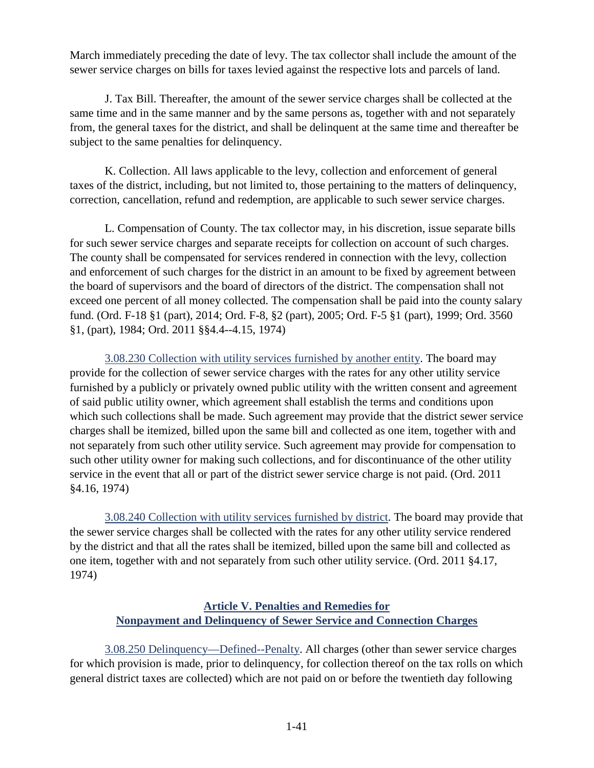March immediately preceding the date of levy. The tax collector shall include the amount of the sewer service charges on bills for taxes levied against the respective lots and parcels of land.

J. Tax Bill. Thereafter, the amount of the sewer service charges shall be collected at the same time and in the same manner and by the same persons as, together with and not separately from, the general taxes for the district, and shall be delinquent at the same time and thereafter be subject to the same penalties for delinquency.

K. Collection. All laws applicable to the levy, collection and enforcement of general taxes of the district, including, but not limited to, those pertaining to the matters of delinquency, correction, cancellation, refund and redemption, are applicable to such sewer service charges.

L. Compensation of County. The tax collector may, in his discretion, issue separate bills for such sewer service charges and separate receipts for collection on account of such charges. The county shall be compensated for services rendered in connection with the levy, collection and enforcement of such charges for the district in an amount to be fixed by agreement between the board of supervisors and the board of directors of the district. The compensation shall not exceed one percent of all money collected. The compensation shall be paid into the county salary fund. (Ord. F-18 §1 (part), 2014; Ord. F-8, §2 (part), 2005; Ord. F-5 §1 (part), 1999; Ord. 3560 §1, (part), 1984; Ord. 2011 §§4.4--4.15, 1974)

3.08.230 Collection with utility services furnished by another entity. The board may provide for the collection of sewer service charges with the rates for any other utility service furnished by a publicly or privately owned public utility with the written consent and agreement of said public utility owner, which agreement shall establish the terms and conditions upon which such collections shall be made. Such agreement may provide that the district sewer service charges shall be itemized, billed upon the same bill and collected as one item, together with and not separately from such other utility service. Such agreement may provide for compensation to such other utility owner for making such collections, and for discontinuance of the other utility service in the event that all or part of the district sewer service charge is not paid. (Ord. 2011 §4.16, 1974)

3.08.240 Collection with utility services furnished by district. The board may provide that the sewer service charges shall be collected with the rates for any other utility service rendered by the district and that all the rates shall be itemized, billed upon the same bill and collected as one item, together with and not separately from such other utility service. (Ord. 2011 §4.17, 1974)

## Article V. Penalties and Remedies for Nonpayment and Delinquency of Sewer Service and Connection Charges

3.08.250 Delinquency—Defined--Penalty. All charges (other than sewer service charges for which provision is made, prior to delinquency, for collection thereof on the tax rolls on which general district taxes are collected) which are not paid on or before the twentieth day following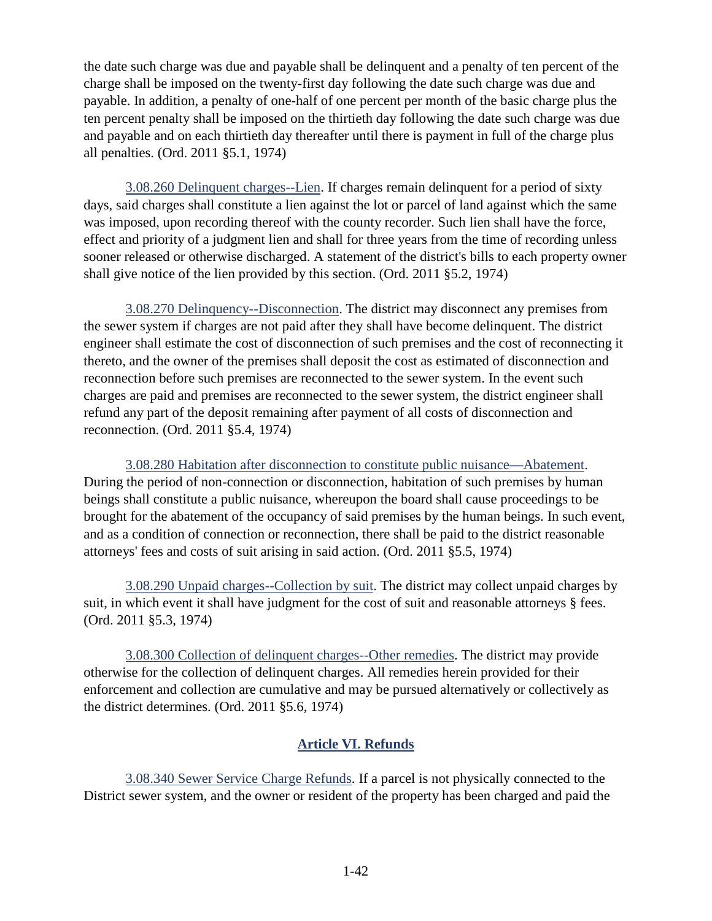the date such charge was due and payable shall be delinquent and a penalty of ten percent of the charge shall be imposed on the twenty-first day following the date such charge was due and payable. In addition, a penalty of one-half of one percent per month of the basic charge plus the ten percent penalty shall be imposed on the thirtieth day following the date such charge was due and payable and on each thirtieth day thereafter until there is payment in full of the charge plus all penalties. (Ord. 2011 §5.1, 1974)

3.08.260 Delinquent charges--Lien. If charges remain delinquent for a period of sixty days, said charges shall constitute a lien against the lot or parcel of land against which the same was imposed, upon recording thereof with the county recorder. Such lien shall have the force, effect and priority of a judgment lien and shall for three years from the time of recording unless sooner released or otherwise discharged. A statement of the district's bills to each property owner shall give notice of the lien provided by this section. (Ord. 2011 §5.2, 1974)

3.08.270 Delinquency--Disconnection. The district may disconnect any premises from the sewer system if charges are not paid after they shall have become delinquent. The district engineer shall estimate the cost of disconnection of such premises and the cost of reconnecting it thereto, and the owner of the premises shall deposit the cost as estimated of disconnection and reconnection before such premises are reconnected to the sewer system. In the event such charges are paid and premises are reconnected to the sewer system, the district engineer shall refund any part of the deposit remaining after payment of all costs of disconnection and reconnection. (Ord. 2011 §5.4, 1974)

3.08.280 Habitation after disconnection to constitute public nuisance—Abatement. During the period of non-connection or disconnection, habitation of such premises by human beings shall constitute a public nuisance, whereupon the board shall cause proceedings to be brought for the abatement of the occupancy of said premises by the human beings. In such event, and as a condition of connection or reconnection, there shall be paid to the district reasonable attorneys' fees and costs of suit arising in said action. (Ord. 2011 §5.5, 1974)

3.08.290 Unpaid charges--Collection by suit. The district may collect unpaid charges by suit, in which event it shall have judgment for the cost of suit and reasonable attorneys § fees. (Ord. 2011 §5.3, 1974)

3.08.300 Collection of delinquent charges--Other remedies. The district may provide otherwise for the collection of delinquent charges. All remedies herein provided for their enforcement and collection are cumulative and may be pursued alternatively or collectively as the district determines. (Ord. 2011 §5.6, 1974)

## Article VI. Refunds

3.08.340 Sewer Service Charge Refunds. If a parcel is not physically connected to the District sewer system, and the owner or resident of the property has been charged and paid the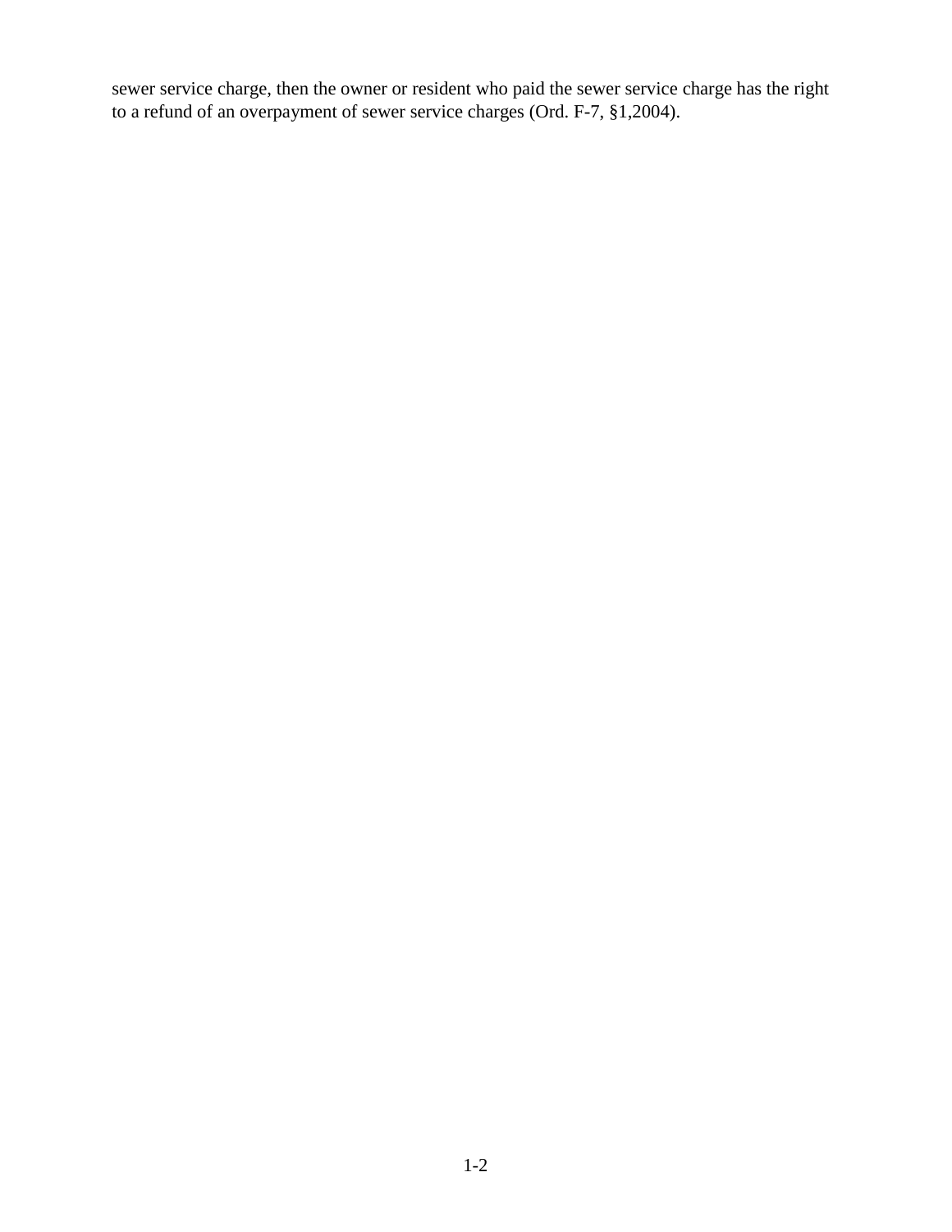sewer service charge, then the owner or resident who paid the sewer service charge has the right to a refund of an overpayment of sewer service charges (Ord. F-7, §1,2004).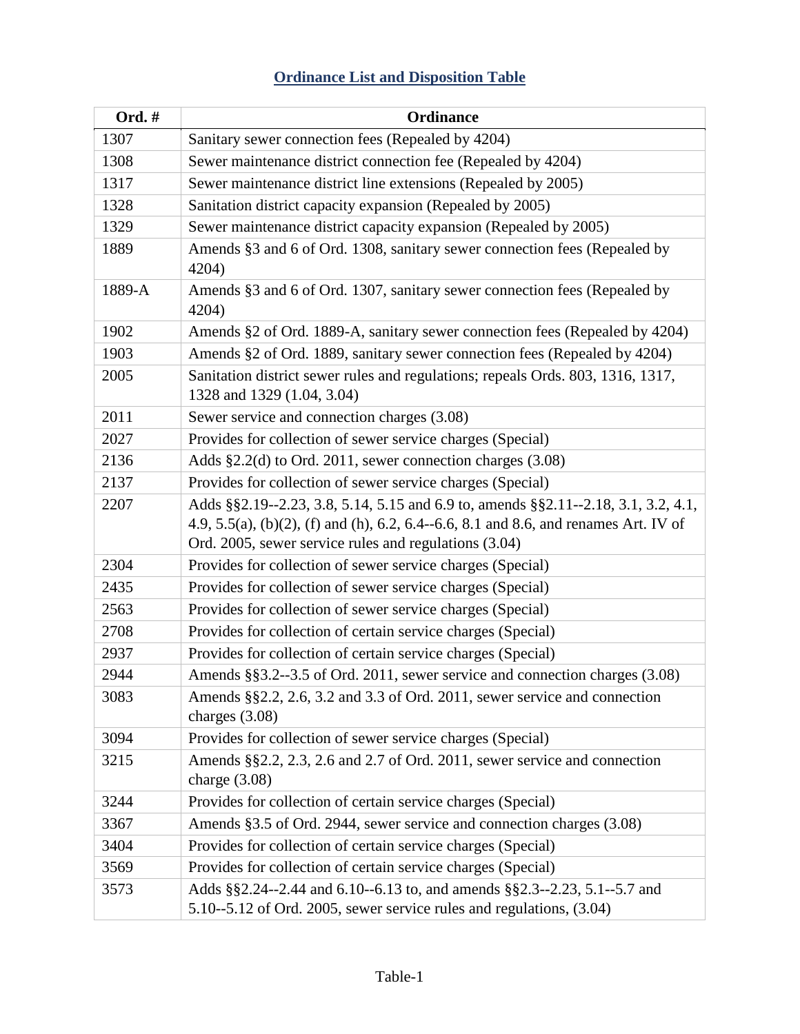## Ordinance List and Disposition Table

| Ord. # | Ordinance |
|---|---|
| 1307 | Sanitary sewer connection fees (Repealed by 4204) |
| 1308 | Sewer maintenance district connection fee (Repealed by 4204) |
| 1317 | Sewer maintenance district line extensions (Repealed by 2005) |
| 1328 | Sanitation district capacity expansion (Repealed by 2005) |
| 1329 | Sewer maintenance district capacity expansion (Repealed by 2005) |
| 1889 | Amends §3 and 6 of Ord. 1308, sanitary sewer connection fees (Repealed by 4204) |
| 1889-A | Amends §3 and 6 of Ord. 1307, sanitary sewer connection fees (Repealed by 4204) |
| 1902 | Amends §2 of Ord. 1889-A, sanitary sewer connection fees (Repealed by 4204) |
| 1903 | Amends §2 of Ord. 1889, sanitary sewer connection fees (Repealed by 4204) |
| 2005 | Sanitation district sewer rules and regulations; repeals Ords. 803, 1316, 1317, 1328 and 1329 (1.04, 3.04) |
| 2011 | Sewer service and connection charges (3.08) |
| 2027 | Provides for collection of sewer service charges (Special) |
| 2136 | Adds §2.2(d) to Ord. 2011, sewer connection charges (3.08) |
| 2137 | Provides for collection of sewer service charges (Special) |
| 2207 | Adds §§2.19--2.23, 3.8, 5.14, 5.15 and 6.9 to, amends §§2.11--2.18, 3.1, 3.2, 4.1, 4.9, 5.5(a), (b)(2), (f) and (h), 6.2, 6.4--6.6, 8.1 and 8.6, and renames Art. IV of Ord. 2005, sewer service rules and regulations (3.04) |
| 2304 | Provides for collection of sewer service charges (Special) |
| 2435 | Provides for collection of sewer service charges (Special) |
| 2563 | Provides for collection of sewer service charges (Special) |
| 2708 | Provides for collection of certain service charges (Special) |
| 2937 | Provides for collection of certain service charges (Special) |
| 2944 | Amends §§3.2--3.5 of Ord. 2011, sewer service and connection charges (3.08) |
| 3083 | Amends §§2.2, 2.6, 3.2 and 3.3 of Ord. 2011, sewer service and connection charges (3.08) |
| 3094 | Provides for collection of sewer service charges (Special) |
| 3215 | Amends §§2.2, 2.3, 2.6 and 2.7 of Ord. 2011, sewer service and connection charge (3.08) |
| 3244 | Provides for collection of certain service charges (Special) |
| 3367 | Amends §3.5 of Ord. 2944, sewer service and connection charges (3.08) |
| 3404 | Provides for collection of certain service charges (Special) |
| 3569 | Provides for collection of certain service charges (Special) |
| 3573 | Adds §§2.24--2.44 and 6.10--6.13 to, and amends §§2.3--2.23, 5.1--5.7 and 5.10--5.12 of Ord. 2005, sewer service rules and regulations, (3.04) |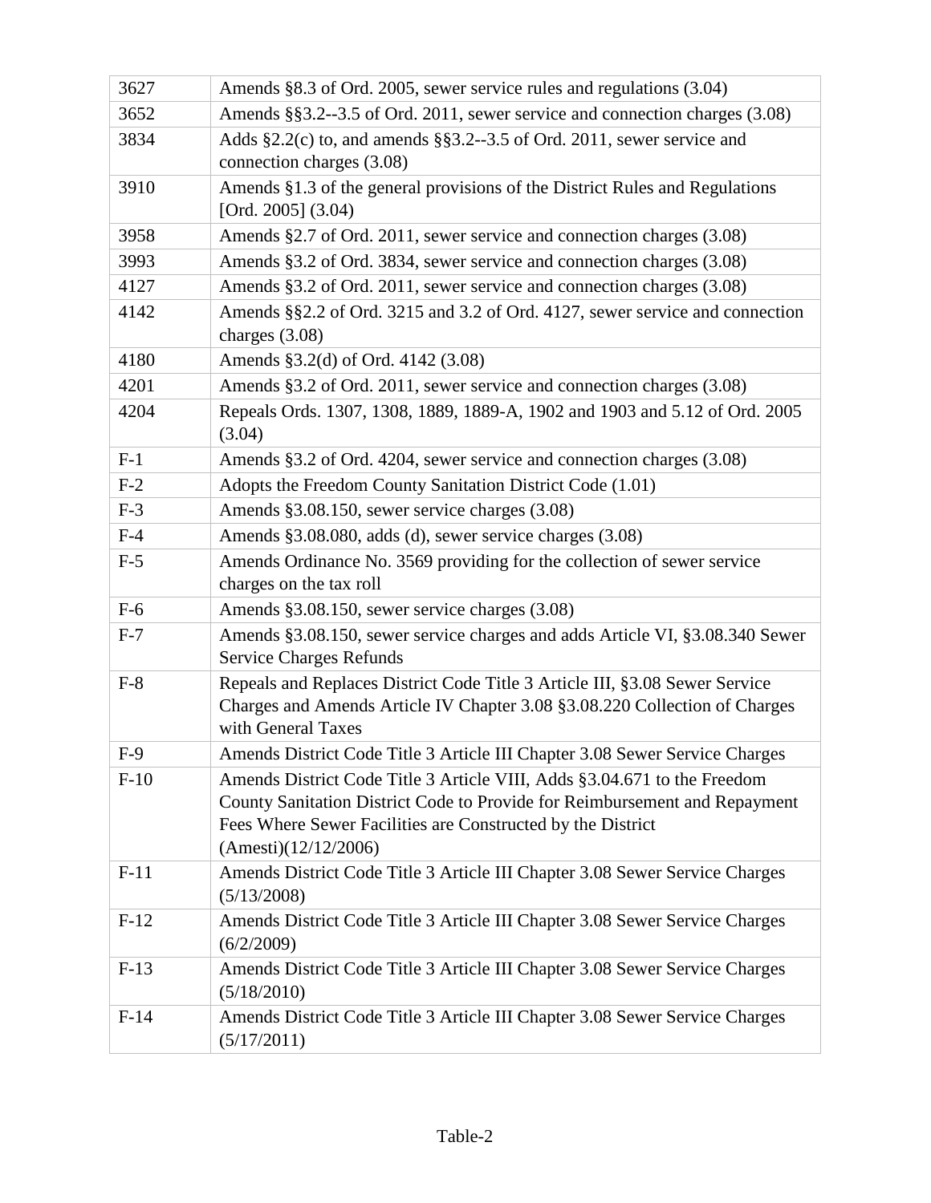| | |
|---|---|
| 3627 | Amends §8.3 of Ord. 2005, sewer service rules and regulations (3.04) |
| 3652 | Amends §§3.2--3.5 of Ord. 2011, sewer service and connection charges (3.08) |
| 3834 | Adds §2.2(c) to, and amends §§3.2--3.5 of Ord. 2011, sewer service and connection charges (3.08) |
| 3910 | Amends §1.3 of the general provisions of the District Rules and Regulations [Ord. 2005] (3.04) |
| 3958 | Amends §2.7 of Ord. 2011, sewer service and connection charges (3.08) |
| 3993 | Amends §3.2 of Ord. 3834, sewer service and connection charges (3.08) |
| 4127 | Amends §3.2 of Ord. 2011, sewer service and connection charges (3.08) |
| 4142 | Amends §§2.2 of Ord. 3215 and 3.2 of Ord. 4127, sewer service and connection charges (3.08) |
| 4180 | Amends §3.2(d) of Ord. 4142 (3.08) |
| 4201 | Amends §3.2 of Ord. 2011, sewer service and connection charges (3.08) |
| 4204 | Repeals Ords. 1307, 1308, 1889, 1889-A, 1902 and 1903 and 5.12 of Ord. 2005 (3.04) |
| F-1 | Amends §3.2 of Ord. 4204, sewer service and connection charges (3.08) |
| F-2 | Adopts the Freedom County Sanitation District Code (1.01) |
| F-3 | Amends §3.08.150, sewer service charges (3.08) |
| F-4 | Amends §3.08.080, adds (d), sewer service charges (3.08) |
| F-5 | Amends Ordinance No. 3569 providing for the collection of sewer service charges on the tax roll |
| F-6 | Amends §3.08.150, sewer service charges (3.08) |
| F-7 | Amends §3.08.150, sewer service charges and adds Article VI, §3.08.340 Sewer Service Charges Refunds |
| F-8 | Repeals and Replaces District Code Title 3 Article III, §3.08 Sewer Service Charges and Amends Article IV Chapter 3.08 §3.08.220 Collection of Charges with General Taxes |
| F-9 | Amends District Code Title 3 Article III Chapter 3.08 Sewer Service Charges |
| F-10 | Amends District Code Title 3 Article VIII, Adds §3.04.671 to the Freedom County Sanitation District Code to Provide for Reimbursement and Repayment Fees Where Sewer Facilities are Constructed by the District (Amesti)(12/12/2006) |
| F-11 | Amends District Code Title 3 Article III Chapter 3.08 Sewer Service Charges (5/13/2008) |
| F-12 | Amends District Code Title 3 Article III Chapter 3.08 Sewer Service Charges (6/2/2009) |
| F-13 | Amends District Code Title 3 Article III Chapter 3.08 Sewer Service Charges (5/18/2010) |
| F-14 | Amends District Code Title 3 Article III Chapter 3.08 Sewer Service Charges (5/17/2011) |

Table-2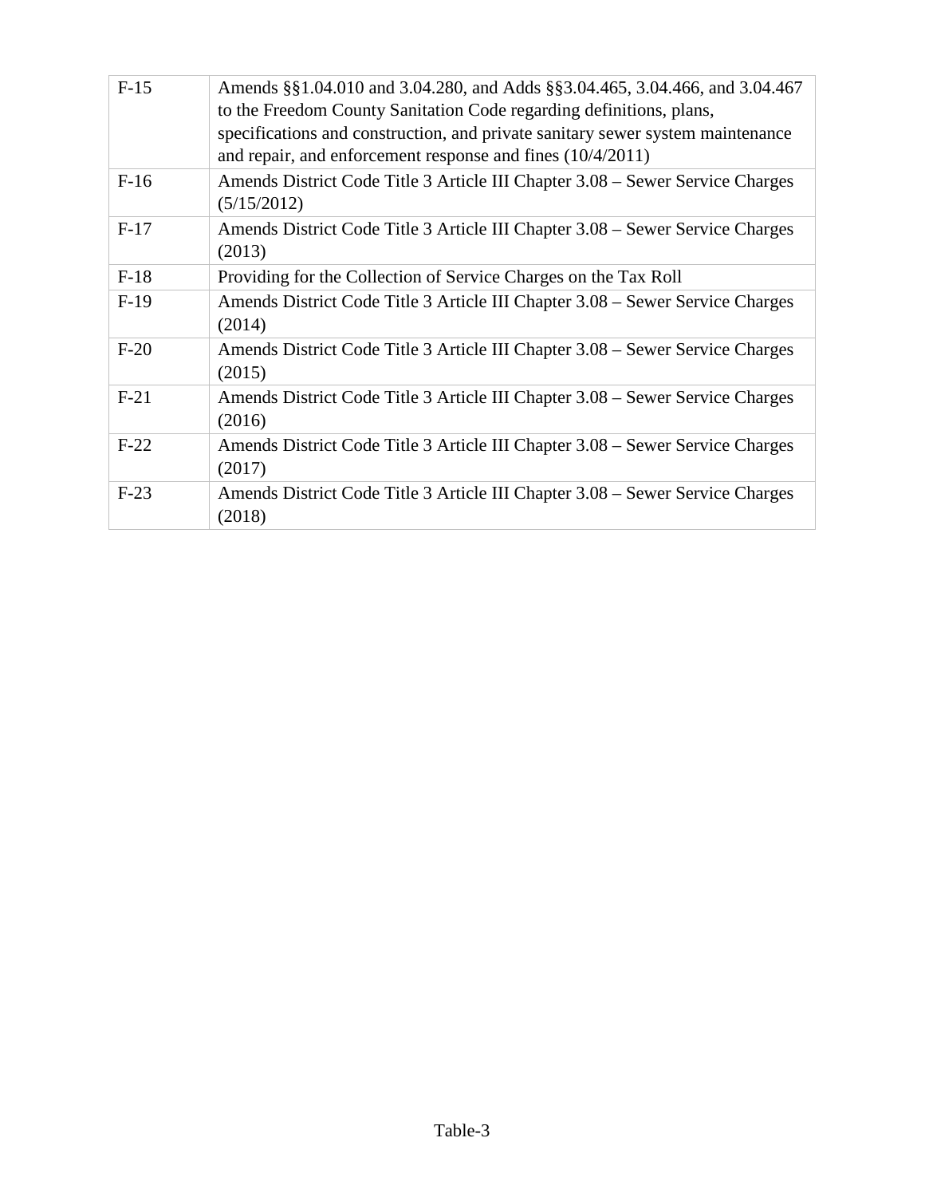| | |
|---|---|
| F-15 | Amends §§1.04.010 and 3.04.280, and Adds §§3.04.465, 3.04.466, and 3.04.467 to the Freedom County Sanitation Code regarding definitions, plans, specifications and construction, and private sanitary sewer system maintenance and repair, and enforcement response and fines (10/4/2011) |
| F-16 | Amends District Code Title 3 Article III Chapter 3.08 – Sewer Service Charges (5/15/2012) |
| F-17 | Amends District Code Title 3 Article III Chapter 3.08 – Sewer Service Charges (2013) |
| F-18 | Providing for the Collection of Service Charges on the Tax Roll |
| F-19 | Amends District Code Title 3 Article III Chapter 3.08 – Sewer Service Charges (2014) |
| F-20 | Amends District Code Title 3 Article III Chapter 3.08 – Sewer Service Charges (2015) |
| F-21 | Amends District Code Title 3 Article III Chapter 3.08 – Sewer Service Charges (2016) |
| F-22 | Amends District Code Title 3 Article III Chapter 3.08 – Sewer Service Charges (2017) |
| F-23 | Amends District Code Title 3 Article III Chapter 3.08 – Sewer Service Charges (2018) |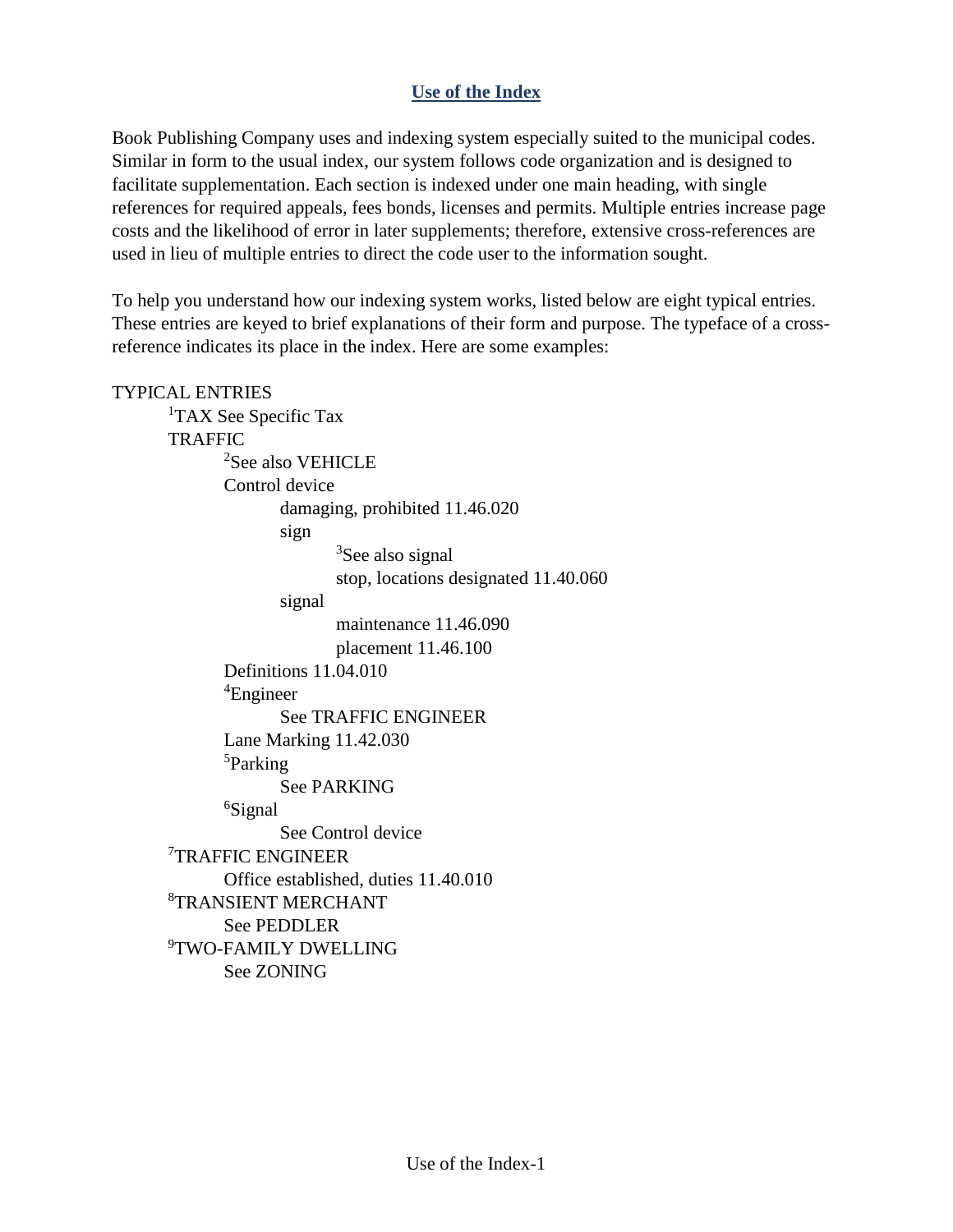## Use of the Index

Book Publishing Company uses and indexing system especially suited to the municipal codes. Similar in form to the usual index, our system follows code organization and is designed to facilitate supplementation. Each section is indexed under one main heading, with single references for required appeals, fees bonds, licenses and permits. Multiple entries increase page costs and the likelihood of error in later supplements; therefore, extensive cross-references are used in lieu of multiple entries to direct the code user to the information sought.

To help you understand how our indexing system works, listed below are eight typical entries. These entries are keyed to brief explanations of their form and purpose. The typeface of a cross-reference indicates its place in the index. Here are some examples:

TYPICAL ENTRIES

- [1]TAX See Specific Tax
- TRAFFIC
  - [2]See also VEHICLE
  - Control device
    - damaging, prohibited 11.46.020
    - sign
      - [3]See also signal
      - stop, locations designated 11.40.060
    - signal
      - maintenance 11.46.090
      - placement 11.46.100
  - Definitions 11.04.010
  - [4]Engineer
    - See TRAFFIC ENGINEER
  - Lane Marking 11.42.030
  - [5]Parking
    - See PARKING
  - [6]Signal
    - See Control device
- [7]TRAFFIC ENGINEER
  - Office established, duties 11.40.010
- [8]TRANSIENT MERCHANT
  - See PEDDLER
- [9]TWO-FAMILY DWELLING
  - See ZONING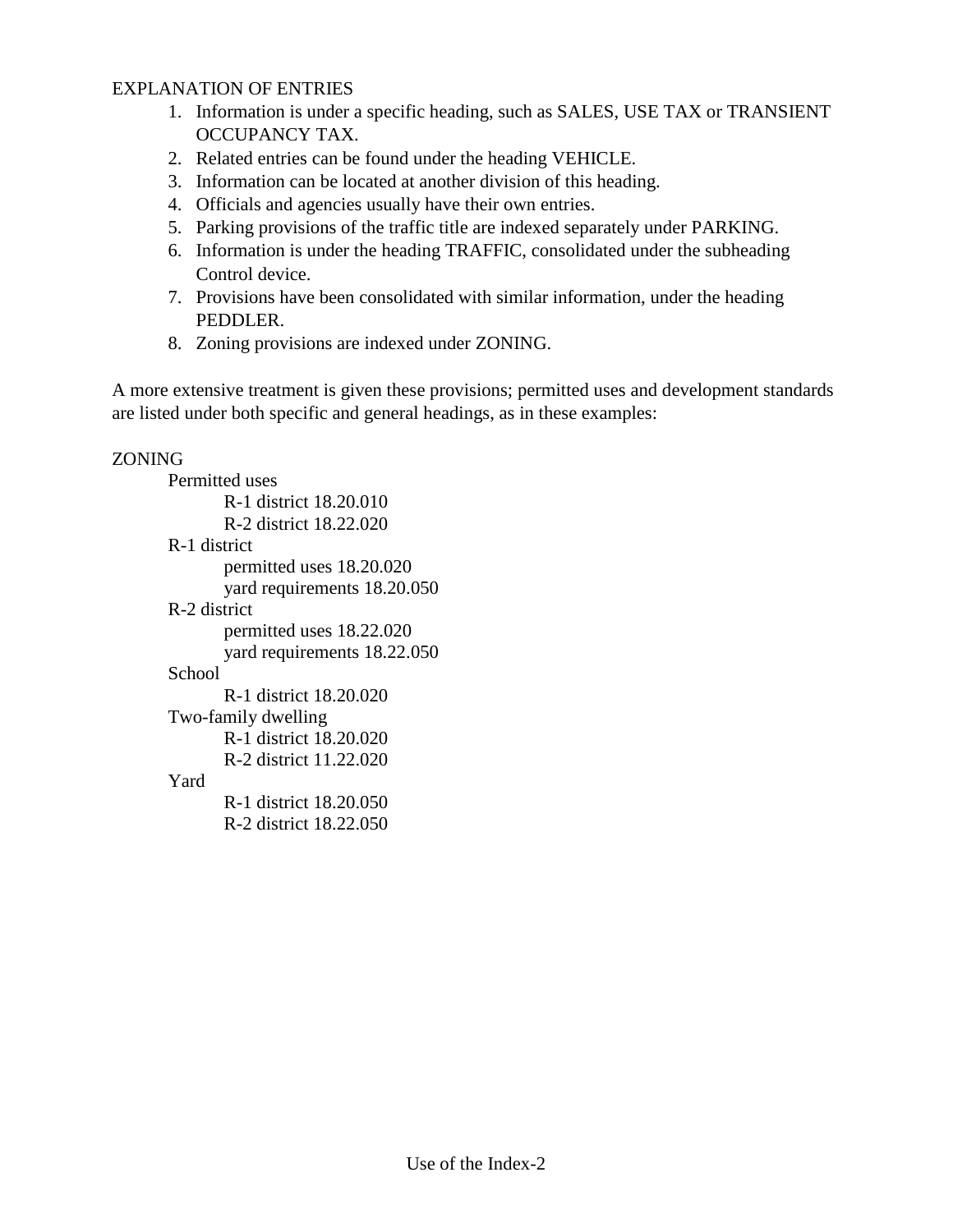EXPLANATION OF ENTRIES

1. Information is under a specific heading, such as SALES, USE TAX or TRANSIENT OCCUPANCY TAX.
2. Related entries can be found under the heading VEHICLE.
3. Information can be located at another division of this heading.
4. Officials and agencies usually have their own entries.
5. Parking provisions of the traffic title are indexed separately under PARKING.
6. Information is under the heading TRAFFIC, consolidated under the subheading Control device.
7. Provisions have been consolidated with similar information, under the heading PEDDLER.
8. Zoning provisions are indexed under ZONING.

A more extensive treatment is given these provisions; permitted uses and development standards are listed under both specific and general headings, as in these examples:

ZONING

- Permitted uses
  - R-1 district 18.20.010
  - R-2 district 18.22.020
- R-1 district
  - permitted uses 18.20.020
  - yard requirements 18.20.050
- R-2 district
  - permitted uses 18.22.020
  - yard requirements 18.22.050
- School
  - R-1 district 18.20.020
- Two-family dwelling
  - R-1 district 18.20.020
  - R-2 district 11.22.020
- Yard
  - R-1 district 18.20.050
  - R-2 district 18.22.050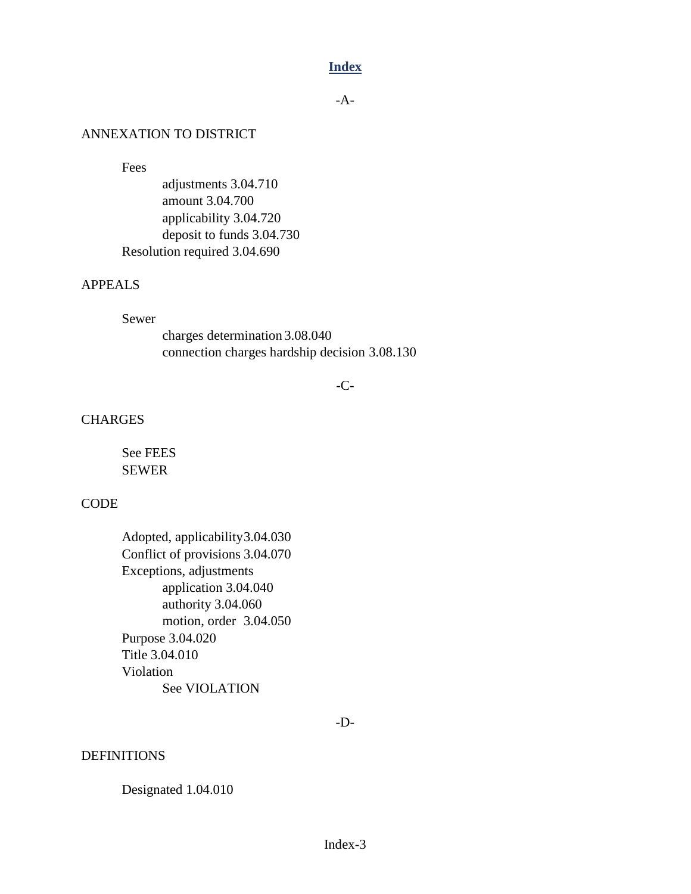# Index

-A-

ANNEXATION TO DISTRICT

- Fees
  - adjustments 3.04.710
  - amount 3.04.700
  - applicability 3.04.720
  - deposit to funds 3.04.730
- Resolution required 3.04.690

APPEALS

- Sewer
  - charges determination 3.08.040
  - connection charges hardship decision 3.08.130

-C-

CHARGES

- See FEES
- SEWER

CODE

- Adopted, applicability 3.04.030
- Conflict of provisions 3.04.070
- Exceptions, adjustments
  - application 3.04.040
  - authority 3.04.060
  - motion, order 3.04.050
- Purpose 3.04.020
- Title 3.04.010
- Violation
  - See VIOLATION

-D-

DEFINITIONS

- Designated 1.04.010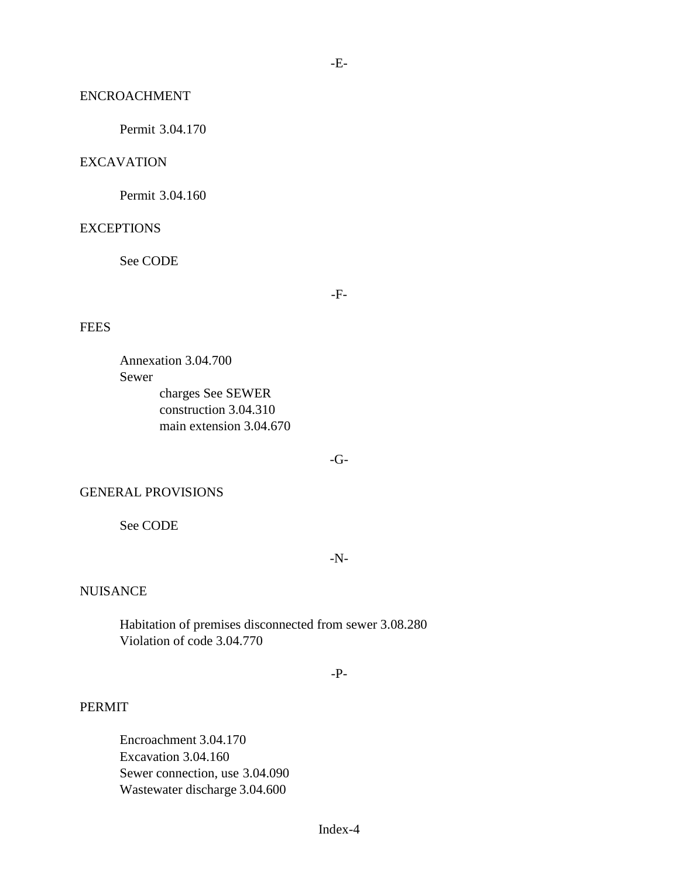-E-

ENCROACHMENT

Permit 3.04.170

EXCAVATION

Permit 3.04.160

EXCEPTIONS

See CODE

-F-

FEES

Annexation 3.04.700
Sewer
- charges See SEWER
- construction 3.04.310
- main extension 3.04.670

-G-

GENERAL PROVISIONS

See CODE

-N-

NUISANCE

Habitation of premises disconnected from sewer 3.08.280
Violation of code 3.04.770

-P-

PERMIT

Encroachment 3.04.170
Excavation 3.04.160
Sewer connection, use 3.04.090
Wastewater discharge 3.04.600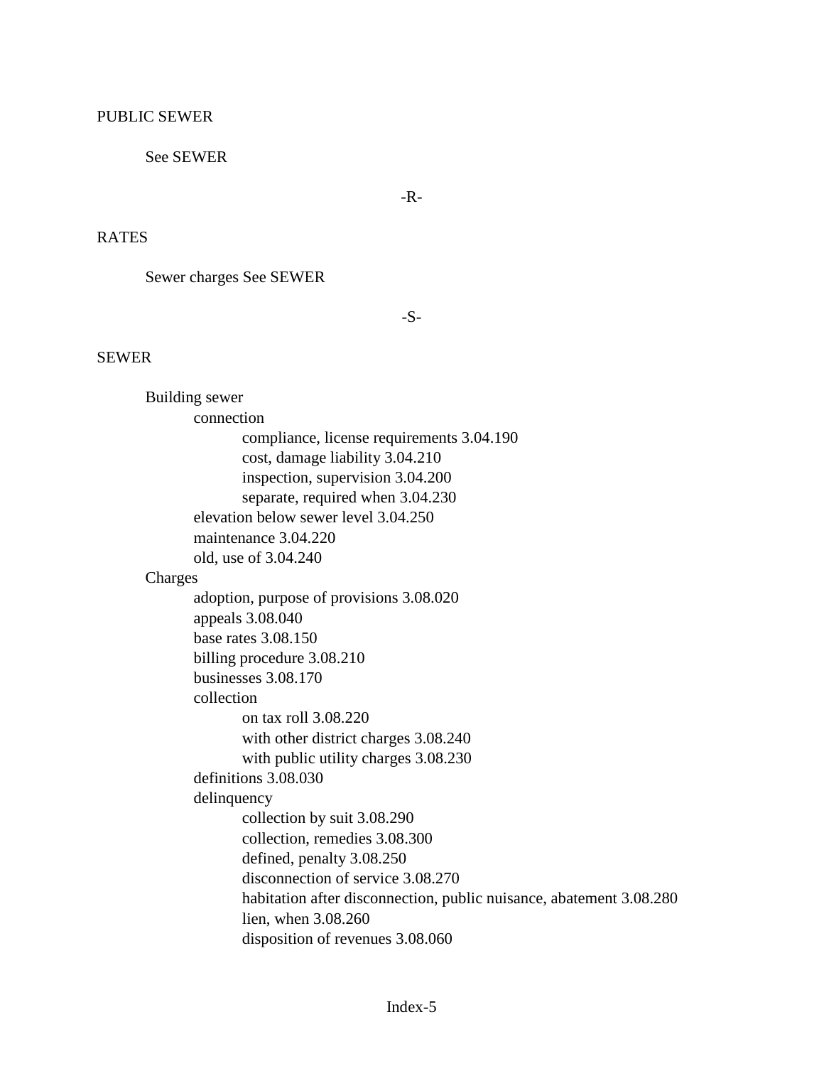PUBLIC SEWER

See SEWER

-R-

RATES

Sewer charges See SEWER

-S-

SEWER

- Building sewer
  - connection
    - compliance, license requirements 3.04.190
    - cost, damage liability 3.04.210
    - inspection, supervision 3.04.200
    - separate, required when 3.04.230
  - elevation below sewer level 3.04.250
  - maintenance 3.04.220
  - old, use of 3.04.240
- Charges
  - adoption, purpose of provisions 3.08.020
  - appeals 3.08.040
  - base rates 3.08.150
  - billing procedure 3.08.210
  - businesses 3.08.170
  - collection
    - on tax roll 3.08.220
    - with other district charges 3.08.240
    - with public utility charges 3.08.230
  - definitions 3.08.030
  - delinquency
    - collection by suit 3.08.290
    - collection, remedies 3.08.300
    - defined, penalty 3.08.250
    - disconnection of service 3.08.270
    - habitation after disconnection, public nuisance, abatement 3.08.280
    - lien, when 3.08.260
    - disposition of revenues 3.08.060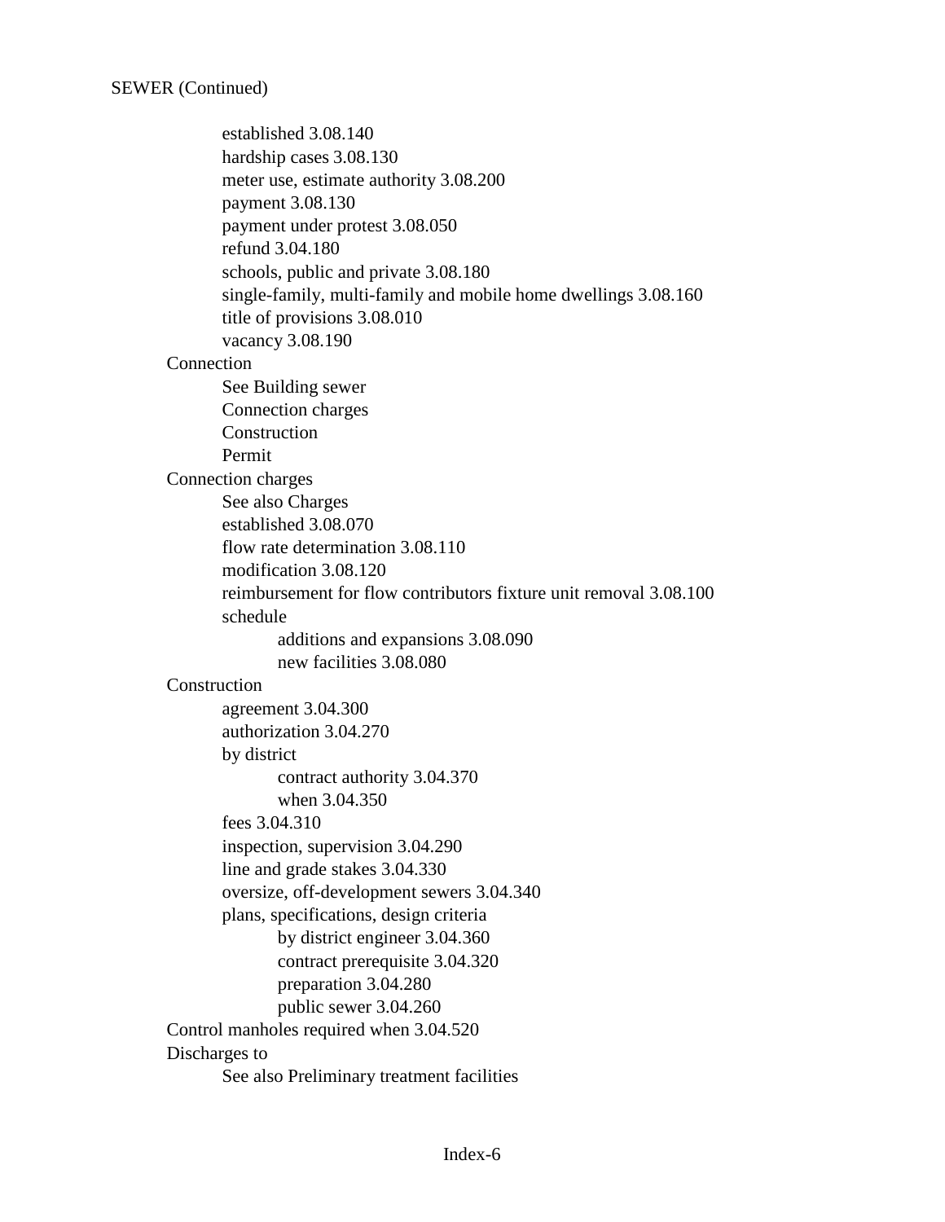SEWER (Continued)

- established 3.08.140
- hardship cases 3.08.130
- meter use, estimate authority 3.08.200
- payment 3.08.130
- payment under protest 3.08.050
- refund 3.04.180
- schools, public and private 3.08.180
- single-family, multi-family and mobile home dwellings 3.08.160
- title of provisions 3.08.010
- vacancy 3.08.190

Connection
- See Building sewer
- Connection charges
- Construction
- Permit

Connection charges
- See also Charges
- established 3.08.070
- flow rate determination 3.08.110
- modification 3.08.120
- reimbursement for flow contributors fixture unit removal 3.08.100
- schedule
  - additions and expansions 3.08.090
  - new facilities 3.08.080

Construction
- agreement 3.04.300
- authorization 3.04.270
- by district
  - contract authority 3.04.370
  - when 3.04.350
- fees 3.04.310
- inspection, supervision 3.04.290
- line and grade stakes 3.04.330
- oversize, off-development sewers 3.04.340
- plans, specifications, design criteria
  - by district engineer 3.04.360
  - contract prerequisite 3.04.320
  - preparation 3.04.280
  - public sewer 3.04.260

Control manholes required when 3.04.520

Discharges to
- See also Preliminary treatment facilities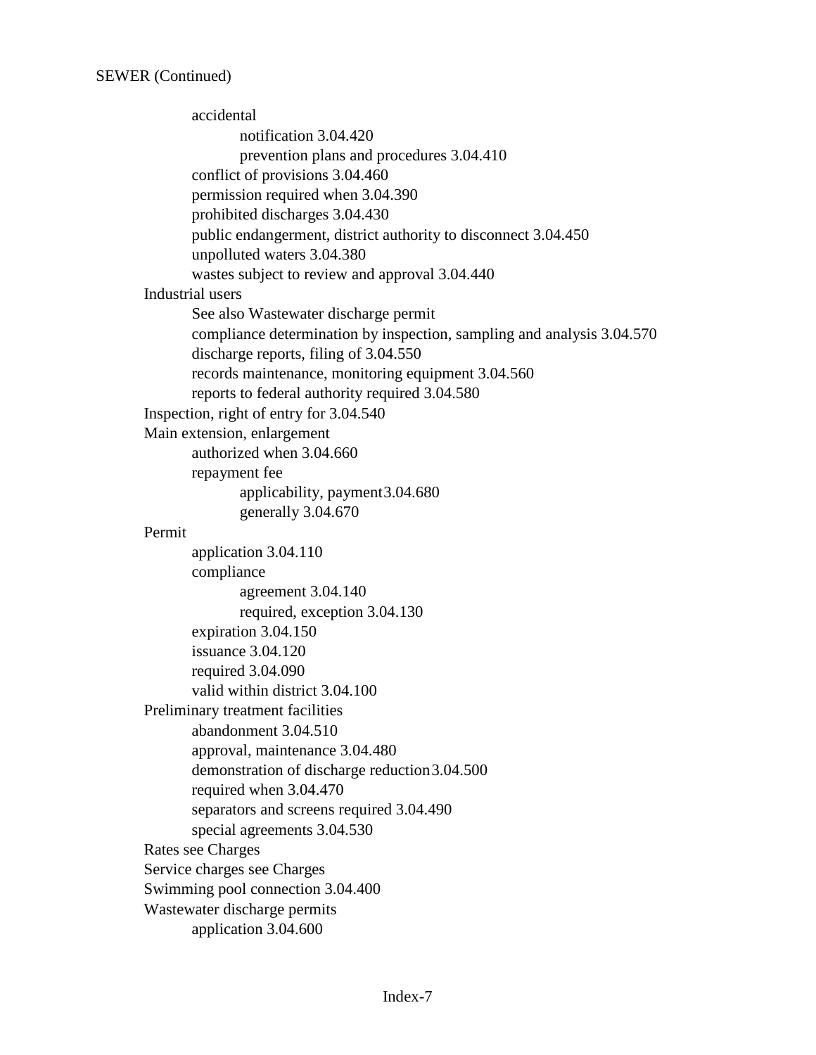SEWER (Continued)

- accidental
  - notification 3.04.420
  - prevention plans and procedures 3.04.410
- conflict of provisions 3.04.460
- permission required when 3.04.390
- prohibited discharges 3.04.430
- public endangerment, district authority to disconnect 3.04.450
- unpolluted waters 3.04.380
- wastes subject to review and approval 3.04.440

Industrial users

- See also Wastewater discharge permit
- compliance determination by inspection, sampling and analysis 3.04.570
- discharge reports, filing of 3.04.550
- records maintenance, monitoring equipment 3.04.560
- reports to federal authority required 3.04.580

Inspection, right of entry for 3.04.540

Main extension, enlargement

- authorized when 3.04.660
- repayment fee
  - applicability, payment 3.04.680
  - generally 3.04.670

Permit

- application 3.04.110
- compliance
  - agreement 3.04.140
  - required, exception 3.04.130
- expiration 3.04.150
- issuance 3.04.120
- required 3.04.090
- valid within district 3.04.100

Preliminary treatment facilities

- abandonment 3.04.510
- approval, maintenance 3.04.480
- demonstration of discharge reduction 3.04.500
- required when 3.04.470
- separators and screens required 3.04.490
- special agreements 3.04.530

Rates see Charges

Service charges see Charges

Swimming pool connection 3.04.400

Wastewater discharge permits

- application 3.04.600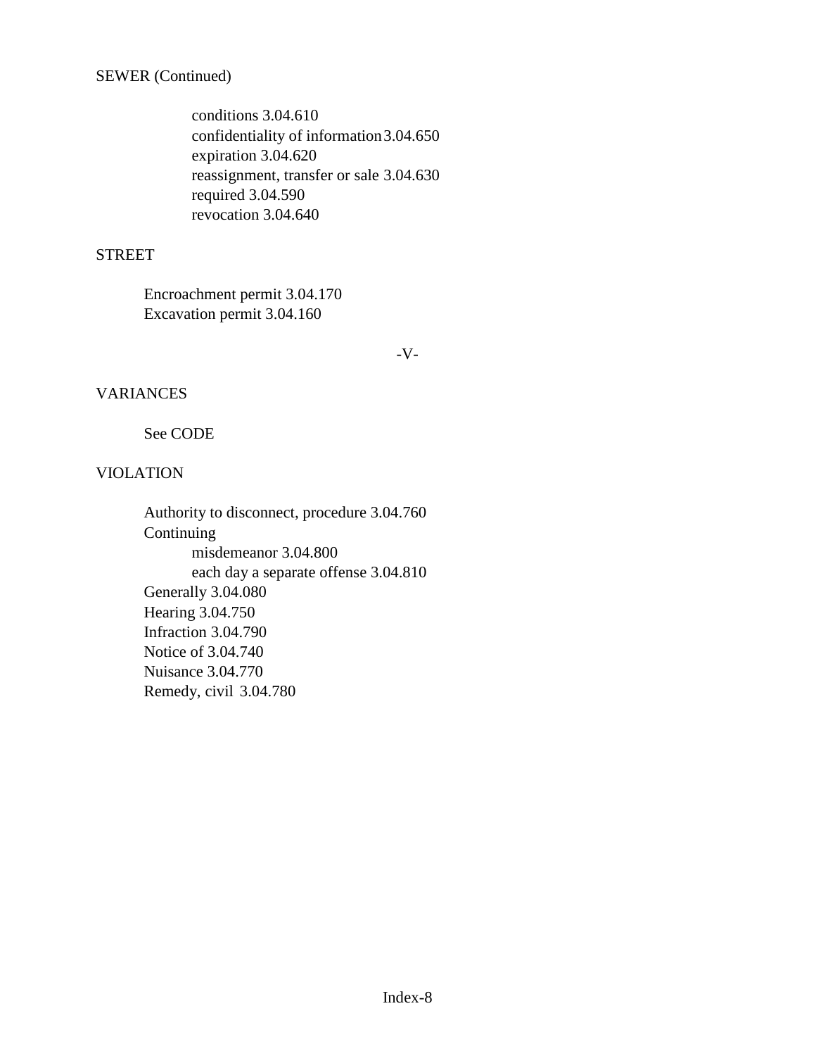SEWER (Continued)

- conditions 3.04.610
- confidentiality of information 3.04.650
- expiration 3.04.620
- reassignment, transfer or sale 3.04.630
- required 3.04.590
- revocation 3.04.640

STREET

- Encroachment permit 3.04.170
- Excavation permit 3.04.160

-V-

VARIANCES

- See CODE

VIOLATION

- Authority to disconnect, procedure 3.04.760
- Continuing
  - misdemeanor 3.04.800
  - each day a separate offense 3.04.810
- Generally 3.04.080
- Hearing 3.04.750
- Infraction 3.04.790
- Notice of 3.04.740
- Nuisance 3.04.770
- Remedy, civil 3.04.780